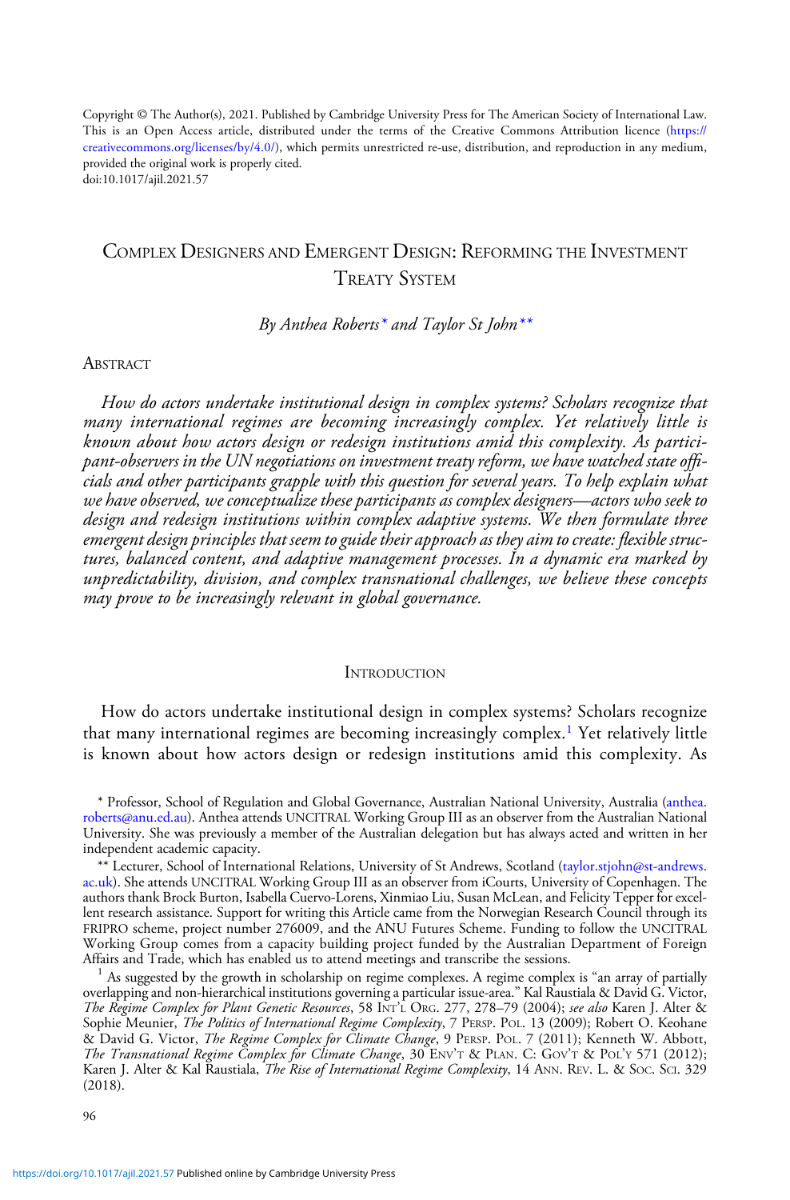Copyright © The Author(s), 2021. Published by Cambridge University Press for The American Society of International Law. This is an Open Access article, distributed under the terms of the Creative Commons Attribution licence (https://creativecommons.org/licenses/by/4.0/), which permits unrestricted re-use, distribution, and reproduction in any medium, provided the original work is properly cited.
doi:10.1017/ajil.2021.57

# Complex Designers and Emergent Design: Reforming the Investment Treaty System

*By Anthea Roberts\* and Taylor St John\*\**

## Abstract

*How do actors undertake institutional design in complex systems? Scholars recognize that many international regimes are becoming increasingly complex. Yet relatively little is known about how actors design or redesign institutions amid this complexity. As participant-observers in the UN negotiations on investment treaty reform, we have watched state officials and other participants grapple with this question for several years. To help explain what we have observed, we conceptualize these participants as complex designers—actors who seek to design and redesign institutions within complex adaptive systems. We then formulate three emergent design principles that seem to guide their approach as they aim to create: flexible structures, balanced content, and adaptive management processes. In a dynamic era marked by unpredictability, division, and complex transnational challenges, we believe these concepts may prove to be increasingly relevant in global governance.*

## Introduction

How do actors undertake institutional design in complex systems? Scholars recognize that many international regimes are becoming increasingly complex.[1] Yet relatively little is known about how actors design or redesign institutions amid this complexity. As

\* Professor, School of Regulation and Global Governance, Australian National University, Australia (anthea.roberts@anu.ed.au). Anthea attends UNCITRAL Working Group III as an observer from the Australian National University. She was previously a member of the Australian delegation but has always acted and written in her independent academic capacity.

\*\* Lecturer, School of International Relations, University of St Andrews, Scotland (taylor.stjohn@st-andrews.ac.uk). She attends UNCITRAL Working Group III as an observer from iCourts, University of Copenhagen. The authors thank Brock Burton, Isabella Cuervo-Lorens, Xinmiao Liu, Susan McLean, and Felicity Tepper for excellent research assistance. Support for writing this Article came from the Norwegian Research Council through its FRIPRO scheme, project number 276009, and the ANU Futures Scheme. Funding to follow the UNCITRAL Working Group comes from a capacity building project funded by the Australian Department of Foreign Affairs and Trade, which has enabled us to attend meetings and transcribe the sessions.

[1] As suggested by the growth in scholarship on regime complexes. A regime complex is "an array of partially overlapping and non-hierarchical institutions governing a particular issue-area." Kal Raustiala & David G. Victor, *The Regime Complex for Plant Genetic Resources*, 58 Int'l Org. 277, 278–79 (2004); *see also* Karen J. Alter & Sophie Meunier, *The Politics of International Regime Complexity*, 7 Persp. Pol. 13 (2009); Robert O. Keohane & David G. Victor, *The Regime Complex for Climate Change*, 9 Persp. Pol. 7 (2011); Kenneth W. Abbott, *The Transnational Regime Complex for Climate Change*, 30 Env't & Plan. C: Gov't & Pol'y 571 (2012); Karen J. Alter & Kal Raustiala, *The Rise of International Regime Complexity*, 14 Ann. Rev. L. & Soc. Sci. 329 (2018).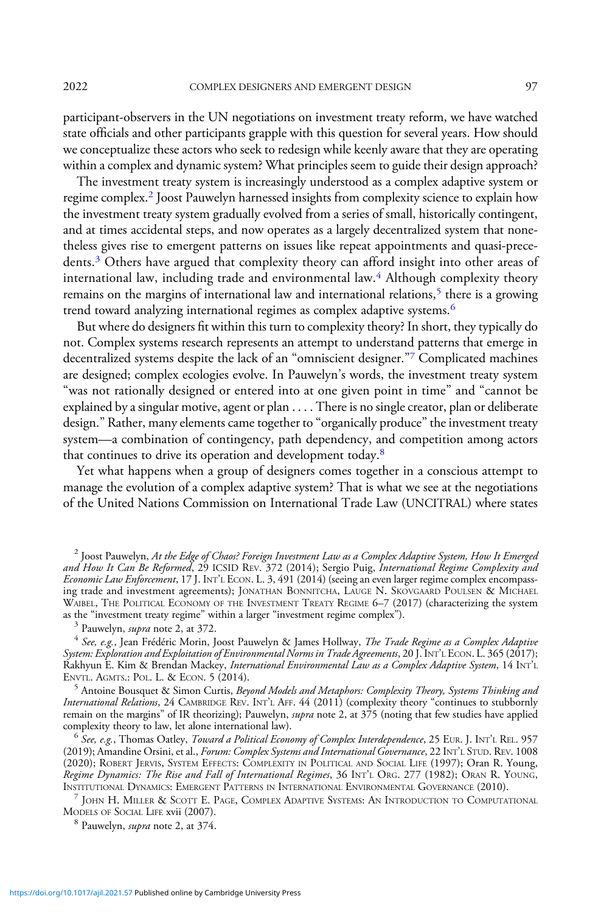participant-observers in the UN negotiations on investment treaty reform, we have watched state officials and other participants grapple with this question for several years. How should we conceptualize these actors who seek to redesign while keenly aware that they are operating within a complex and dynamic system? What principles seem to guide their design approach?

The investment treaty system is increasingly understood as a complex adaptive system or regime complex.[2] Joost Pauwelyn harnessed insights from complexity science to explain how the investment treaty system gradually evolved from a series of small, historically contingent, and at times accidental steps, and now operates as a largely decentralized system that nonetheless gives rise to emergent patterns on issues like repeat appointments and quasi-precedents.[3] Others have argued that complexity theory can afford insight into other areas of international law, including trade and environmental law.[4] Although complexity theory remains on the margins of international law and international relations,[5] there is a growing trend toward analyzing international regimes as complex adaptive systems.[6]

But where do designers fit within this turn to complexity theory? In short, they typically do not. Complex systems research represents an attempt to understand patterns that emerge in decentralized systems despite the lack of an "omniscient designer."[7] Complicated machines are designed; complex ecologies evolve. In Pauwelyn's words, the investment treaty system "was not rationally designed or entered into at one given point in time" and "cannot be explained by a singular motive, agent or plan . . . . There is no single creator, plan or deliberate design." Rather, many elements came together to "organically produce" the investment treaty system—a combination of contingency, path dependency, and competition among actors that continues to drive its operation and development today.[8]

Yet what happens when a group of designers comes together in a conscious attempt to manage the evolution of a complex adaptive system? That is what we see at the negotiations of the United Nations Commission on International Trade Law (UNCITRAL) where states

---

[2] Joost Pauwelyn, *At the Edge of Chaos? Foreign Investment Law as a Complex Adaptive System, How It Emerged and How It Can Be Reformed*, 29 ICSID Rev. 372 (2014); Sergio Puig, *International Regime Complexity and Economic Law Enforcement*, 17 J. Int'l Econ. L. 3, 491 (2014) (seeing an even larger regime complex encompassing trade and investment agreements); Jonathan Bonnitcha, Lauge N. Skovgaard Poulsen & Michael Waibel, The Political Economy of the Investment Treaty Regime 6–7 (2017) (characterizing the system as the "investment treaty regime" within a larger "investment regime complex").

[3] Pauwelyn, *supra* note 2, at 372.

[4] *See, e.g.*, Jean Frédéric Morin, Joost Pauwelyn & James Hollway, *The Trade Regime as a Complex Adaptive System: Exploration and Exploitation of Environmental Norms in Trade Agreements*, 20 J. Int'l Econ. L. 365 (2017); Rakhyun E. Kim & Brendan Mackey, *International Environmental Law as a Complex Adaptive System*, 14 Int'l Envtl. Agmts.: Pol. L. & Econ. 5 (2014).

[5] Antoine Bousquet & Simon Curtis, *Beyond Models and Metaphors: Complexity Theory, Systems Thinking and International Relations*, 24 Cambridge Rev. Int'l Aff. 44 (2011) (complexity theory "continues to stubbornly remain on the margins" of IR theorizing); Pauwelyn, *supra* note 2, at 375 (noting that few studies have applied complexity theory to law, let alone international law).

[6] *See, e.g.*, Thomas Oatley, *Toward a Political Economy of Complex Interdependence*, 25 Eur. J. Int'l Rel. 957 (2019); Amandine Orsini, et al., *Forum: Complex Systems and International Governance*, 22 Int'l Stud. Rev. 1008 (2020); Robert Jervis, System Effects: Complexity in Political and Social Life (1997); Oran R. Young, *Regime Dynamics: The Rise and Fall of International Regimes*, 36 Int'l Org. 277 (1982); Oran R. Young, Institutional Dynamics: Emergent Patterns in International Environmental Governance (2010).

[7] John H. Miller & Scott E. Page, Complex Adaptive Systems: An Introduction to Computational Models of Social Life xvii (2007).

[8] Pauwelyn, *supra* note 2, at 374.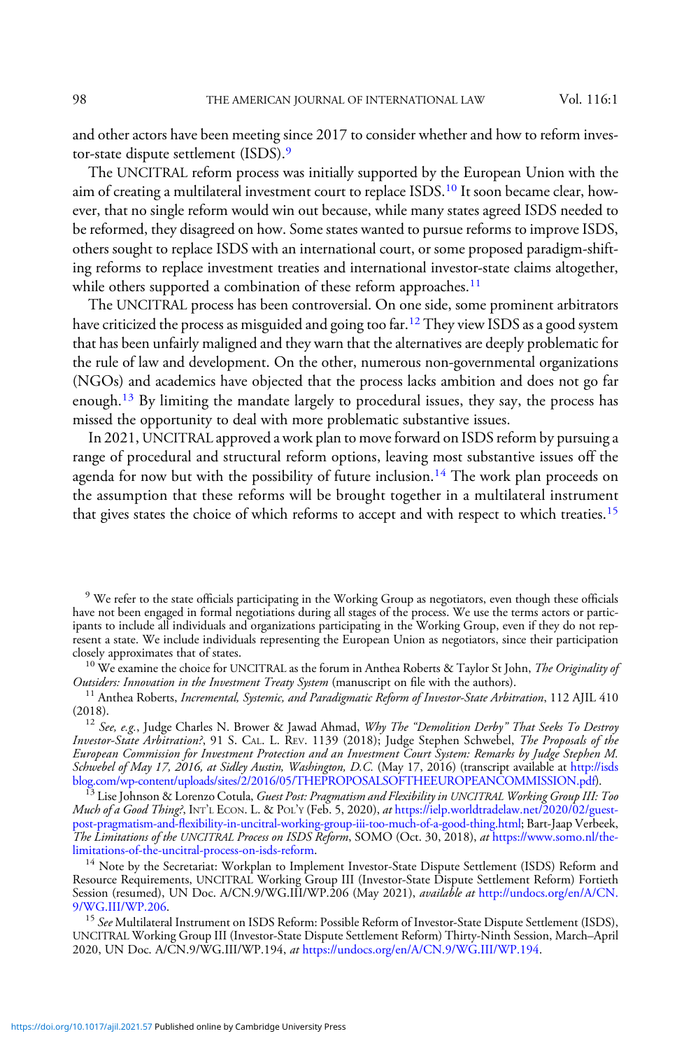and other actors have been meeting since 2017 to consider whether and how to reform investor-state dispute settlement (ISDS).[9]

The UNCITRAL reform process was initially supported by the European Union with the aim of creating a multilateral investment court to replace ISDS.[10] It soon became clear, however, that no single reform would win out because, while many states agreed ISDS needed to be reformed, they disagreed on how. Some states wanted to pursue reforms to improve ISDS, others sought to replace ISDS with an international court, or some proposed paradigm-shifting reforms to replace investment treaties and international investor-state claims altogether, while others supported a combination of these reform approaches.[11]

The UNCITRAL process has been controversial. On one side, some prominent arbitrators have criticized the process as misguided and going too far.[12] They view ISDS as a good system that has been unfairly maligned and they warn that the alternatives are deeply problematic for the rule of law and development. On the other, numerous non-governmental organizations (NGOs) and academics have objected that the process lacks ambition and does not go far enough.[13] By limiting the mandate largely to procedural issues, they say, the process has missed the opportunity to deal with more problematic substantive issues.

In 2021, UNCITRAL approved a work plan to move forward on ISDS reform by pursuing a range of procedural and structural reform options, leaving most substantive issues off the agenda for now but with the possibility of future inclusion.[14] The work plan proceeds on the assumption that these reforms will be brought together in a multilateral instrument that gives states the choice of which reforms to accept and with respect to which treaties.[15]

---

[9] We refer to the state officials participating in the Working Group as negotiators, even though these officials have not been engaged in formal negotiations during all stages of the process. We use the terms actors or participants to include all individuals and organizations participating in the Working Group, even if they do not represent a state. We include individuals representing the European Union as negotiators, since their participation closely approximates that of states.

[10] We examine the choice for UNCITRAL as the forum in Anthea Roberts & Taylor St John, *The Originality of Outsiders: Innovation in the Investment Treaty System* (manuscript on file with the authors).

[11] Anthea Roberts, *Incremental, Systemic, and Paradigmatic Reform of Investor-State Arbitration*, 112 AJIL 410 (2018).

[12] *See, e.g.*, Judge Charles N. Brower & Jawad Ahmad, *Why The "Demolition Derby" That Seeks To Destroy Investor-State Arbitration?*, 91 S. CAL. L. REV. 1139 (2018); Judge Stephen Schwebel, *The Proposals of the European Commission for Investment Protection and an Investment Court System: Remarks by Judge Stephen M. Schwebel of May 17, 2016, at Sidley Austin, Washington, D.C.* (May 17, 2016) (transcript available at http://isdsblog.com/wp-content/uploads/sites/2/2016/05/THEPROPOSALSOFTHEEUROPEANCOMMISSION.pdf).

[13] Lise Johnson & Lorenzo Cotula, *Guest Post: Pragmatism and Flexibility in UNCITRAL Working Group III: Too Much of a Good Thing?*, INT'L ECON. L. & POL'Y (Feb. 5, 2020), *at* https://ielp.worldtradelaw.net/2020/02/guest-post-pragmatism-and-flexibility-in-uncitral-working-group-iii-too-much-of-a-good-thing.html; Bart-Jaap Verbeek, *The Limitations of the UNCITRAL Process on ISDS Reform*, SOMO (Oct. 30, 2018), *at* https://www.somo.nl/the-limitations-of-the-uncitral-process-on-isds-reform.

[14] Note by the Secretariat: Workplan to Implement Investor-State Dispute Settlement (ISDS) Reform and Resource Requirements, UNCITRAL Working Group III (Investor-State Dispute Settlement Reform) Fortieth Session (resumed), UN Doc. A/CN.9/WG.III/WP.206 (May 2021), *available at* http://undocs.org/en/A/CN.9/WG.III/WP.206.

[15] *See* Multilateral Instrument on ISDS Reform: Possible Reform of Investor-State Dispute Settlement (ISDS), UNCITRAL Working Group III (Investor-State Dispute Settlement Reform) Thirty-Ninth Session, March–April 2020, UN Doc. A/CN.9/WG.III/WP.194, *at* https://undocs.org/en/A/CN.9/WG.III/WP.194.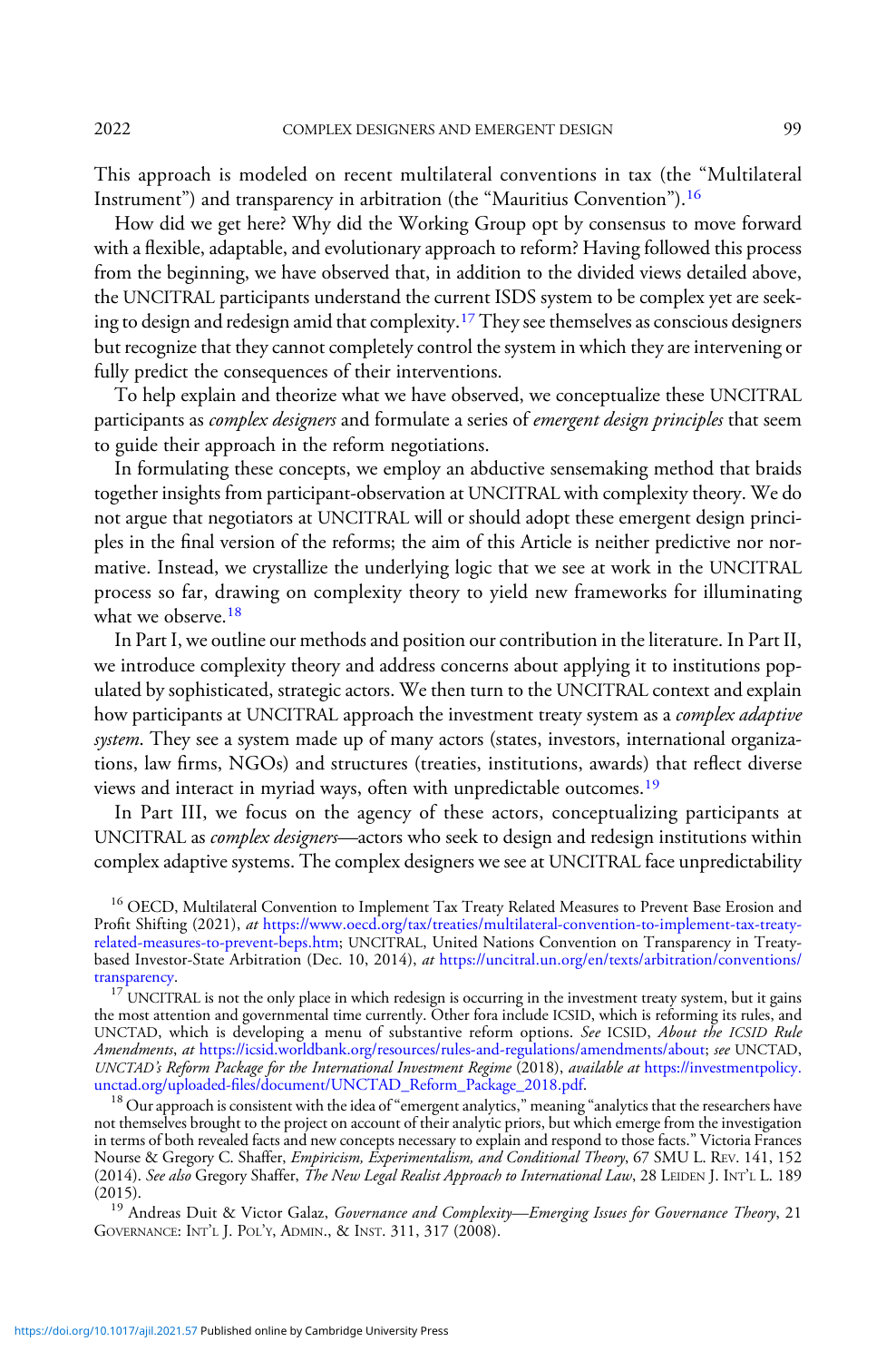This approach is modeled on recent multilateral conventions in tax (the "Multilateral Instrument") and transparency in arbitration (the "Mauritius Convention").[16]

How did we get here? Why did the Working Group opt by consensus to move forward with a flexible, adaptable, and evolutionary approach to reform? Having followed this process from the beginning, we have observed that, in addition to the divided views detailed above, the UNCITRAL participants understand the current ISDS system to be complex yet are seeking to design and redesign amid that complexity.[17] They see themselves as conscious designers but recognize that they cannot completely control the system in which they are intervening or fully predict the consequences of their interventions.

To help explain and theorize what we have observed, we conceptualize these UNCITRAL participants as *complex designers* and formulate a series of *emergent design principles* that seem to guide their approach in the reform negotiations.

In formulating these concepts, we employ an abductive sensemaking method that braids together insights from participant-observation at UNCITRAL with complexity theory. We do not argue that negotiators at UNCITRAL will or should adopt these emergent design principles in the final version of the reforms; the aim of this Article is neither predictive nor normative. Instead, we crystallize the underlying logic that we see at work in the UNCITRAL process so far, drawing on complexity theory to yield new frameworks for illuminating what we observe.[18]

In Part I, we outline our methods and position our contribution in the literature. In Part II, we introduce complexity theory and address concerns about applying it to institutions populated by sophisticated, strategic actors. We then turn to the UNCITRAL context and explain how participants at UNCITRAL approach the investment treaty system as a *complex adaptive system*. They see a system made up of many actors (states, investors, international organizations, law firms, NGOs) and structures (treaties, institutions, awards) that reflect diverse views and interact in myriad ways, often with unpredictable outcomes.[19]

In Part III, we focus on the agency of these actors, conceptualizing participants at UNCITRAL as *complex designers*—actors who seek to design and redesign institutions within complex adaptive systems. The complex designers we see at UNCITRAL face unpredictability

---

[16] OECD, Multilateral Convention to Implement Tax Treaty Related Measures to Prevent Base Erosion and Profit Shifting (2021), *at* https://www.oecd.org/tax/treaties/multilateral-convention-to-implement-tax-treaty-related-measures-to-prevent-beps.htm; UNCITRAL, United Nations Convention on Transparency in Treaty-based Investor-State Arbitration (Dec. 10, 2014), *at* https://uncitral.un.org/en/texts/arbitration/conventions/transparency.

[17] UNCITRAL is not the only place in which redesign is occurring in the investment treaty system, but it gains the most attention and governmental time currently. Other fora include ICSID, which is reforming its rules, and UNCTAD, which is developing a menu of substantive reform options. *See* ICSID, *About the ICSID Rule Amendments*, *at* https://icsid.worldbank.org/resources/rules-and-regulations/amendments/about; *see* UNCTAD, *UNCTAD's Reform Package for the International Investment Regime* (2018), *available at* https://investmentpolicy.unctad.org/uploaded-files/document/UNCTAD_Reform_Package_2018.pdf.

[18] Our approach is consistent with the idea of "emergent analytics," meaning "analytics that the researchers have not themselves brought to the project on account of their analytic priors, but which emerge from the investigation in terms of both revealed facts and new concepts necessary to explain and respond to those facts." Victoria Frances Nourse & Gregory C. Shaffer, *Empiricism, Experimentalism, and Conditional Theory*, 67 SMU L. REV. 141, 152 (2014). *See also* Gregory Shaffer, *The New Legal Realist Approach to International Law*, 28 LEIDEN J. INT'L L. 189 (2015).

[19] Andreas Duit & Victor Galaz, *Governance and Complexity—Emerging Issues for Governance Theory*, 21 GOVERNANCE: INT'L J. POL'Y, ADMIN., & INST. 311, 317 (2008).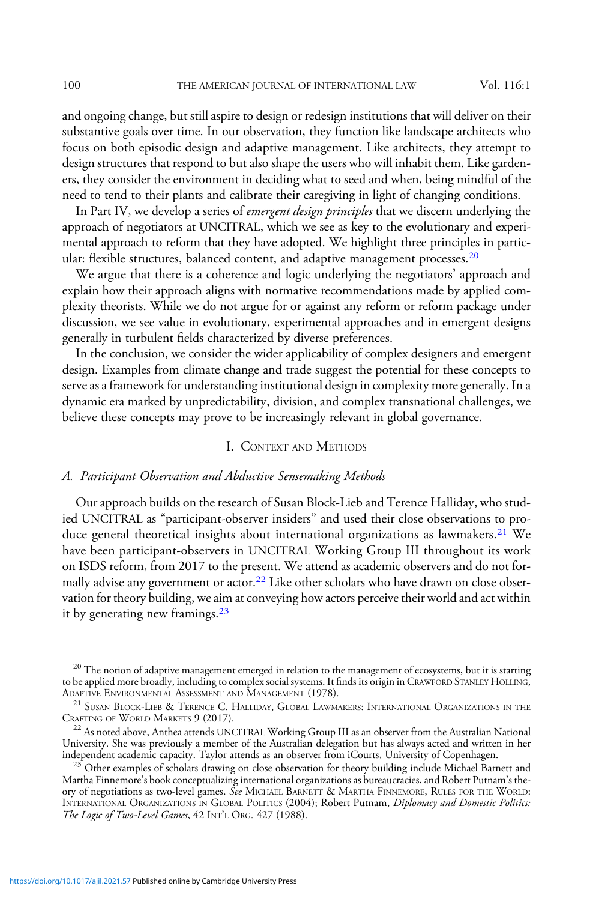and ongoing change, but still aspire to design or redesign institutions that will deliver on their substantive goals over time. In our observation, they function like landscape architects who focus on both episodic design and adaptive management. Like architects, they attempt to design structures that respond to but also shape the users who will inhabit them. Like gardeners, they consider the environment in deciding what to seed and when, being mindful of the need to tend to their plants and calibrate their caregiving in light of changing conditions.

In Part IV, we develop a series of *emergent design principles* that we discern underlying the approach of negotiators at UNCITRAL, which we see as key to the evolutionary and experimental approach to reform that they have adopted. We highlight three principles in particular: flexible structures, balanced content, and adaptive management processes.[20]

We argue that there is a coherence and logic underlying the negotiators' approach and explain how their approach aligns with normative recommendations made by applied complexity theorists. While we do not argue for or against any reform or reform package under discussion, we see value in evolutionary, experimental approaches and in emergent designs generally in turbulent fields characterized by diverse preferences.

In the conclusion, we consider the wider applicability of complex designers and emergent design. Examples from climate change and trade suggest the potential for these concepts to serve as a framework for understanding institutional design in complexity more generally. In a dynamic era marked by unpredictability, division, and complex transnational challenges, we believe these concepts may prove to be increasingly relevant in global governance.

## I. Context and Methods

### *A. Participant Observation and Abductive Sensemaking Methods*

Our approach builds on the research of Susan Block-Lieb and Terence Halliday, who studied UNCITRAL as "participant-observer insiders" and used their close observations to produce general theoretical insights about international organizations as lawmakers.[21] We have been participant-observers in UNCITRAL Working Group III throughout its work on ISDS reform, from 2017 to the present. We attend as academic observers and do not formally advise any government or actor.[22] Like other scholars who have drawn on close observation for theory building, we aim at conveying how actors perceive their world and act within it by generating new framings.[23]

[20] The notion of adaptive management emerged in relation to the management of ecosystems, but it is starting to be applied more broadly, including to complex social systems. It finds its origin in Crawford Stanley Holling, Adaptive Environmental Assessment and Management (1978).

[21] Susan Block-Lieb & Terence C. Halliday, Global Lawmakers: International Organizations in the Crafting of World Markets 9 (2017).

[22] As noted above, Anthea attends UNCITRAL Working Group III as an observer from the Australian National University. She was previously a member of the Australian delegation but has always acted and written in her independent academic capacity. Taylor attends as an observer from iCourts, University of Copenhagen.

[23] Other examples of scholars drawing on close observation for theory building include Michael Barnett and Martha Finnemore's book conceptualizing international organizations as bureaucracies, and Robert Putnam's theory of negotiations as two-level games. *See* Michael Barnett & Martha Finnemore, Rules for the World: International Organizations in Global Politics (2004); Robert Putnam, *Diplomacy and Domestic Politics: The Logic of Two-Level Games*, 42 Int'l Org. 427 (1988).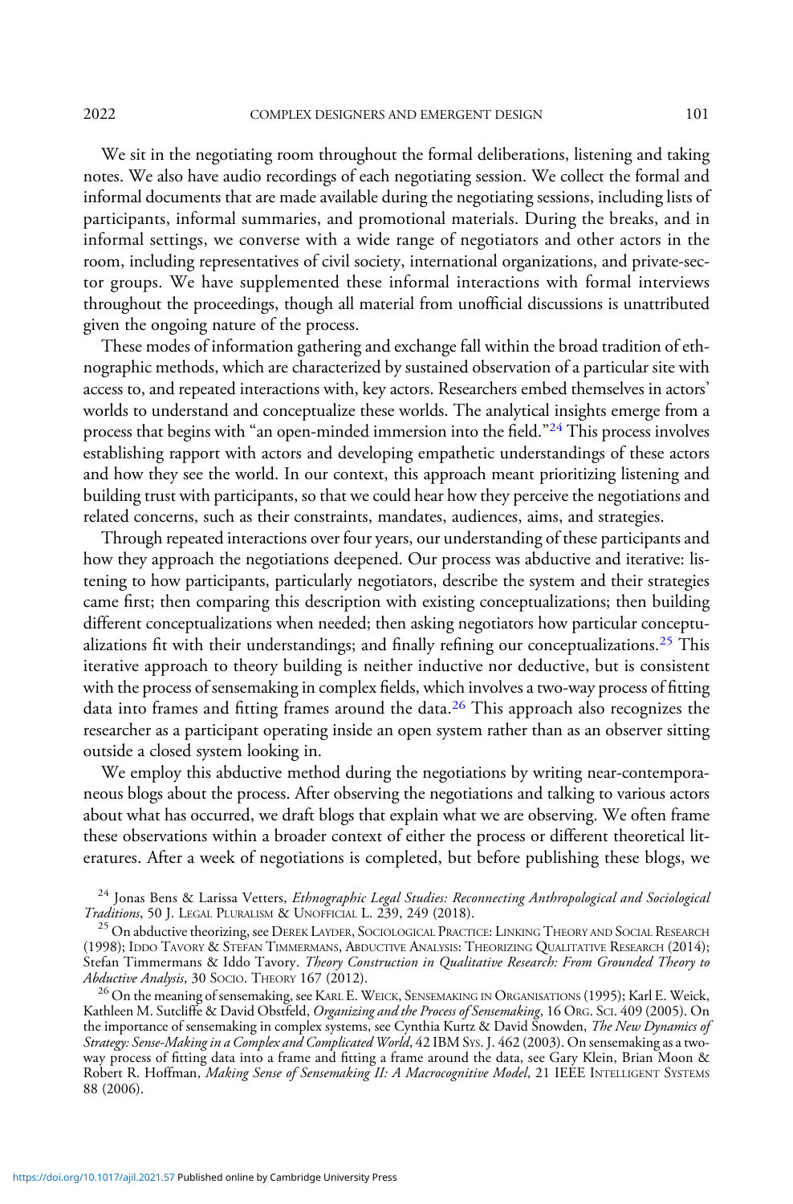We sit in the negotiating room throughout the formal deliberations, listening and taking notes. We also have audio recordings of each negotiating session. We collect the formal and informal documents that are made available during the negotiating sessions, including lists of participants, informal summaries, and promotional materials. During the breaks, and in informal settings, we converse with a wide range of negotiators and other actors in the room, including representatives of civil society, international organizations, and private-sector groups. We have supplemented these informal interactions with formal interviews throughout the proceedings, though all material from unofficial discussions is unattributed given the ongoing nature of the process.

These modes of information gathering and exchange fall within the broad tradition of ethnographic methods, which are characterized by sustained observation of a particular site with access to, and repeated interactions with, key actors. Researchers embed themselves in actors' worlds to understand and conceptualize these worlds. The analytical insights emerge from a process that begins with "an open-minded immersion into the field."[24] This process involves establishing rapport with actors and developing empathetic understandings of these actors and how they see the world. In our context, this approach meant prioritizing listening and building trust with participants, so that we could hear how they perceive the negotiations and related concerns, such as their constraints, mandates, audiences, aims, and strategies.

Through repeated interactions over four years, our understanding of these participants and how they approach the negotiations deepened. Our process was abductive and iterative: listening to how participants, particularly negotiators, describe the system and their strategies came first; then comparing this description with existing conceptualizations; then building different conceptualizations when needed; then asking negotiators how particular conceptualizations fit with their understandings; and finally refining our conceptualizations.[25] This iterative approach to theory building is neither inductive nor deductive, but is consistent with the process of sensemaking in complex fields, which involves a two-way process of fitting data into frames and fitting frames around the data.[26] This approach also recognizes the researcher as a participant operating inside an open system rather than as an observer sitting outside a closed system looking in.

We employ this abductive method during the negotiations by writing near-contemporaneous blogs about the process. After observing the negotiations and talking to various actors about what has occurred, we draft blogs that explain what we are observing. We often frame these observations within a broader context of either the process or different theoretical literatures. After a week of negotiations is completed, but before publishing these blogs, we

[24] Jonas Bens & Larissa Vetters, *Ethnographic Legal Studies: Reconnecting Anthropological and Sociological Traditions*, 50 J. Legal Pluralism & Unofficial L. 239, 249 (2018).

[25] On abductive theorizing, see Derek Layder, Sociological Practice: Linking Theory and Social Research (1998); Iddo Tavory & Stefan Timmermans, Abductive Analysis: Theorizing Qualitative Research (2014); Stefan Timmermans & Iddo Tavory. *Theory Construction in Qualitative Research: From Grounded Theory to Abductive Analysis*, 30 Socio. Theory 167 (2012).

[26] On the meaning of sensemaking, see Karl E. Weick, Sensemaking in Organisations (1995); Karl E. Weick, Kathleen M. Sutcliffe & David Obstfeld, *Organizing and the Process of Sensemaking*, 16 Org. Sci. 409 (2005). On the importance of sensemaking in complex systems, see Cynthia Kurtz & David Snowden, *The New Dynamics of Strategy: Sense-Making in a Complex and Complicated World*, 42 IBM Sys. J. 462 (2003). On sensemaking as a two-way process of fitting data into a frame and fitting a frame around the data, see Gary Klein, Brian Moon & Robert R. Hoffman, *Making Sense of Sensemaking II: A Macrocognitive Model*, 21 IEEE Intelligent Systems 88 (2006).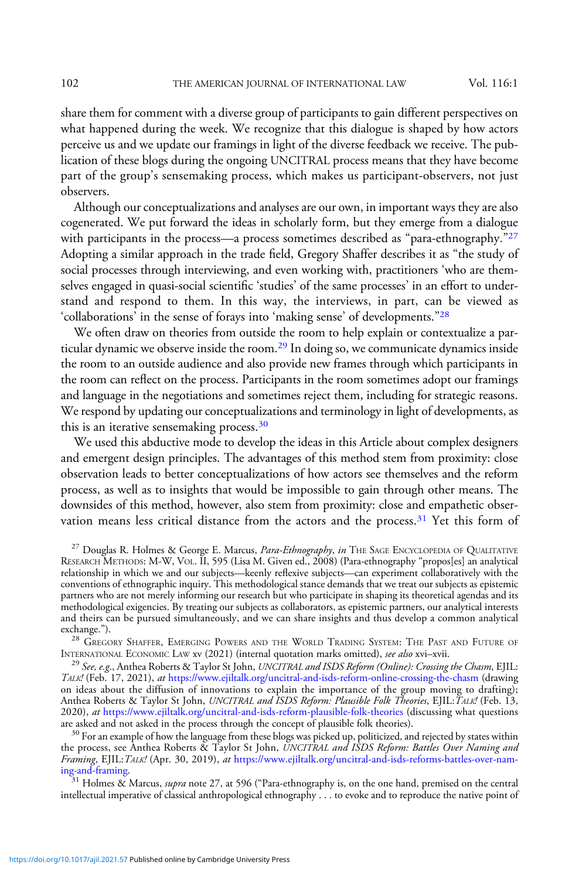share them for comment with a diverse group of participants to gain different perspectives on what happened during the week. We recognize that this dialogue is shaped by how actors perceive us and we update our framings in light of the diverse feedback we receive. The publication of these blogs during the ongoing UNCITRAL process means that they have become part of the group's sensemaking process, which makes us participant-observers, not just observers.

Although our conceptualizations and analyses are our own, in important ways they are also cogenerated. We put forward the ideas in scholarly form, but they emerge from a dialogue with participants in the process—a process sometimes described as "para-ethnography."[27] Adopting a similar approach in the trade field, Gregory Shaffer describes it as "the study of social processes through interviewing, and even working with, practitioners 'who are themselves engaged in quasi-social scientific 'studies' of the same processes' in an effort to understand and respond to them. In this way, the interviews, in part, can be viewed as 'collaborations' in the sense of forays into 'making sense' of developments."[28]

We often draw on theories from outside the room to help explain or contextualize a particular dynamic we observe inside the room.[29] In doing so, we communicate dynamics inside the room to an outside audience and also provide new frames through which participants in the room can reflect on the process. Participants in the room sometimes adopt our framings and language in the negotiations and sometimes reject them, including for strategic reasons. We respond by updating our conceptualizations and terminology in light of developments, as this is an iterative sensemaking process.[30]

We used this abductive mode to develop the ideas in this Article about complex designers and emergent design principles. The advantages of this method stem from proximity: close observation leads to better conceptualizations of how actors see themselves and the reform process, as well as to insights that would be impossible to gain through other means. The downsides of this method, however, also stem from proximity: close and empathetic observation means less critical distance from the actors and the process.[31] Yet this form of

---

[27] Douglas R. Holmes & George E. Marcus, *Para-Ethnography*, *in* THE SAGE ENCYCLOPEDIA OF QUALITATIVE RESEARCH METHODS: M-W, VOL. II, 595 (Lisa M. Given ed., 2008) (Para-ethnography "propos[es] an analytical relationship in which we and our subjects—keenly reflexive subjects—can experiment collaboratively with the conventions of ethnographic inquiry. This methodological stance demands that we treat our subjects as epistemic partners who are not merely informing our research but who participate in shaping its theoretical agendas and its methodological exigencies. By treating our subjects as collaborators, as epistemic partners, our analytical interests and theirs can be pursued simultaneously, and we can share insights and thus develop a common analytical exchange.").

[28] GREGORY SHAFFER, EMERGING POWERS AND THE WORLD TRADING SYSTEM: THE PAST AND FUTURE OF INTERNATIONAL ECONOMIC LAW xv (2021) (internal quotation marks omitted), *see also* xvi–xvii.

[29] *See, e.g.*, Anthea Roberts & Taylor St John, *UNCITRAL and ISDS Reform (Online): Crossing the Chasm*, EJIL: *TALK!* (Feb. 17, 2021), *at* https://www.ejiltalk.org/uncitral-and-isds-reform-online-crossing-the-chasm (drawing on ideas about the diffusion of innovations to explain the importance of the group moving to drafting); Anthea Roberts & Taylor St John, *UNCITRAL and ISDS Reform: Plausible Folk Theories*, EJIL:*TALK!* (Feb. 13, 2020), *at* https://www.ejiltalk.org/uncitral-and-isds-reform-plausible-folk-theories (discussing what questions are asked and not asked in the process through the concept of plausible folk theories).

[30] For an example of how the language from these blogs was picked up, politicized, and rejected by states within the process, see Anthea Roberts & Taylor St John, *UNCITRAL and ISDS Reform: Battles Over Naming and Framing*, EJIL:*TALK!* (Apr. 30, 2019), *at* https://www.ejiltalk.org/uncitral-and-isds-reforms-battles-over-naming-and-framing.

[31] Holmes & Marcus, *supra* note 27, at 596 ("Para-ethnography is, on the one hand, premised on the central intellectual imperative of classical anthropological ethnography . . . to evoke and to reproduce the native point of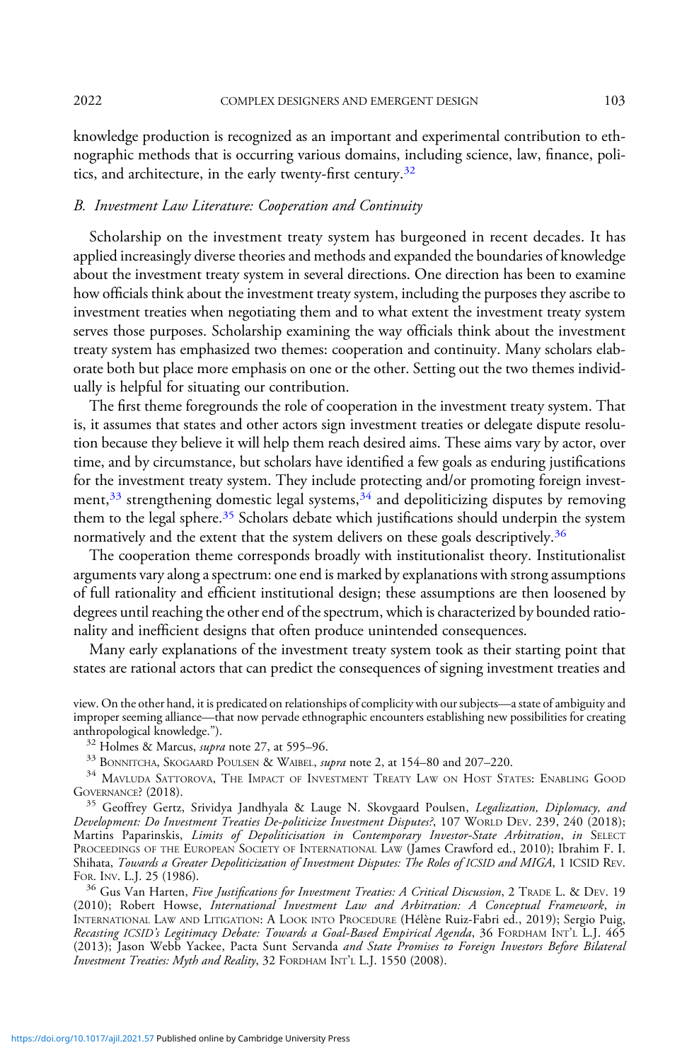knowledge production is recognized as an important and experimental contribution to ethnographic methods that is occurring various domains, including science, law, finance, politics, and architecture, in the early twenty-first century.[32]

### *B. Investment Law Literature: Cooperation and Continuity*

Scholarship on the investment treaty system has burgeoned in recent decades. It has applied increasingly diverse theories and methods and expanded the boundaries of knowledge about the investment treaty system in several directions. One direction has been to examine how officials think about the investment treaty system, including the purposes they ascribe to investment treaties when negotiating them and to what extent the investment treaty system serves those purposes. Scholarship examining the way officials think about the investment treaty system has emphasized two themes: cooperation and continuity. Many scholars elaborate both but place more emphasis on one or the other. Setting out the two themes individually is helpful for situating our contribution.

The first theme foregrounds the role of cooperation in the investment treaty system. That is, it assumes that states and other actors sign investment treaties or delegate dispute resolution because they believe it will help them reach desired aims. These aims vary by actor, over time, and by circumstance, but scholars have identified a few goals as enduring justifications for the investment treaty system. They include protecting and/or promoting foreign investment,[33] strengthening domestic legal systems,[34] and depoliticizing disputes by removing them to the legal sphere.[35] Scholars debate which justifications should underpin the system normatively and the extent that the system delivers on these goals descriptively.[36]

The cooperation theme corresponds broadly with institutionalist theory. Institutionalist arguments vary along a spectrum: one end is marked by explanations with strong assumptions of full rationality and efficient institutional design; these assumptions are then loosened by degrees until reaching the other end of the spectrum, which is characterized by bounded rationality and inefficient designs that often produce unintended consequences.

Many early explanations of the investment treaty system took as their starting point that states are rational actors that can predict the consequences of signing investment treaties and

---

view. On the other hand, it is predicated on relationships of complicity with our subjects—a state of ambiguity and improper seeming alliance—that now pervade ethnographic encounters establishing new possibilities for creating anthropological knowledge.").

[32] Holmes & Marcus, *supra* note 27, at 595–96.

[33] Bonnitcha, Skogaard Poulsen & Waibel, *supra* note 2, at 154–80 and 207–220.

[34] Mavluda Sattorova, The Impact of Investment Treaty Law on Host States: Enabling Good Governance? (2018).

[35] Geoffrey Gertz, Srividya Jandhyala & Lauge N. Skovgaard Poulsen, *Legalization, Diplomacy, and Development: Do Investment Treaties De-politicize Investment Disputes?*, 107 World Dev. 239, 240 (2018); Martins Paparinskis, *Limits of Depoliticisation in Contemporary Investor-State Arbitration*, *in* Select Proceedings of the European Society of International Law (James Crawford ed., 2010); Ibrahim F. I. Shihata, *Towards a Greater Depoliticization of Investment Disputes: The Roles of ICSID and MIGA*, 1 ICSID Rev. For. Inv. L.J. 25 (1986).

[36] Gus Van Harten, *Five Justifications for Investment Treaties: A Critical Discussion*, 2 Trade L. & Dev. 19 (2010); Robert Howse, *International Investment Law and Arbitration: A Conceptual Framework*, *in* International Law and Litigation: A Look into Procedure (Hélène Ruiz-Fabri ed., 2019); Sergio Puig, *Recasting ICSID's Legitimacy Debate: Towards a Goal-Based Empirical Agenda*, 36 Fordham Int'l L.J. 465 (2013); Jason Webb Yackee, Pacta Sunt Servanda *and State Promises to Foreign Investors Before Bilateral Investment Treaties: Myth and Reality*, 32 Fordham Int'l L.J. 1550 (2008).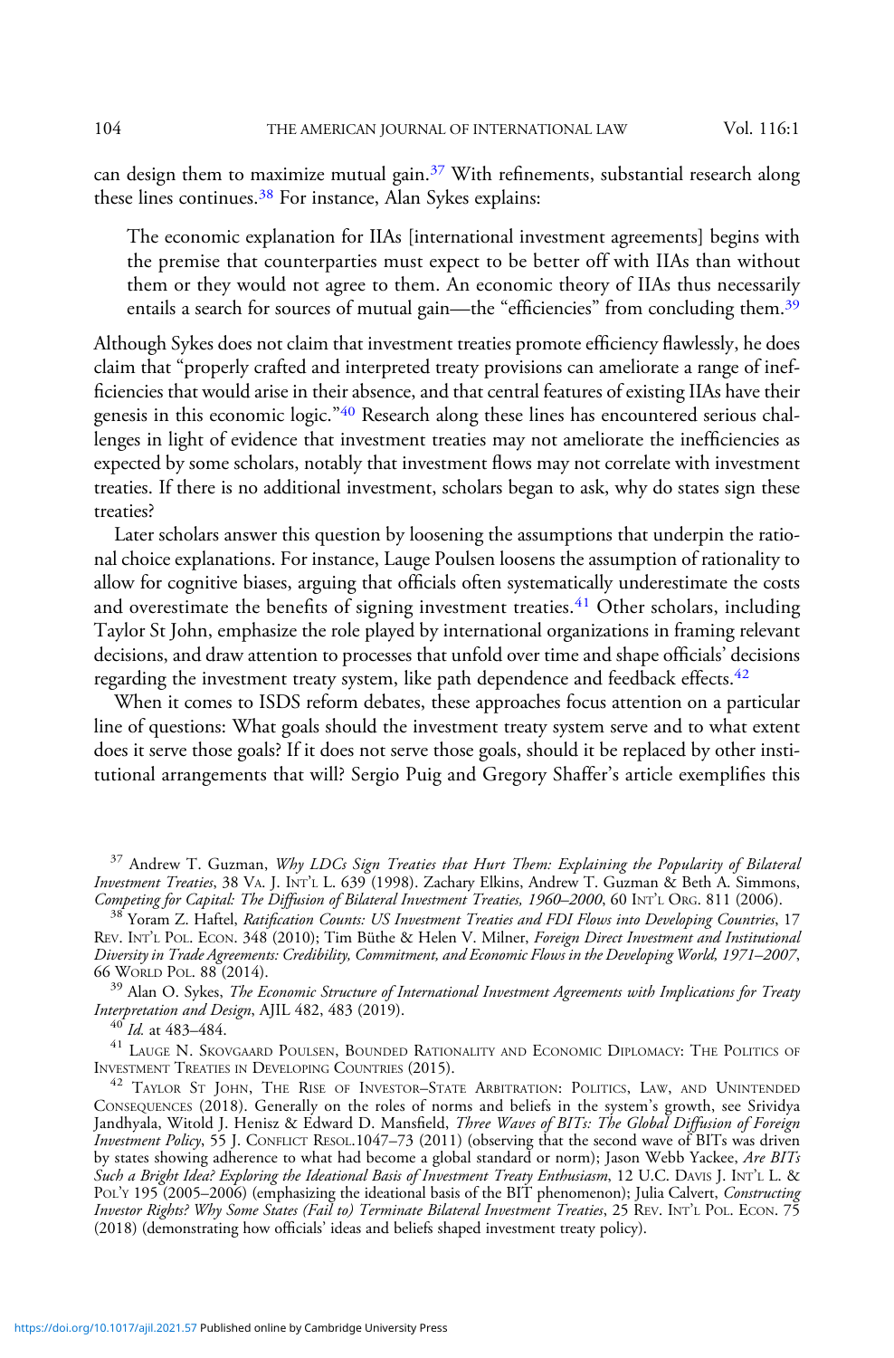can design them to maximize mutual gain.[37] With refinements, substantial research along these lines continues.[38] For instance, Alan Sykes explains:

> The economic explanation for IIAs [international investment agreements] begins with the premise that counterparties must expect to be better off with IIAs than without them or they would not agree to them. An economic theory of IIAs thus necessarily entails a search for sources of mutual gain—the "efficiencies" from concluding them.[39]

Although Sykes does not claim that investment treaties promote efficiency flawlessly, he does claim that "properly crafted and interpreted treaty provisions can ameliorate a range of inefficiencies that would arise in their absence, and that central features of existing IIAs have their genesis in this economic logic."[40] Research along these lines has encountered serious challenges in light of evidence that investment treaties may not ameliorate the inefficiencies as expected by some scholars, notably that investment flows may not correlate with investment treaties. If there is no additional investment, scholars began to ask, why do states sign these treaties?

Later scholars answer this question by loosening the assumptions that underpin the rational choice explanations. For instance, Lauge Poulsen loosens the assumption of rationality to allow for cognitive biases, arguing that officials often systematically underestimate the costs and overestimate the benefits of signing investment treaties.[41] Other scholars, including Taylor St John, emphasize the role played by international organizations in framing relevant decisions, and draw attention to processes that unfold over time and shape officials' decisions regarding the investment treaty system, like path dependence and feedback effects.[42]

When it comes to ISDS reform debates, these approaches focus attention on a particular line of questions: What goals should the investment treaty system serve and to what extent does it serve those goals? If it does not serve those goals, should it be replaced by other institutional arrangements that will? Sergio Puig and Gregory Shaffer's article exemplifies this

---

[37] Andrew T. Guzman, *Why LDCs Sign Treaties that Hurt Them: Explaining the Popularity of Bilateral Investment Treaties*, 38 VA. J. INT'L L. 639 (1998). Zachary Elkins, Andrew T. Guzman & Beth A. Simmons, *Competing for Capital: The Diffusion of Bilateral Investment Treaties, 1960–2000*, 60 INT'L ORG. 811 (2006).

[38] Yoram Z. Haftel, *Ratification Counts: US Investment Treaties and FDI Flows into Developing Countries*, 17 REV. INT'L POL. ECON. 348 (2010); Tim Büthe & Helen V. Milner, *Foreign Direct Investment and Institutional Diversity in Trade Agreements: Credibility, Commitment, and Economic Flows in the Developing World, 1971–2007*, 66 WORLD POL. 88 (2014).

[39] Alan O. Sykes, *The Economic Structure of International Investment Agreements with Implications for Treaty Interpretation and Design*, AJIL 482, 483 (2019).

[40] *Id.* at 483–484.

[41] LAUGE N. SKOVGAARD POULSEN, BOUNDED RATIONALITY AND ECONOMIC DIPLOMACY: THE POLITICS OF INVESTMENT TREATIES IN DEVELOPING COUNTRIES (2015).

[42] TAYLOR ST JOHN, THE RISE OF INVESTOR–STATE ARBITRATION: POLITICS, LAW, AND UNINTENDED CONSEQUENCES (2018). Generally on the roles of norms and beliefs in the system's growth, see Srividya Jandhyala, Witold J. Henisz & Edward D. Mansfield, *Three Waves of BITs: The Global Diffusion of Foreign Investment Policy*, 55 J. CONFLICT RESOL.1047–73 (2011) (observing that the second wave of BITs was driven by states showing adherence to what had become a global standard or norm); Jason Webb Yackee, *Are BITs Such a Bright Idea? Exploring the Ideational Basis of Investment Treaty Enthusiasm*, 12 U.C. DAVIS J. INT'L L. & POL'Y 195 (2005–2006) (emphasizing the ideational basis of the BIT phenomenon); Julia Calvert, *Constructing Investor Rights? Why Some States (Fail to) Terminate Bilateral Investment Treaties*, 25 REV. INT'L POL. ECON. 75 (2018) (demonstrating how officials' ideas and beliefs shaped investment treaty policy).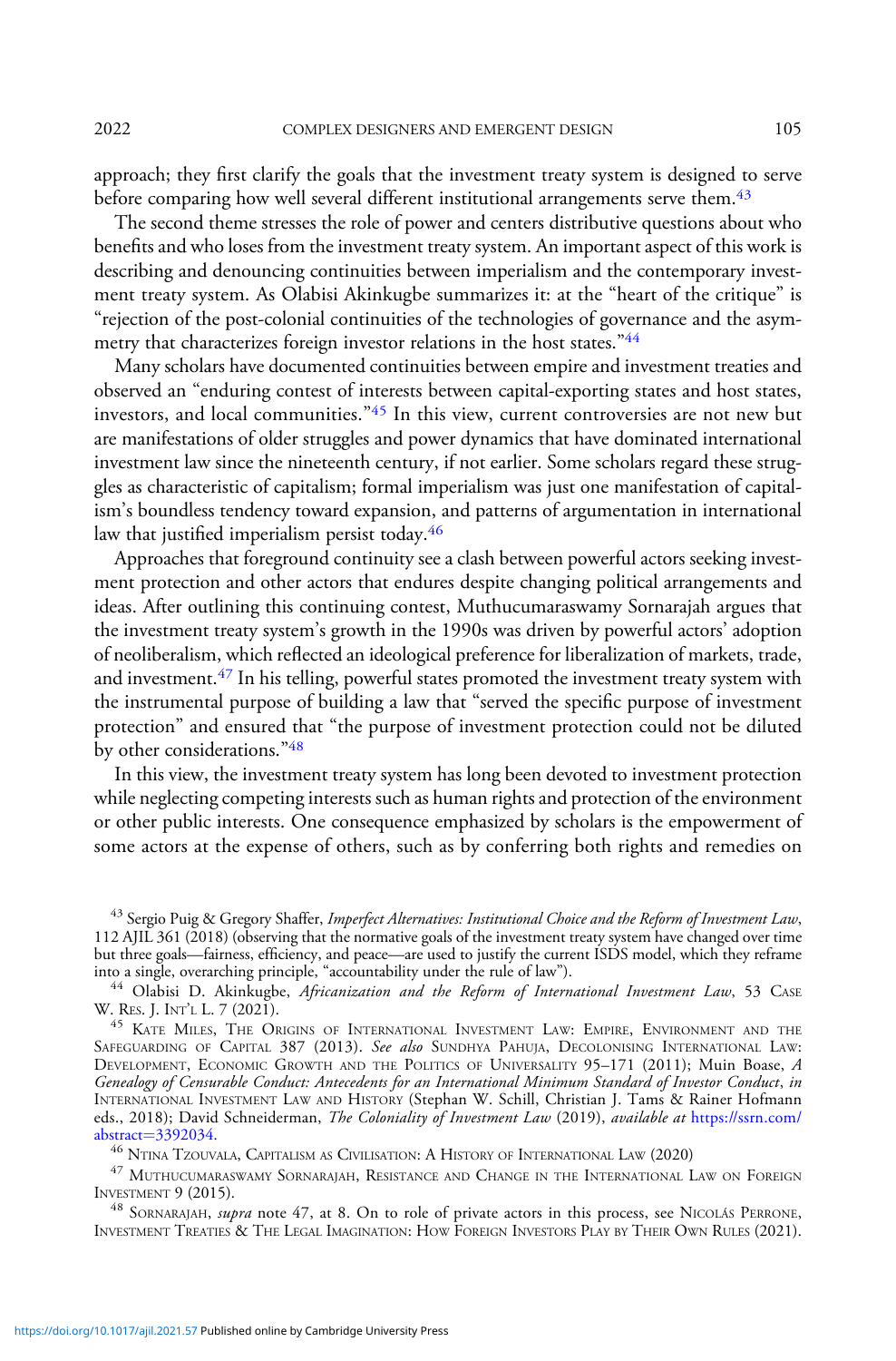approach; they first clarify the goals that the investment treaty system is designed to serve before comparing how well several different institutional arrangements serve them.[43]

The second theme stresses the role of power and centers distributive questions about who benefits and who loses from the investment treaty system. An important aspect of this work is describing and denouncing continuities between imperialism and the contemporary investment treaty system. As Olabisi Akinkugbe summarizes it: at the "heart of the critique" is "rejection of the post-colonial continuities of the technologies of governance and the asymmetry that characterizes foreign investor relations in the host states."[44]

Many scholars have documented continuities between empire and investment treaties and observed an "enduring contest of interests between capital-exporting states and host states, investors, and local communities."[45] In this view, current controversies are not new but are manifestations of older struggles and power dynamics that have dominated international investment law since the nineteenth century, if not earlier. Some scholars regard these struggles as characteristic of capitalism; formal imperialism was just one manifestation of capitalism's boundless tendency toward expansion, and patterns of argumentation in international law that justified imperialism persist today.[46]

Approaches that foreground continuity see a clash between powerful actors seeking investment protection and other actors that endures despite changing political arrangements and ideas. After outlining this continuing contest, Muthucumaraswamy Sornarajah argues that the investment treaty system's growth in the 1990s was driven by powerful actors' adoption of neoliberalism, which reflected an ideological preference for liberalization of markets, trade, and investment.[47] In his telling, powerful states promoted the investment treaty system with the instrumental purpose of building a law that "served the specific purpose of investment protection" and ensured that "the purpose of investment protection could not be diluted by other considerations."[48]

In this view, the investment treaty system has long been devoted to investment protection while neglecting competing interests such as human rights and protection of the environment or other public interests. One consequence emphasized by scholars is the empowerment of some actors at the expense of others, such as by conferring both rights and remedies on

---

[43] Sergio Puig & Gregory Shaffer, *Imperfect Alternatives: Institutional Choice and the Reform of Investment Law*, 112 AJIL 361 (2018) (observing that the normative goals of the investment treaty system have changed over time but three goals—fairness, efficiency, and peace—are used to justify the current ISDS model, which they reframe into a single, overarching principle, "accountability under the rule of law").

[44] Olabisi D. Akinkugbe, *Africanization and the Reform of International Investment Law*, 53 CASE W. RES. J. INT'L L. 7 (2021).

[45] KATE MILES, THE ORIGINS OF INTERNATIONAL INVESTMENT LAW: EMPIRE, ENVIRONMENT AND THE SAFEGUARDING OF CAPITAL 387 (2013). *See also* SUNDHYA PAHUJA, DECOLONISING INTERNATIONAL LAW: DEVELOPMENT, ECONOMIC GROWTH AND THE POLITICS OF UNIVERSALITY 95–171 (2011); Muin Boase, *A Genealogy of Censurable Conduct: Antecedents for an International Minimum Standard of Investor Conduct*, *in* INTERNATIONAL INVESTMENT LAW AND HISTORY (Stephan W. Schill, Christian J. Tams & Rainer Hofmann eds., 2018); David Schneiderman, *The Coloniality of Investment Law* (2019), *available at* https://ssrn.com/abstract=3392034.

[46] NTINA TZOUVALA, CAPITALISM AS CIVILISATION: A HISTORY OF INTERNATIONAL LAW (2020)

[47] MUTHUCUMARASWAMY SORNARAJAH, RESISTANCE AND CHANGE IN THE INTERNATIONAL LAW ON FOREIGN INVESTMENT 9 (2015).

[48] SORNARAJAH, *supra* note 47, at 8. On to role of private actors in this process, see NICOLÁS PERRONE, INVESTMENT TREATIES & THE LEGAL IMAGINATION: HOW FOREIGN INVESTORS PLAY BY THEIR OWN RULES (2021).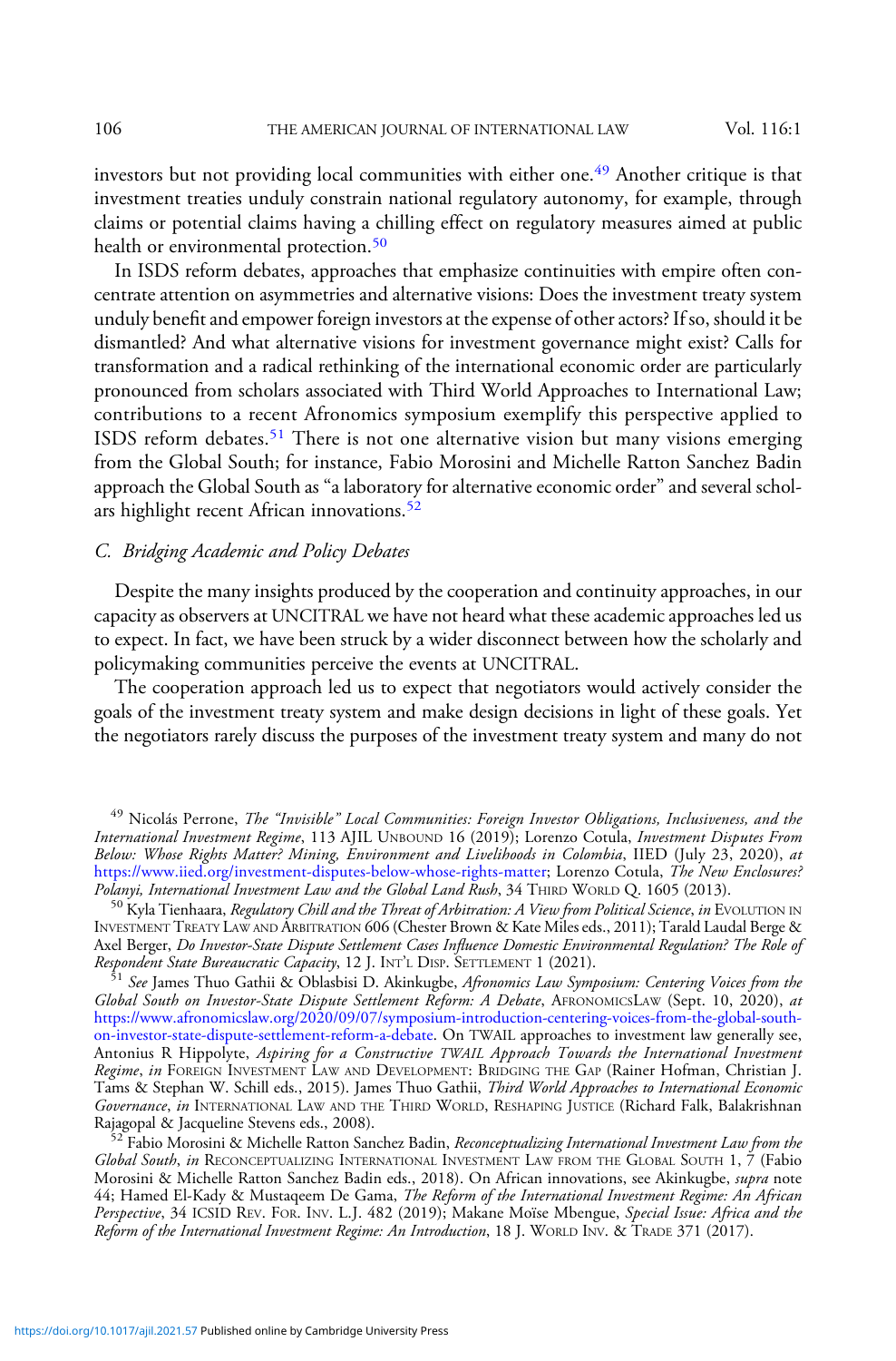investors but not providing local communities with either one.[49] Another critique is that investment treaties unduly constrain national regulatory autonomy, for example, through claims or potential claims having a chilling effect on regulatory measures aimed at public health or environmental protection.[50]

In ISDS reform debates, approaches that emphasize continuities with empire often concentrate attention on asymmetries and alternative visions: Does the investment treaty system unduly benefit and empower foreign investors at the expense of other actors? If so, should it be dismantled? And what alternative visions for investment governance might exist? Calls for transformation and a radical rethinking of the international economic order are particularly pronounced from scholars associated with Third World Approaches to International Law; contributions to a recent Afronomics symposium exemplify this perspective applied to ISDS reform debates.[51] There is not one alternative vision but many visions emerging from the Global South; for instance, Fabio Morosini and Michelle Ratton Sanchez Badin approach the Global South as "a laboratory for alternative economic order" and several scholars highlight recent African innovations.[52]

### *C. Bridging Academic and Policy Debates*

Despite the many insights produced by the cooperation and continuity approaches, in our capacity as observers at UNCITRAL we have not heard what these academic approaches led us to expect. In fact, we have been struck by a wider disconnect between how the scholarly and policymaking communities perceive the events at UNCITRAL.

The cooperation approach led us to expect that negotiators would actively consider the goals of the investment treaty system and make design decisions in light of these goals. Yet the negotiators rarely discuss the purposes of the investment treaty system and many do not

---

[49] Nicolás Perrone, *The "Invisible" Local Communities: Foreign Investor Obligations, Inclusiveness, and the International Investment Regime*, 113 AJIL UNBOUND 16 (2019); Lorenzo Cotula, *Investment Disputes From Below: Whose Rights Matter? Mining, Environment and Livelihoods in Colombia*, IIED (July 23, 2020), *at* https://www.iied.org/investment-disputes-below-whose-rights-matter; Lorenzo Cotula, *The New Enclosures? Polanyi, International Investment Law and the Global Land Rush*, 34 THIRD WORLD Q. 1605 (2013).

[50] Kyla Tienhaara, *Regulatory Chill and the Threat of Arbitration: A View from Political Science*, *in* EVOLUTION IN INVESTMENT TREATY LAW AND ARBITRATION 606 (Chester Brown & Kate Miles eds., 2011); Tarald Laudal Berge & Axel Berger, *Do Investor-State Dispute Settlement Cases Influence Domestic Environmental Regulation? The Role of Respondent State Bureaucratic Capacity*, 12 J. INT'L DISP. SETTLEMENT 1 (2021).

[51] *See* James Thuo Gathii & Oblasbisi D. Akinkugbe, *Afronomics Law Symposium: Centering Voices from the Global South on Investor-State Dispute Settlement Reform: A Debate*, AFRONOMICSLAW (Sept. 10, 2020), *at* https://www.afronomicslaw.org/2020/09/07/symposium-introduction-centering-voices-from-the-global-south-on-investor-state-dispute-settlement-reform-a-debate. On TWAIL approaches to investment law generally see, Antonius R Hippolyte, *Aspiring for a Constructive TWAIL Approach Towards the International Investment Regime*, *in* FOREIGN INVESTMENT LAW AND DEVELOPMENT: BRIDGING THE GAP (Rainer Hofman, Christian J. Tams & Stephan W. Schill eds., 2015). James Thuo Gathii, *Third World Approaches to International Economic Governance*, *in* INTERNATIONAL LAW AND THE THIRD WORLD, RESHAPING JUSTICE (Richard Falk, Balakrishnan Rajagopal & Jacqueline Stevens eds., 2008).

[52] Fabio Morosini & Michelle Ratton Sanchez Badin, *Reconceptualizing International Investment Law from the Global South*, *in* RECONCEPTUALIZING INTERNATIONAL INVESTMENT LAW FROM THE GLOBAL SOUTH 1, 7 (Fabio Morosini & Michelle Ratton Sanchez Badin eds., 2018). On African innovations, see Akinkugbe, *supra* note 44; Hamed El-Kady & Mustaqeem De Gama, *The Reform of the International Investment Regime: An African Perspective*, 34 ICSID REV. FOR. INV. L.J. 482 (2019); Makane Moïse Mbengue, *Special Issue: Africa and the Reform of the International Investment Regime: An Introduction*, 18 J. WORLD INV. & TRADE 371 (2017).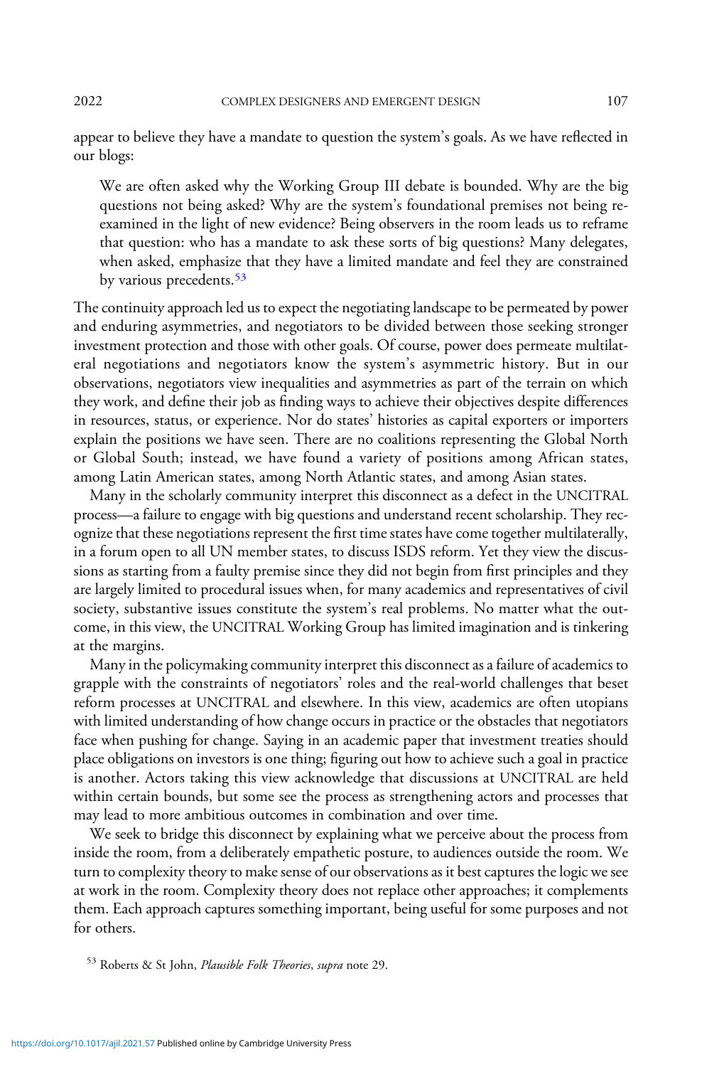appear to believe they have a mandate to question the system's goals. As we have reflected in our blogs:

> We are often asked why the Working Group III debate is bounded. Why are the big questions not being asked? Why are the system's foundational premises not being re-examined in the light of new evidence? Being observers in the room leads us to reframe that question: who has a mandate to ask these sorts of big questions? Many delegates, when asked, emphasize that they have a limited mandate and feel they are constrained by various precedents.[53]

The continuity approach led us to expect the negotiating landscape to be permeated by power and enduring asymmetries, and negotiators to be divided between those seeking stronger investment protection and those with other goals. Of course, power does permeate multilateral negotiations and negotiators know the system's asymmetric history. But in our observations, negotiators view inequalities and asymmetries as part of the terrain on which they work, and define their job as finding ways to achieve their objectives despite differences in resources, status, or experience. Nor do states' histories as capital exporters or importers explain the positions we have seen. There are no coalitions representing the Global North or Global South; instead, we have found a variety of positions among African states, among Latin American states, among North Atlantic states, and among Asian states.

Many in the scholarly community interpret this disconnect as a defect in the UNCITRAL process—a failure to engage with big questions and understand recent scholarship. They recognize that these negotiations represent the first time states have come together multilaterally, in a forum open to all UN member states, to discuss ISDS reform. Yet they view the discussions as starting from a faulty premise since they did not begin from first principles and they are largely limited to procedural issues when, for many academics and representatives of civil society, substantive issues constitute the system's real problems. No matter what the outcome, in this view, the UNCITRAL Working Group has limited imagination and is tinkering at the margins.

Many in the policymaking community interpret this disconnect as a failure of academics to grapple with the constraints of negotiators' roles and the real-world challenges that beset reform processes at UNCITRAL and elsewhere. In this view, academics are often utopians with limited understanding of how change occurs in practice or the obstacles that negotiators face when pushing for change. Saying in an academic paper that investment treaties should place obligations on investors is one thing; figuring out how to achieve such a goal in practice is another. Actors taking this view acknowledge that discussions at UNCITRAL are held within certain bounds, but some see the process as strengthening actors and processes that may lead to more ambitious outcomes in combination and over time.

We seek to bridge this disconnect by explaining what we perceive about the process from inside the room, from a deliberately empathetic posture, to audiences outside the room. We turn to complexity theory to make sense of our observations as it best captures the logic we see at work in the room. Complexity theory does not replace other approaches; it complements them. Each approach captures something important, being useful for some purposes and not for others.

[53] Roberts & St John, *Plausible Folk Theories*, *supra* note 29.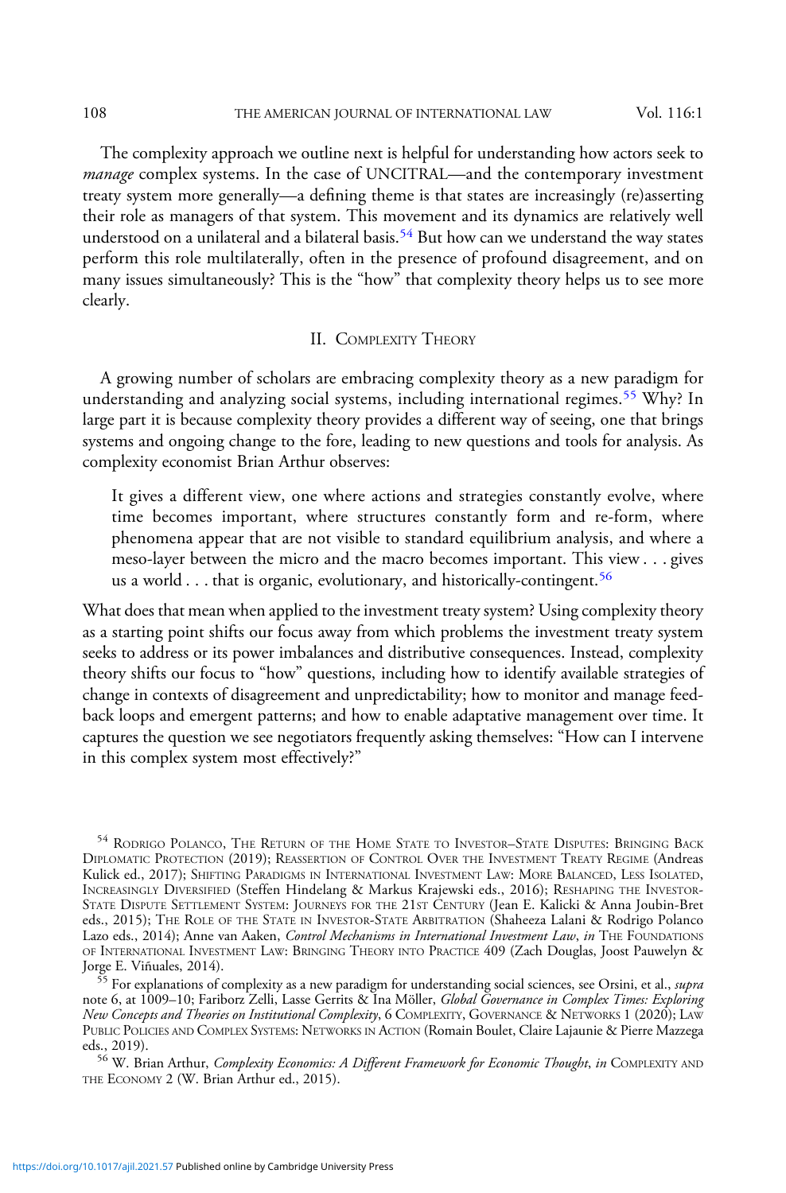The complexity approach we outline next is helpful for understanding how actors seek to *manage* complex systems. In the case of UNCITRAL—and the contemporary investment treaty system more generally—a defining theme is that states are increasingly (re)asserting their role as managers of that system. This movement and its dynamics are relatively well understood on a unilateral and a bilateral basis.[54] But how can we understand the way states perform this role multilaterally, often in the presence of profound disagreement, and on many issues simultaneously? This is the "how" that complexity theory helps us to see more clearly.

## II. Complexity Theory

A growing number of scholars are embracing complexity theory as a new paradigm for understanding and analyzing social systems, including international regimes.[55] Why? In large part it is because complexity theory provides a different way of seeing, one that brings systems and ongoing change to the fore, leading to new questions and tools for analysis. As complexity economist Brian Arthur observes:

> It gives a different view, one where actions and strategies constantly evolve, where time becomes important, where structures constantly form and re-form, where phenomena appear that are not visible to standard equilibrium analysis, and where a meso-layer between the micro and the macro becomes important. This view . . . gives us a world . . . that is organic, evolutionary, and historically-contingent.[56]

What does that mean when applied to the investment treaty system? Using complexity theory as a starting point shifts our focus away from which problems the investment treaty system seeks to address or its power imbalances and distributive consequences. Instead, complexity theory shifts our focus to "how" questions, including how to identify available strategies of change in contexts of disagreement and unpredictability; how to monitor and manage feedback loops and emergent patterns; and how to enable adaptative management over time. It captures the question we see negotiators frequently asking themselves: "How can I intervene in this complex system most effectively?"

---

[54] Rodrigo Polanco, The Return of the Home State to Investor–State Disputes: Bringing Back Diplomatic Protection (2019); Reassertion of Control Over the Investment Treaty Regime (Andreas Kulick ed., 2017); Shifting Paradigms in International Investment Law: More Balanced, Less Isolated, Increasingly Diversified (Steffen Hindelang & Markus Krajewski eds., 2016); Reshaping the Investor-State Dispute Settlement System: Journeys for the 21st Century (Jean E. Kalicki & Anna Joubin-Bret eds., 2015); The Role of the State in Investor-State Arbitration (Shaheeza Lalani & Rodrigo Polanco Lazo eds., 2014); Anne van Aaken, *Control Mechanisms in International Investment Law*, *in* The Foundations of International Investment Law: Bringing Theory into Practice 409 (Zach Douglas, Joost Pauwelyn & Jorge E. Viñuales, 2014).

[55] For explanations of complexity as a new paradigm for understanding social sciences, see Orsini, et al., *supra* note 6, at 1009–10; Fariborz Zelli, Lasse Gerrits & Ina Möller, *Global Governance in Complex Times: Exploring New Concepts and Theories on Institutional Complexity*, 6 Complexity, Governance & Networks 1 (2020); Law Public Policies and Complex Systems: Networks in Action (Romain Boulet, Claire Lajaunie & Pierre Mazzega eds., 2019).

[56] W. Brian Arthur, *Complexity Economics: A Different Framework for Economic Thought*, *in* Complexity and the Economy 2 (W. Brian Arthur ed., 2015).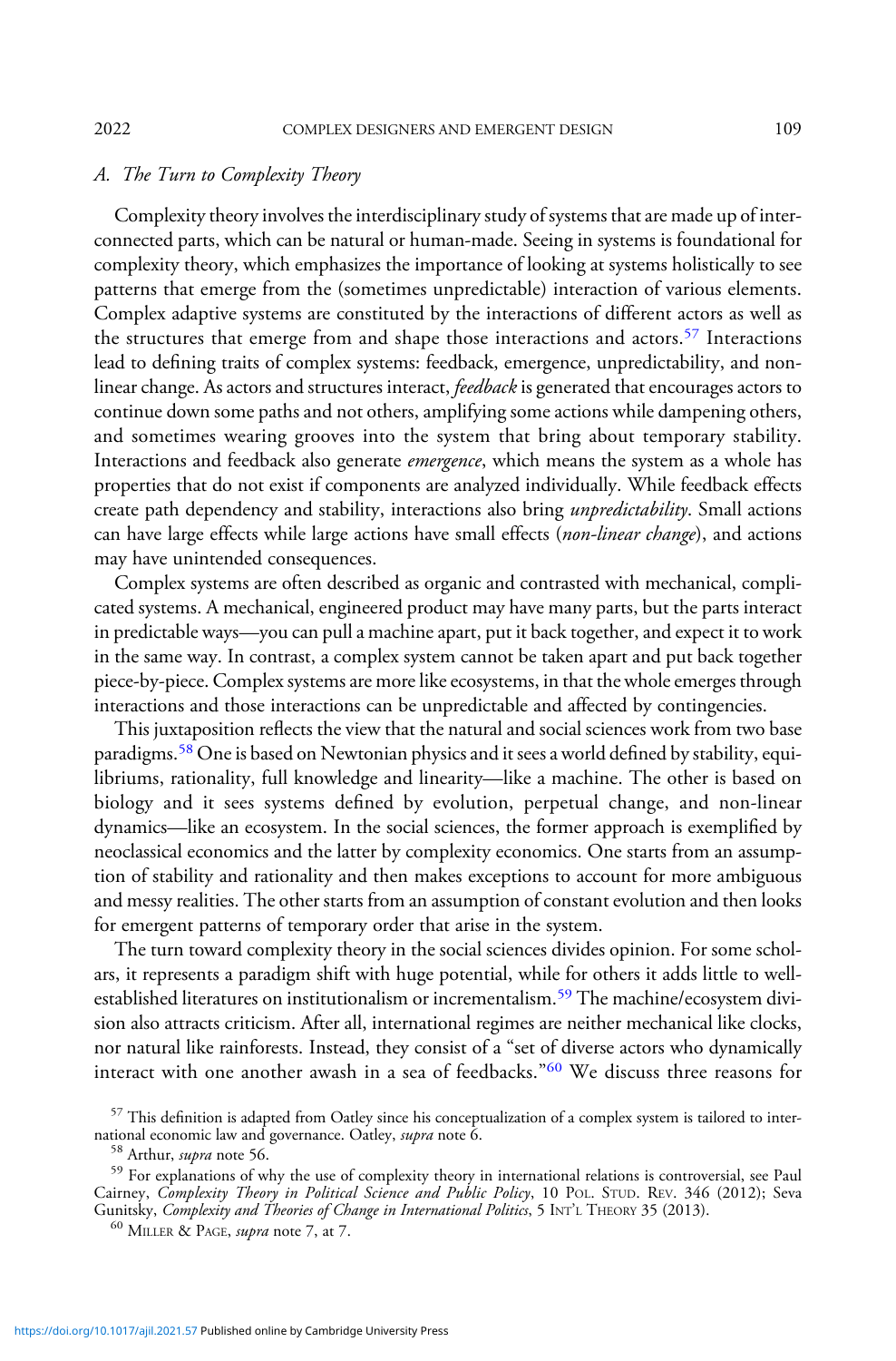### A. The Turn to Complexity Theory

Complexity theory involves the interdisciplinary study of systems that are made up of interconnected parts, which can be natural or human-made. Seeing in systems is foundational for complexity theory, which emphasizes the importance of looking at systems holistically to see patterns that emerge from the (sometimes unpredictable) interaction of various elements. Complex adaptive systems are constituted by the interactions of different actors as well as the structures that emerge from and shape those interactions and actors.[57] Interactions lead to defining traits of complex systems: feedback, emergence, unpredictability, and non-linear change. As actors and structures interact, *feedback* is generated that encourages actors to continue down some paths and not others, amplifying some actions while dampening others, and sometimes wearing grooves into the system that bring about temporary stability. Interactions and feedback also generate *emergence*, which means the system as a whole has properties that do not exist if components are analyzed individually. While feedback effects create path dependency and stability, interactions also bring *unpredictability*. Small actions can have large effects while large actions have small effects (*non-linear change*), and actions may have unintended consequences.

Complex systems are often described as organic and contrasted with mechanical, complicated systems. A mechanical, engineered product may have many parts, but the parts interact in predictable ways—you can pull a machine apart, put it back together, and expect it to work in the same way. In contrast, a complex system cannot be taken apart and put back together piece-by-piece. Complex systems are more like ecosystems, in that the whole emerges through interactions and those interactions can be unpredictable and affected by contingencies.

This juxtaposition reflects the view that the natural and social sciences work from two base paradigms.[58] One is based on Newtonian physics and it sees a world defined by stability, equilibriums, rationality, full knowledge and linearity—like a machine. The other is based on biology and it sees systems defined by evolution, perpetual change, and non-linear dynamics—like an ecosystem. In the social sciences, the former approach is exemplified by neoclassical economics and the latter by complexity economics. One starts from an assumption of stability and rationality and then makes exceptions to account for more ambiguous and messy realities. The other starts from an assumption of constant evolution and then looks for emergent patterns of temporary order that arise in the system.

The turn toward complexity theory in the social sciences divides opinion. For some scholars, it represents a paradigm shift with huge potential, while for others it adds little to well-established literatures on institutionalism or incrementalism.[59] The machine/ecosystem division also attracts criticism. After all, international regimes are neither mechanical like clocks, nor natural like rainforests. Instead, they consist of a "set of diverse actors who dynamically interact with one another awash in a sea of feedbacks."[60] We discuss three reasons for

[57] This definition is adapted from Oatley since his conceptualization of a complex system is tailored to international economic law and governance. Oatley, *supra* note 6.

[58] Arthur, *supra* note 56.

[59] For explanations of why the use of complexity theory in international relations is controversial, see Paul Cairney, *Complexity Theory in Political Science and Public Policy*, 10 Pol. Stud. Rev. 346 (2012); Seva Gunitsky, *Complexity and Theories of Change in International Politics*, 5 Int'l Theory 35 (2013).

[60] Miller & Page, *supra* note 7, at 7.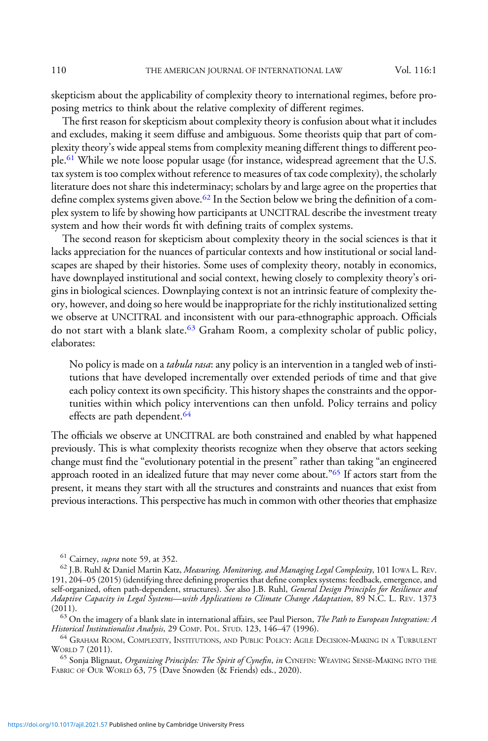skepticism about the applicability of complexity theory to international regimes, before proposing metrics to think about the relative complexity of different regimes.

The first reason for skepticism about complexity theory is confusion about what it includes and excludes, making it seem diffuse and ambiguous. Some theorists quip that part of complexity theory's wide appeal stems from complexity meaning different things to different people.[61] While we note loose popular usage (for instance, widespread agreement that the U.S. tax system is too complex without reference to measures of tax code complexity), the scholarly literature does not share this indeterminacy; scholars by and large agree on the properties that define complex systems given above.[62] In the Section below we bring the definition of a complex system to life by showing how participants at UNCITRAL describe the investment treaty system and how their words fit with defining traits of complex systems.

The second reason for skepticism about complexity theory in the social sciences is that it lacks appreciation for the nuances of particular contexts and how institutional or social landscapes are shaped by their histories. Some uses of complexity theory, notably in economics, have downplayed institutional and social context, hewing closely to complexity theory's origins in biological sciences. Downplaying context is not an intrinsic feature of complexity theory, however, and doing so here would be inappropriate for the richly institutionalized setting we observe at UNCITRAL and inconsistent with our para-ethnographic approach. Officials do not start with a blank slate.[63] Graham Room, a complexity scholar of public policy, elaborates:

> No policy is made on a *tabula rasa*: any policy is an intervention in a tangled web of institutions that have developed incrementally over extended periods of time and that give each policy context its own specificity. This history shapes the constraints and the opportunities within which policy interventions can then unfold. Policy terrains and policy effects are path dependent.[64]

The officials we observe at UNCITRAL are both constrained and enabled by what happened previously. This is what complexity theorists recognize when they observe that actors seeking change must find the "evolutionary potential in the present" rather than taking "an engineered approach rooted in an idealized future that may never come about."[65] If actors start from the present, it means they start with all the structures and constraints and nuances that exist from previous interactions. This perspective has much in common with other theories that emphasize

---

[61] Cairney, *supra* note 59, at 352.

[62] J.B. Ruhl & Daniel Martin Katz, *Measuring, Monitoring, and Managing Legal Complexity*, 101 Iowa L. Rev. 191, 204–05 (2015) (identifying three defining properties that define complex systems: feedback, emergence, and self-organized, often path-dependent, structures). *See* also J.B. Ruhl, *General Design Principles for Resilience and Adaptive Capacity in Legal Systems—with Applications to Climate Change Adaptation*, 89 N.C. L. Rev. 1373 (2011).

[63] On the imagery of a blank slate in international affairs, see Paul Pierson, *The Path to European Integration: A Historical Institutionalist Analysis*, 29 Comp. Pol. Stud. 123, 146–47 (1996).

[64] Graham Room, Complexity, Institutions, and Public Policy: Agile Decision-Making in a Turbulent World 7 (2011).

[65] Sonja Blignaut, *Organizing Principles: The Spirit of Cynefin*, *in* Cynefin: Weaving Sense-Making into the Fabric of Our World 63, 75 (Dave Snowden (& Friends) eds., 2020).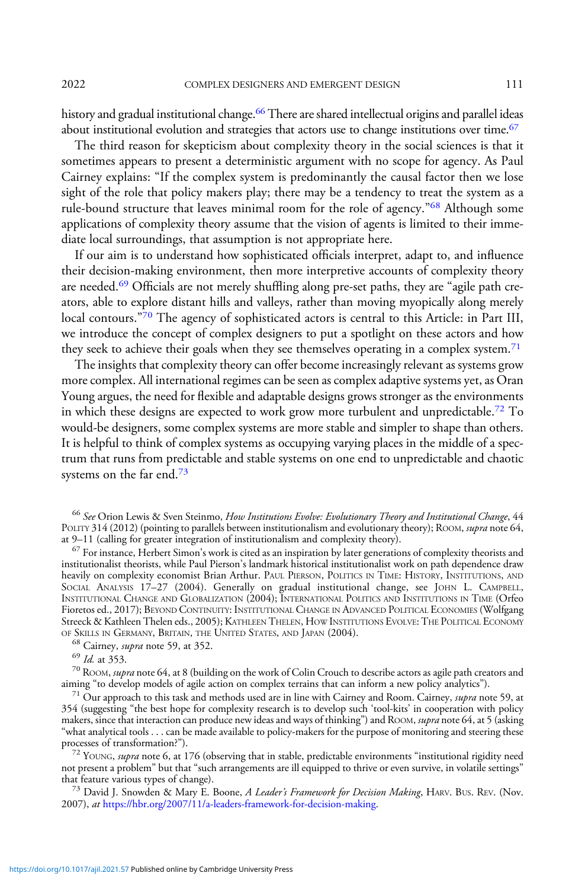history and gradual institutional change.[66] There are shared intellectual origins and parallel ideas about institutional evolution and strategies that actors use to change institutions over time.[67]

The third reason for skepticism about complexity theory in the social sciences is that it sometimes appears to present a deterministic argument with no scope for agency. As Paul Cairney explains: "If the complex system is predominantly the causal factor then we lose sight of the role that policy makers play; there may be a tendency to treat the system as a rule-bound structure that leaves minimal room for the role of agency."[68] Although some applications of complexity theory assume that the vision of agents is limited to their immediate local surroundings, that assumption is not appropriate here.

If our aim is to understand how sophisticated officials interpret, adapt to, and influence their decision-making environment, then more interpretive accounts of complexity theory are needed.[69] Officials are not merely shuffling along pre-set paths, they are "agile path creators, able to explore distant hills and valleys, rather than moving myopically along merely local contours."[70] The agency of sophisticated actors is central to this Article: in Part III, we introduce the concept of complex designers to put a spotlight on these actors and how they seek to achieve their goals when they see themselves operating in a complex system.[71]

The insights that complexity theory can offer become increasingly relevant as systems grow more complex. All international regimes can be seen as complex adaptive systems yet, as Oran Young argues, the need for flexible and adaptable designs grows stronger as the environments in which these designs are expected to work grow more turbulent and unpredictable.[72] To would-be designers, some complex systems are more stable and simpler to shape than others. It is helpful to think of complex systems as occupying varying places in the middle of a spectrum that runs from predictable and stable systems on one end to unpredictable and chaotic systems on the far end.[73]

---

[66] *See* Orion Lewis & Sven Steinmo, *How Institutions Evolve: Evolutionary Theory and Institutional Change*, 44 POLITY 314 (2012) (pointing to parallels between institutionalism and evolutionary theory); ROOM, *supra* note 64, at 9–11 (calling for greater integration of institutionalism and complexity theory).

[67] For instance, Herbert Simon's work is cited as an inspiration by later generations of complexity theorists and institutionalist theorists, while Paul Pierson's landmark historical institutionalist work on path dependence draw heavily on complexity economist Brian Arthur. PAUL PIERSON, POLITICS IN TIME: HISTORY, INSTITUTIONS, AND SOCIAL ANALYSIS 17–27 (2004). Generally on gradual institutional change, see JOHN L. CAMPBELL, INSTITUTIONAL CHANGE AND GLOBALIZATION (2004); INTERNATIONAL POLITICS AND INSTITUTIONS IN TIME (Orfeo Fioretos ed., 2017); BEYOND CONTINUITY: INSTITUTIONAL CHANGE IN ADVANCED POLITICAL ECONOMIES (Wolfgang Streeck & Kathleen Thelen eds., 2005); KATHLEEN THELEN, HOW INSTITUTIONS EVOLVE: THE POLITICAL ECONOMY OF SKILLS IN GERMANY, BRITAIN, THE UNITED STATES, AND JAPAN (2004).

[68] Cairney, *supra* note 59, at 352.

[69] *Id.* at 353.

[70] ROOM, *supra* note 64, at 8 (building on the work of Colin Crouch to describe actors as agile path creators and aiming "to develop models of agile action on complex terrains that can inform a new policy analytics").

[71] Our approach to this task and methods used are in line with Cairney and Room. Cairney, *supra* note 59, at 354 (suggesting "the best hope for complexity research is to develop such 'tool-kits' in cooperation with policy makers, since that interaction can produce new ideas and ways of thinking") and ROOM, *supra* note 64, at 5 (asking "what analytical tools . . . can be made available to policy-makers for the purpose of monitoring and steering these processes of transformation?").

[72] YOUNG, *supra* note 6, at 176 (observing that in stable, predictable environments "institutional rigidity need not present a problem" but that "such arrangements are ill equipped to thrive or even survive, in volatile settings" that feature various types of change).

[73] David J. Snowden & Mary E. Boone, *A Leader's Framework for Decision Making*, HARV. BUS. REV. (Nov. 2007), *at* https://hbr.org/2007/11/a-leaders-framework-for-decision-making.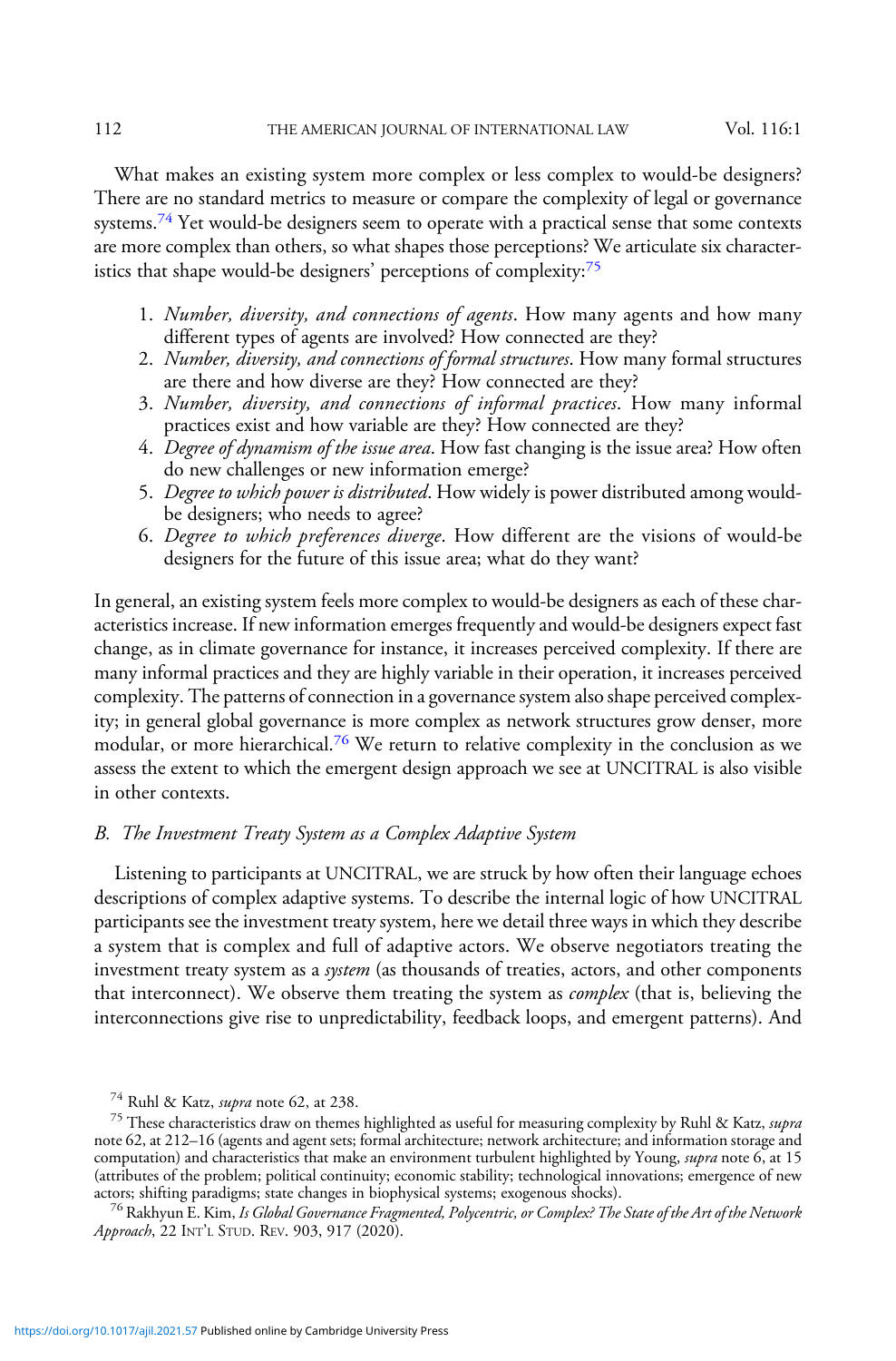What makes an existing system more complex or less complex to would-be designers? There are no standard metrics to measure or compare the complexity of legal or governance systems.[74] Yet would-be designers seem to operate with a practical sense that some contexts are more complex than others, so what shapes those perceptions? We articulate six characteristics that shape would-be designers' perceptions of complexity:[75]

1. *Number, diversity, and connections of agents*. How many agents and how many different types of agents are involved? How connected are they?
2. *Number, diversity, and connections of formal structures*. How many formal structures are there and how diverse are they? How connected are they?
3. *Number, diversity, and connections of informal practices*. How many informal practices exist and how variable are they? How connected are they?
4. *Degree of dynamism of the issue area*. How fast changing is the issue area? How often do new challenges or new information emerge?
5. *Degree to which power is distributed*. How widely is power distributed among would-be designers; who needs to agree?
6. *Degree to which preferences diverge*. How different are the visions of would-be designers for the future of this issue area; what do they want?

In general, an existing system feels more complex to would-be designers as each of these characteristics increase. If new information emerges frequently and would-be designers expect fast change, as in climate governance for instance, it increases perceived complexity. If there are many informal practices and they are highly variable in their operation, it increases perceived complexity. The patterns of connection in a governance system also shape perceived complexity; in general global governance is more complex as network structures grow denser, more modular, or more hierarchical.[76] We return to relative complexity in the conclusion as we assess the extent to which the emergent design approach we see at UNCITRAL is also visible in other contexts.

### *B. The Investment Treaty System as a Complex Adaptive System*

Listening to participants at UNCITRAL, we are struck by how often their language echoes descriptions of complex adaptive systems. To describe the internal logic of how UNCITRAL participants see the investment treaty system, here we detail three ways in which they describe a system that is complex and full of adaptive actors. We observe negotiators treating the investment treaty system as a *system* (as thousands of treaties, actors, and other components that interconnect). We observe them treating the system as *complex* (that is, believing the interconnections give rise to unpredictability, feedback loops, and emergent patterns). And

---

[74] Ruhl & Katz, *supra* note 62, at 238.

[75] These characteristics draw on themes highlighted as useful for measuring complexity by Ruhl & Katz, *supra* note 62, at 212–16 (agents and agent sets; formal architecture; network architecture; and information storage and computation) and characteristics that make an environment turbulent highlighted by Young, *supra* note 6, at 15 (attributes of the problem; political continuity; economic stability; technological innovations; emergence of new actors; shifting paradigms; state changes in biophysical systems; exogenous shocks).

[76] Rakhyun E. Kim, *Is Global Governance Fragmented, Polycentric, or Complex? The State of the Art of the Network Approach*, 22 INT'L STUD. REV. 903, 917 (2020).

https://doi.org/10.1017/ajil.2021.57 Published online by Cambridge University Press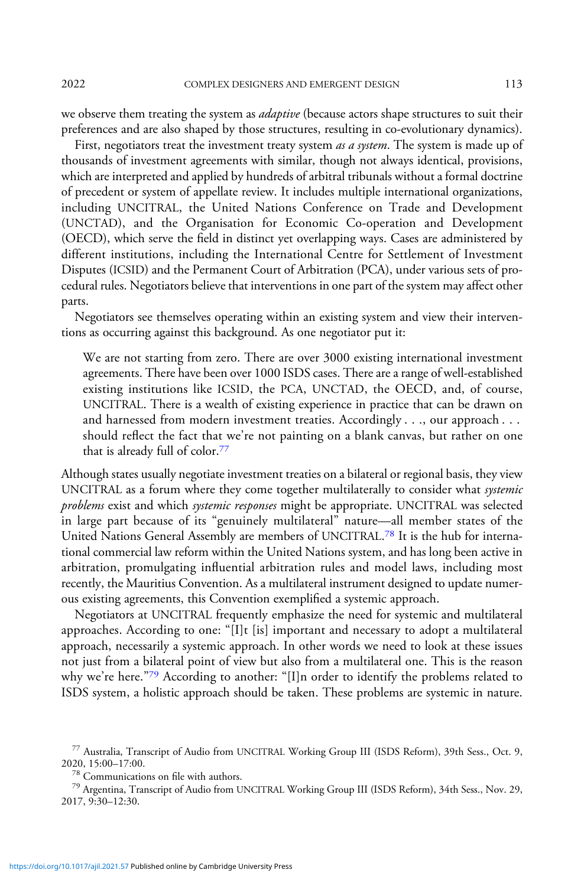we observe them treating the system as *adaptive* (because actors shape structures to suit their preferences and are also shaped by those structures, resulting in co-evolutionary dynamics).

First, negotiators treat the investment treaty system *as a system*. The system is made up of thousands of investment agreements with similar, though not always identical, provisions, which are interpreted and applied by hundreds of arbitral tribunals without a formal doctrine of precedent or system of appellate review. It includes multiple international organizations, including UNCITRAL, the United Nations Conference on Trade and Development (UNCTAD), and the Organisation for Economic Co-operation and Development (OECD), which serve the field in distinct yet overlapping ways. Cases are administered by different institutions, including the International Centre for Settlement of Investment Disputes (ICSID) and the Permanent Court of Arbitration (PCA), under various sets of procedural rules. Negotiators believe that interventions in one part of the system may affect other parts.

Negotiators see themselves operating within an existing system and view their interventions as occurring against this background. As one negotiator put it:

> We are not starting from zero. There are over 3000 existing international investment agreements. There have been over 1000 ISDS cases. There are a range of well-established existing institutions like ICSID, the PCA, UNCTAD, the OECD, and, of course, UNCITRAL. There is a wealth of existing experience in practice that can be drawn on and harnessed from modern investment treaties. Accordingly . . ., our approach . . . should reflect the fact that we're not painting on a blank canvas, but rather on one that is already full of color.[77]

Although states usually negotiate investment treaties on a bilateral or regional basis, they view UNCITRAL as a forum where they come together multilaterally to consider what *systemic problems* exist and which *systemic responses* might be appropriate. UNCITRAL was selected in large part because of its "genuinely multilateral" nature—all member states of the United Nations General Assembly are members of UNCITRAL.[78] It is the hub for international commercial law reform within the United Nations system, and has long been active in arbitration, promulgating influential arbitration rules and model laws, including most recently, the Mauritius Convention. As a multilateral instrument designed to update numerous existing agreements, this Convention exemplified a systemic approach.

Negotiators at UNCITRAL frequently emphasize the need for systemic and multilateral approaches. According to one: "[I]t [is] important and necessary to adopt a multilateral approach, necessarily a systemic approach. In other words we need to look at these issues not just from a bilateral point of view but also from a multilateral one. This is the reason why we're here."[79] According to another: "[I]n order to identify the problems related to ISDS system, a holistic approach should be taken. These problems are systemic in nature.

[77] Australia, Transcript of Audio from UNCITRAL Working Group III (ISDS Reform), 39th Sess., Oct. 9, 2020, 15:00–17:00.

[78] Communications on file with authors.

[79] Argentina, Transcript of Audio from UNCITRAL Working Group III (ISDS Reform), 34th Sess., Nov. 29, 2017, 9:30–12:30.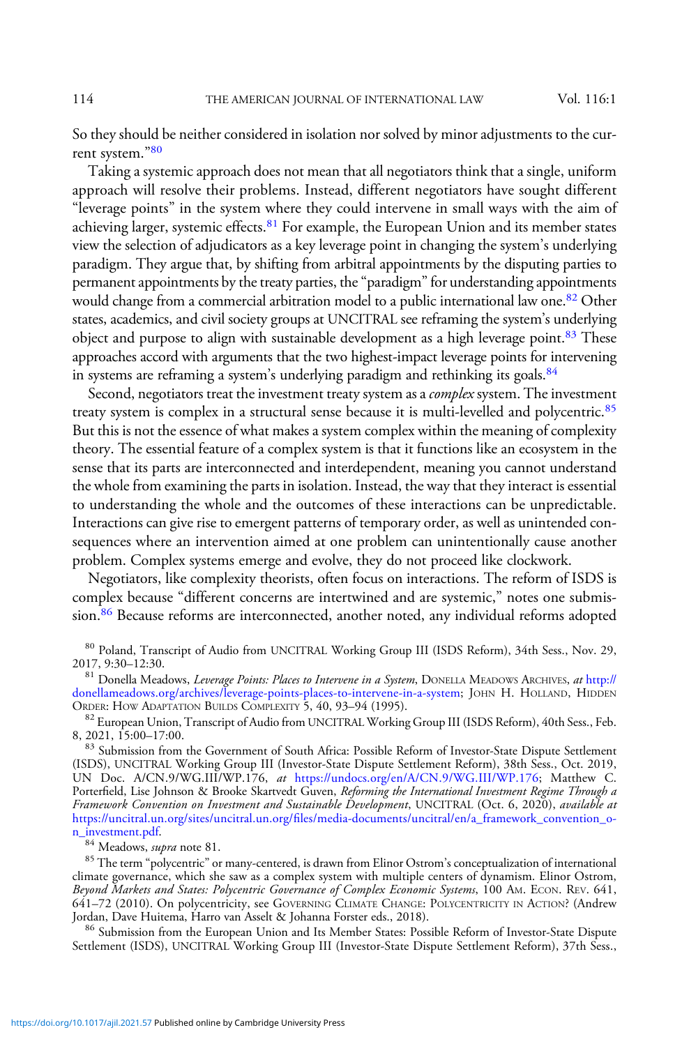So they should be neither considered in isolation nor solved by minor adjustments to the current system."[80]

Taking a systemic approach does not mean that all negotiators think that a single, uniform approach will resolve their problems. Instead, different negotiators have sought different "leverage points" in the system where they could intervene in small ways with the aim of achieving larger, systemic effects.[81] For example, the European Union and its member states view the selection of adjudicators as a key leverage point in changing the system's underlying paradigm. They argue that, by shifting from arbitral appointments by the disputing parties to permanent appointments by the treaty parties, the "paradigm" for understanding appointments would change from a commercial arbitration model to a public international law one.[82] Other states, academics, and civil society groups at UNCITRAL see reframing the system's underlying object and purpose to align with sustainable development as a high leverage point.[83] These approaches accord with arguments that the two highest-impact leverage points for intervening in systems are reframing a system's underlying paradigm and rethinking its goals.[84]

Second, negotiators treat the investment treaty system as a *complex* system. The investment treaty system is complex in a structural sense because it is multi-levelled and polycentric.[85] But this is not the essence of what makes a system complex within the meaning of complexity theory. The essential feature of a complex system is that it functions like an ecosystem in the sense that its parts are interconnected and interdependent, meaning you cannot understand the whole from examining the parts in isolation. Instead, the way that they interact is essential to understanding the whole and the outcomes of these interactions can be unpredictable. Interactions can give rise to emergent patterns of temporary order, as well as unintended consequences where an intervention aimed at one problem can unintentionally cause another problem. Complex systems emerge and evolve, they do not proceed like clockwork.

Negotiators, like complexity theorists, often focus on interactions. The reform of ISDS is complex because "different concerns are intertwined and are systemic," notes one submission.[86] Because reforms are interconnected, another noted, any individual reforms adopted

[80] Poland, Transcript of Audio from UNCITRAL Working Group III (ISDS Reform), 34th Sess., Nov. 29, 2017, 9:30–12:30.

[81] Donella Meadows, *Leverage Points: Places to Intervene in a System*, DONELLA MEADOWS ARCHIVES, *at* http://donellameadows.org/archives/leverage-points-places-to-intervene-in-a-system; JOHN H. HOLLAND, HIDDEN ORDER: HOW ADAPTATION BUILDS COMPLEXITY 5, 40, 93–94 (1995).

[82] European Union, Transcript of Audio from UNCITRAL Working Group III (ISDS Reform), 40th Sess., Feb. 8, 2021, 15:00–17:00.

[83] Submission from the Government of South Africa: Possible Reform of Investor-State Dispute Settlement (ISDS), UNCITRAL Working Group III (Investor-State Dispute Settlement Reform), 38th Sess., Oct. 2019, UN Doc. A/CN.9/WG.III/WP.176, *at* https://undocs.org/en/A/CN.9/WG.III/WP.176; Matthew C. Porterfield, Lise Johnson & Brooke Skartvedt Guven, *Reforming the International Investment Regime Through a Framework Convention on Investment and Sustainable Development*, UNCITRAL (Oct. 6, 2020), *available at* https://uncitral.un.org/sites/uncitral.un.org/files/media-documents/uncitral/en/a_framework_convention_on_investment.pdf.

[84] Meadows, *supra* note 81.

[85] The term "polycentric" or many-centered, is drawn from Elinor Ostrom's conceptualization of international climate governance, which she saw as a complex system with multiple centers of dynamism. Elinor Ostrom, *Beyond Markets and States: Polycentric Governance of Complex Economic Systems*, 100 AM. ECON. REV. 641, 641–72 (2010). On polycentricity, see GOVERNING CLIMATE CHANGE: POLYCENTRICITY IN ACTION? (Andrew Jordan, Dave Huitema, Harro van Asselt & Johanna Forster eds., 2018).

[86] Submission from the European Union and Its Member States: Possible Reform of Investor-State Dispute Settlement (ISDS), UNCITRAL Working Group III (Investor-State Dispute Settlement Reform), 37th Sess.,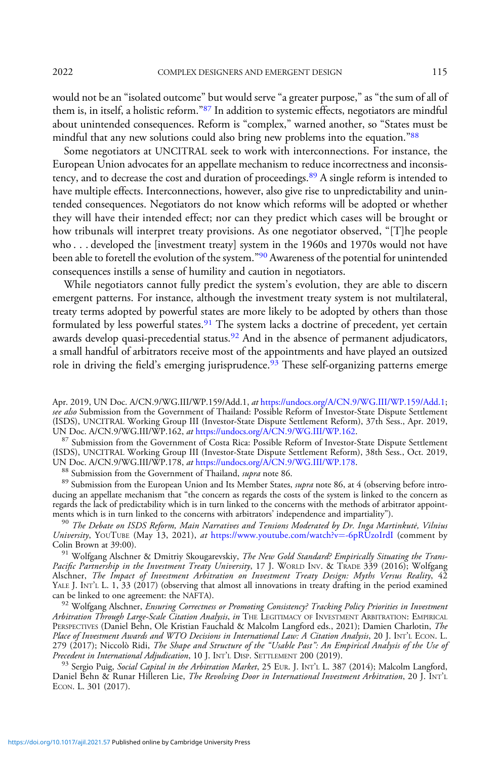would not be an "isolated outcome" but would serve "a greater purpose," as "the sum of all of them is, in itself, a holistic reform."[87] In addition to systemic effects, negotiators are mindful about unintended consequences. Reform is "complex," warned another, so "States must be mindful that any new solutions could also bring new problems into the equation."[88]

Some negotiators at UNCITRAL seek to work with interconnections. For instance, the European Union advocates for an appellate mechanism to reduce incorrectness and inconsistency, and to decrease the cost and duration of proceedings.[89] A single reform is intended to have multiple effects. Interconnections, however, also give rise to unpredictability and unintended consequences. Negotiators do not know which reforms will be adopted or whether they will have their intended effect; nor can they predict which cases will be brought or how tribunals will interpret treaty provisions. As one negotiator observed, "[T]he people who . . . developed the [investment treaty] system in the 1960s and 1970s would not have been able to foretell the evolution of the system."[90] Awareness of the potential for unintended consequences instills a sense of humility and caution in negotiators.

While negotiators cannot fully predict the system's evolution, they are able to discern emergent patterns. For instance, although the investment treaty system is not multilateral, treaty terms adopted by powerful states are more likely to be adopted by others than those formulated by less powerful states.[91] The system lacks a doctrine of precedent, yet certain awards develop quasi-precedential status.[92] And in the absence of permanent adjudicators, a small handful of arbitrators receive most of the appointments and have played an outsized role in driving the field's emerging jurisprudence.[93] These self-organizing patterns emerge

Apr. 2019, UN Doc. A/CN.9/WG.III/WP.159/Add.1, *at* https://undocs.org/A/CN.9/WG.III/WP.159/Add.1; *see also* Submission from the Government of Thailand: Possible Reform of Investor-State Dispute Settlement (ISDS), UNCITRAL Working Group III (Investor-State Dispute Settlement Reform), 37th Sess., Apr. 2019, UN Doc. A/CN.9/WG.III/WP.162, *at* https://undocs.org/A/CN.9/WG.III/WP.162.

[87] Submission from the Government of Costa Rica: Possible Reform of Investor-State Dispute Settlement (ISDS), UNCITRAL Working Group III (Investor-State Dispute Settlement Reform), 38th Sess., Oct. 2019, UN Doc. A/CN.9/WG.III/WP.178, *at* https://undocs.org/A/CN.9/WG.III/WP.178.

[88] Submission from the Government of Thailand, *supra* note 86.

[89] Submission from the European Union and Its Member States, *supra* note 86, at 4 (observing before introducing an appellate mechanism that "the concern as regards the costs of the system is linked to the concern as regards the lack of predictability which is in turn linked to the concerns with the methods of arbitrator appointments which is in turn linked to the concerns with arbitrators' independence and impartiality").

[90] *The Debate on ISDS Reform, Main Narratives and Tensions Moderated by Dr. Inga Martinkutė, Vilnius University*, YouTube (May 13, 2021), *at* https://www.youtube.com/watch?v=-6pRUzoIrdI (comment by Colin Brown at 39:00).

[91] Wolfgang Alschner & Dmitriy Skougarevskiy, *The New Gold Standard? Empirically Situating the Trans-Pacific Partnership in the Investment Treaty University*, 17 J. World Inv. & Trade 339 (2016); Wolfgang Alschner, *The Impact of Investment Arbitration on Investment Treaty Design: Myths Versus Reality*, 42 Yale J. Int'l L. 1, 33 (2017) (observing that almost all innovations in treaty drafting in the period examined can be linked to one agreement: the NAFTA).

[92] Wolfgang Alschner, *Ensuring Correctness or Promoting Consistency? Tracking Policy Priorities in Investment Arbitration Through Large-Scale Citation Analysis*, *in* The Legitimacy of Investment Arbitration: Empirical Perspectives (Daniel Behn, Ole Kristian Fauchald & Malcolm Langford eds., 2021); Damien Charlotin, *The Place of Investment Awards and WTO Decisions in International Law: A Citation Analysis*, 20 J. Int'l Econ. L. 279 (2017); Niccolò Ridi, *The Shape and Structure of the "Usable Past": An Empirical Analysis of the Use of Precedent in International Adjudication*, 10 J. Int'l Disp. Settlement 200 (2019).

[93] Sergio Puig, *Social Capital in the Arbitration Market*, 25 Eur. J. Int'l L. 387 (2014); Malcolm Langford, Daniel Behn & Runar Hilleren Lie, *The Revolving Door in International Investment Arbitration*, 20 J. Int'l Econ. L. 301 (2017).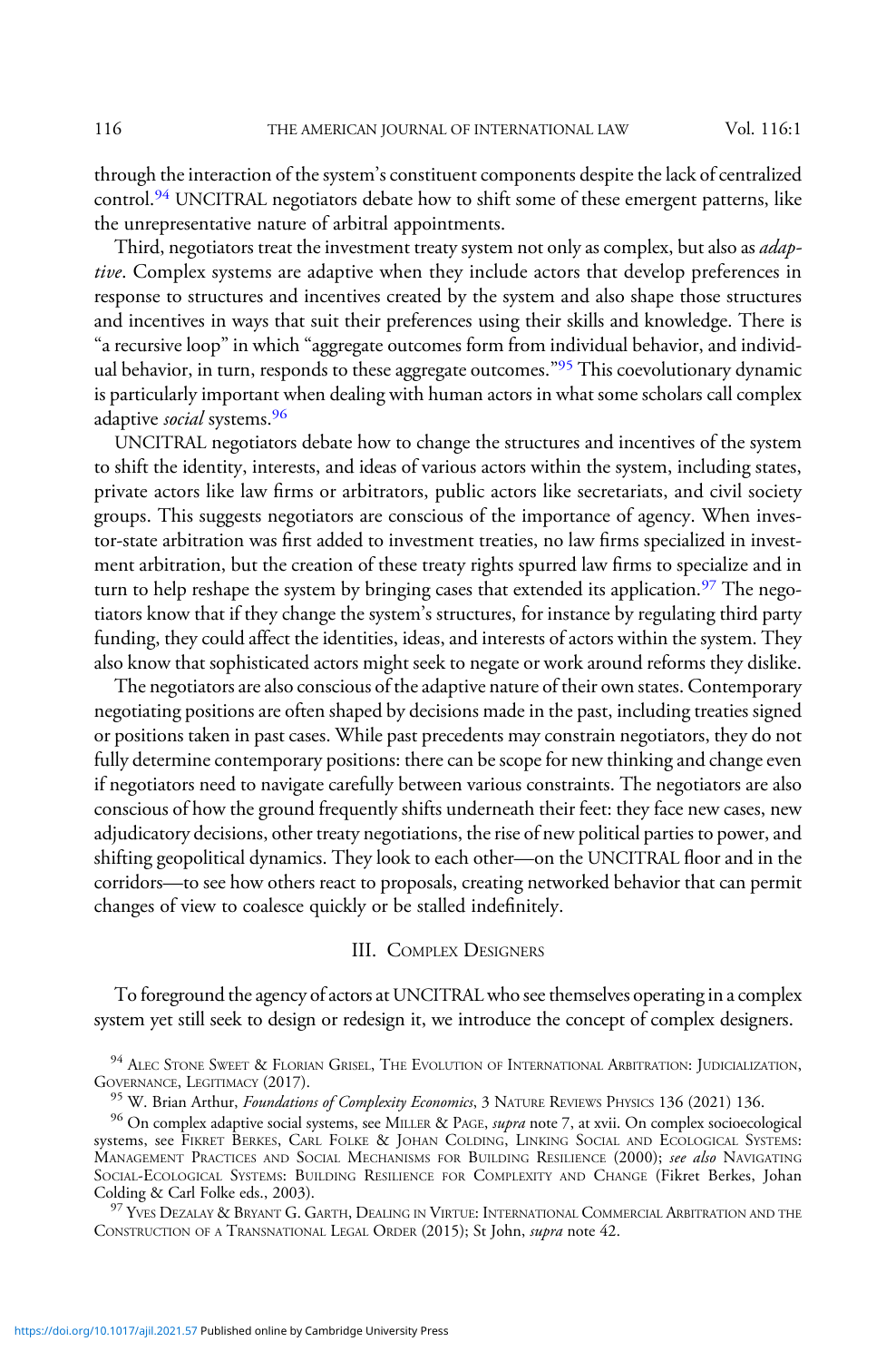through the interaction of the system's constituent components despite the lack of centralized control.[94] UNCITRAL negotiators debate how to shift some of these emergent patterns, like the unrepresentative nature of arbitral appointments.

Third, negotiators treat the investment treaty system not only as complex, but also as *adaptive*. Complex systems are adaptive when they include actors that develop preferences in response to structures and incentives created by the system and also shape those structures and incentives in ways that suit their preferences using their skills and knowledge. There is "a recursive loop" in which "aggregate outcomes form from individual behavior, and individual behavior, in turn, responds to these aggregate outcomes."[95] This coevolutionary dynamic is particularly important when dealing with human actors in what some scholars call complex adaptive *social* systems.[96]

UNCITRAL negotiators debate how to change the structures and incentives of the system to shift the identity, interests, and ideas of various actors within the system, including states, private actors like law firms or arbitrators, public actors like secretariats, and civil society groups. This suggests negotiators are conscious of the importance of agency. When investor-state arbitration was first added to investment treaties, no law firms specialized in investment arbitration, but the creation of these treaty rights spurred law firms to specialize and in turn to help reshape the system by bringing cases that extended its application.[97] The negotiators know that if they change the system's structures, for instance by regulating third party funding, they could affect the identities, ideas, and interests of actors within the system. They also know that sophisticated actors might seek to negate or work around reforms they dislike.

The negotiators are also conscious of the adaptive nature of their own states. Contemporary negotiating positions are often shaped by decisions made in the past, including treaties signed or positions taken in past cases. While past precedents may constrain negotiators, they do not fully determine contemporary positions: there can be scope for new thinking and change even if negotiators need to navigate carefully between various constraints. The negotiators are also conscious of how the ground frequently shifts underneath their feet: they face new cases, new adjudicatory decisions, other treaty negotiations, the rise of new political parties to power, and shifting geopolitical dynamics. They look to each other—on the UNCITRAL floor and in the corridors—to see how others react to proposals, creating networked behavior that can permit changes of view to coalesce quickly or be stalled indefinitely.

## III. Complex Designers

To foreground the agency of actors at UNCITRAL who see themselves operating in a complex system yet still seek to design or redesign it, we introduce the concept of complex designers.

[94] Alec Stone Sweet & Florian Grisel, The Evolution of International Arbitration: Judicialization, Governance, Legitimacy (2017).

[95] W. Brian Arthur, *Foundations of Complexity Economics*, 3 Nature Reviews Physics 136 (2021) 136.

[96] On complex adaptive social systems, see Miller & Page, *supra* note 7, at xvii. On complex socioecological systems, see Fikret Berkes, Carl Folke & Johan Colding, Linking Social and Ecological Systems: Management Practices and Social Mechanisms for Building Resilience (2000); *see also* Navigating Social-Ecological Systems: Building Resilience for Complexity and Change (Fikret Berkes, Johan Colding & Carl Folke eds., 2003).

[97] Yves Dezalay & Bryant G. Garth, Dealing in Virtue: International Commercial Arbitration and the Construction of a Transnational Legal Order (2015); St John, *supra* note 42.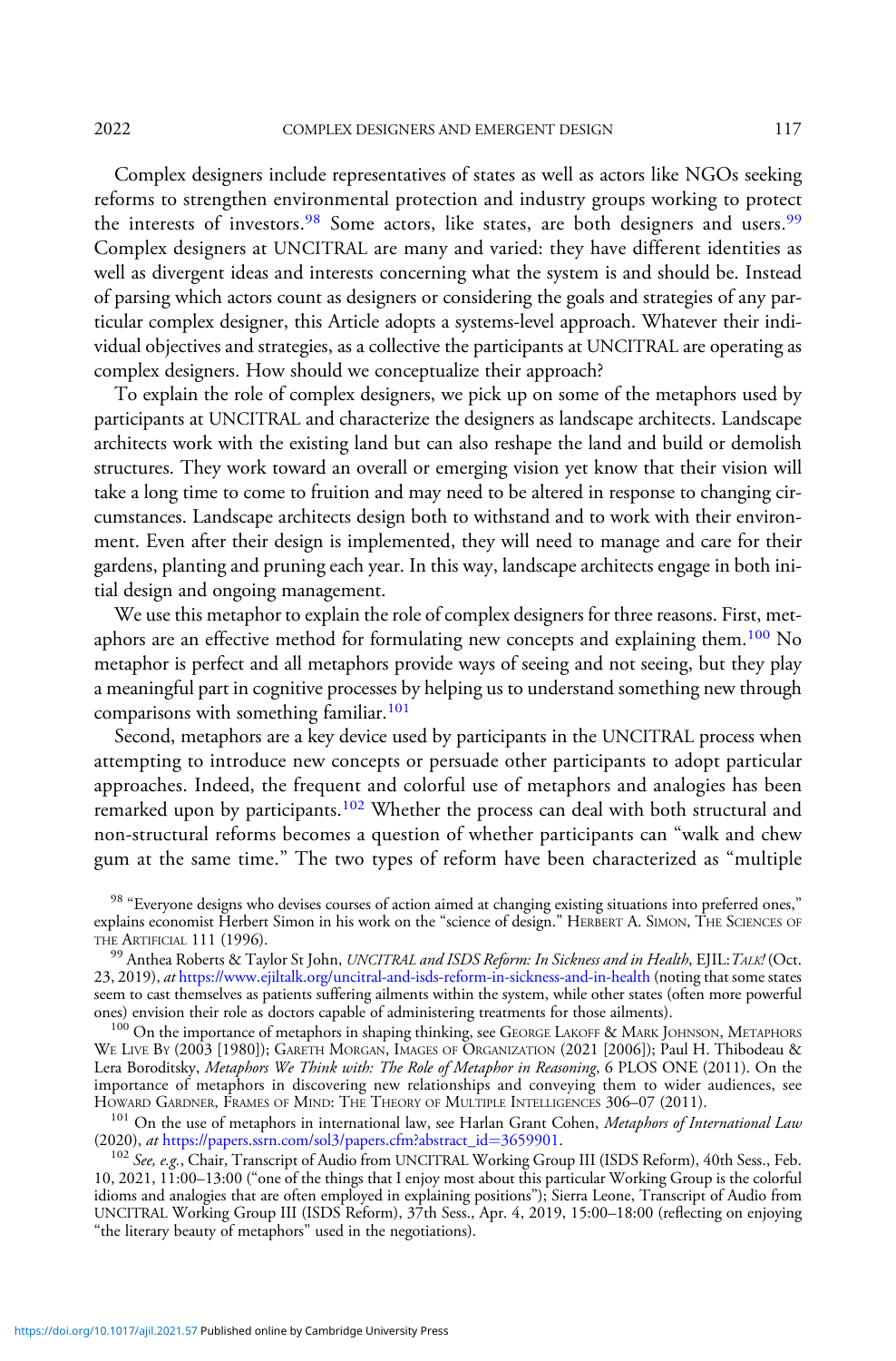Complex designers include representatives of states as well as actors like NGOs seeking reforms to strengthen environmental protection and industry groups working to protect the interests of investors.[98] Some actors, like states, are both designers and users.[99] Complex designers at UNCITRAL are many and varied: they have different identities as well as divergent ideas and interests concerning what the system is and should be. Instead of parsing which actors count as designers or considering the goals and strategies of any particular complex designer, this Article adopts a systems-level approach. Whatever their individual objectives and strategies, as a collective the participants at UNCITRAL are operating as complex designers. How should we conceptualize their approach?

To explain the role of complex designers, we pick up on some of the metaphors used by participants at UNCITRAL and characterize the designers as landscape architects. Landscape architects work with the existing land but can also reshape the land and build or demolish structures. They work toward an overall or emerging vision yet know that their vision will take a long time to come to fruition and may need to be altered in response to changing circumstances. Landscape architects design both to withstand and to work with their environment. Even after their design is implemented, they will need to manage and care for their gardens, planting and pruning each year. In this way, landscape architects engage in both initial design and ongoing management.

We use this metaphor to explain the role of complex designers for three reasons. First, metaphors are an effective method for formulating new concepts and explaining them.[100] No metaphor is perfect and all metaphors provide ways of seeing and not seeing, but they play a meaningful part in cognitive processes by helping us to understand something new through comparisons with something familiar.[101]

Second, metaphors are a key device used by participants in the UNCITRAL process when attempting to introduce new concepts or persuade other participants to adopt particular approaches. Indeed, the frequent and colorful use of metaphors and analogies has been remarked upon by participants.[102] Whether the process can deal with both structural and non-structural reforms becomes a question of whether participants can "walk and chew gum at the same time." The two types of reform have been characterized as "multiple

---

[98] "Everyone designs who devises courses of action aimed at changing existing situations into preferred ones," explains economist Herbert Simon in his work on the "science of design." HERBERT A. SIMON, THE SCIENCES OF THE ARTIFICIAL 111 (1996).

[99] Anthea Roberts & Taylor St John, *UNCITRAL and ISDS Reform: In Sickness and in Health*, EJIL:*TALK!* (Oct. 23, 2019), *at* https://www.ejiltalk.org/uncitral-and-isds-reform-in-sickness-and-in-health (noting that some states seem to cast themselves as patients suffering ailments within the system, while other states (often more powerful ones) envision their role as doctors capable of administering treatments for those ailments).

[100] On the importance of metaphors in shaping thinking, see GEORGE LAKOFF & MARK JOHNSON, METAPHORS WE LIVE BY (2003 [1980]); GARETH MORGAN, IMAGES OF ORGANIZATION (2021 [2006]); Paul H. Thibodeau & Lera Boroditsky, *Metaphors We Think with: The Role of Metaphor in Reasoning*, 6 PLOS ONE (2011). On the importance of metaphors in discovering new relationships and conveying them to wider audiences, see HOWARD GARDNER, FRAMES OF MIND: THE THEORY OF MULTIPLE INTELLIGENCES 306–07 (2011).

[101] On the use of metaphors in international law, see Harlan Grant Cohen, *Metaphors of International Law* (2020), *at* https://papers.ssrn.com/sol3/papers.cfm?abstract_id=3659901.

[102] *See, e.g.*, Chair, Transcript of Audio from UNCITRAL Working Group III (ISDS Reform), 40th Sess., Feb. 10, 2021, 11:00–13:00 ("one of the things that I enjoy most about this particular Working Group is the colorful idioms and analogies that are often employed in explaining positions"); Sierra Leone, Transcript of Audio from UNCITRAL Working Group III (ISDS Reform), 37th Sess., Apr. 4, 2019, 15:00–18:00 (reflecting on enjoying "the literary beauty of metaphors" used in the negotiations).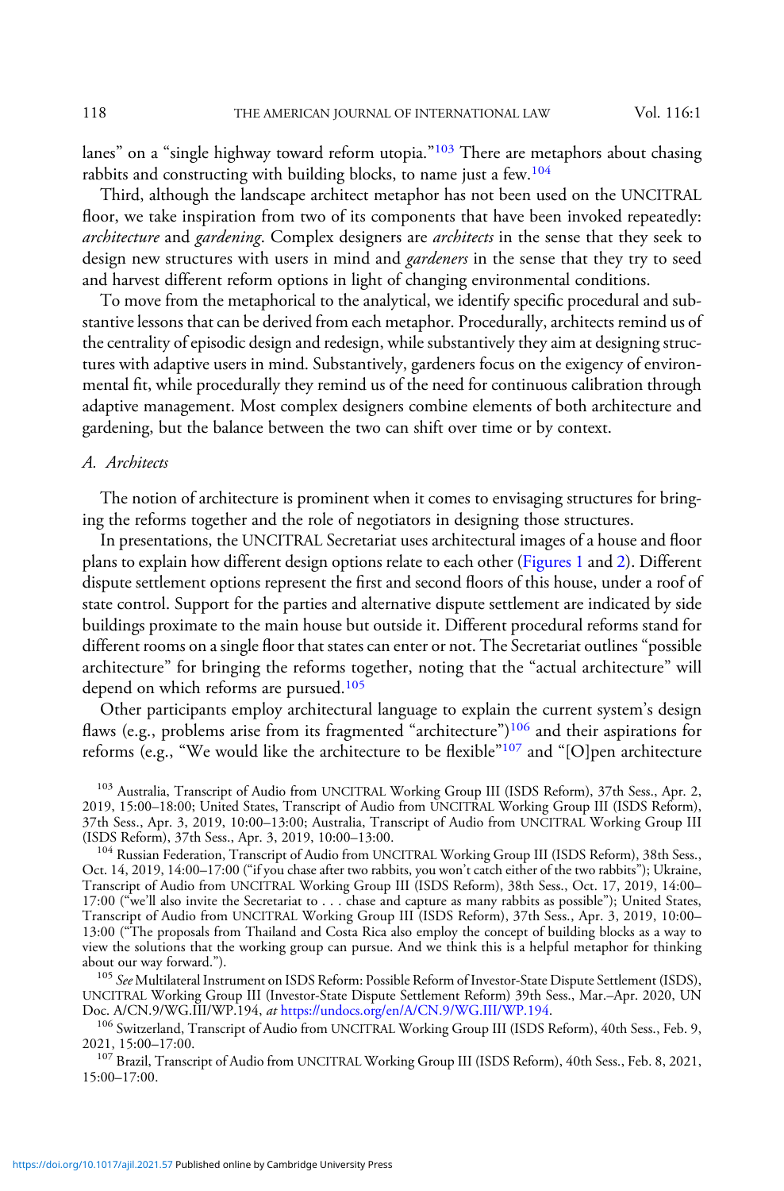lanes" on a "single highway toward reform utopia."[103] There are metaphors about chasing rabbits and constructing with building blocks, to name just a few.[104]

Third, although the landscape architect metaphor has not been used on the UNCITRAL floor, we take inspiration from two of its components that have been invoked repeatedly: *architecture* and *gardening*. Complex designers are *architects* in the sense that they seek to design new structures with users in mind and *gardeners* in the sense that they try to seed and harvest different reform options in light of changing environmental conditions.

To move from the metaphorical to the analytical, we identify specific procedural and substantive lessons that can be derived from each metaphor. Procedurally, architects remind us of the centrality of episodic design and redesign, while substantively they aim at designing structures with adaptive users in mind. Substantively, gardeners focus on the exigency of environmental fit, while procedurally they remind us of the need for continuous calibration through adaptive management. Most complex designers combine elements of both architecture and gardening, but the balance between the two can shift over time or by context.

### *A. Architects*

The notion of architecture is prominent when it comes to envisaging structures for bringing the reforms together and the role of negotiators in designing those structures.

In presentations, the UNCITRAL Secretariat uses architectural images of a house and floor plans to explain how different design options relate to each other (Figures 1 and 2). Different dispute settlement options represent the first and second floors of this house, under a roof of state control. Support for the parties and alternative dispute settlement are indicated by side buildings proximate to the main house but outside it. Different procedural reforms stand for different rooms on a single floor that states can enter or not. The Secretariat outlines "possible architecture" for bringing the reforms together, noting that the "actual architecture" will depend on which reforms are pursued.[105]

Other participants employ architectural language to explain the current system's design flaws (e.g., problems arise from its fragmented "architecture")[106] and their aspirations for reforms (e.g., "We would like the architecture to be flexible"[107] and "[O]pen architecture

---

[103] Australia, Transcript of Audio from UNCITRAL Working Group III (ISDS Reform), 37th Sess., Apr. 2, 2019, 15:00–18:00; United States, Transcript of Audio from UNCITRAL Working Group III (ISDS Reform), 37th Sess., Apr. 3, 2019, 10:00–13:00; Australia, Transcript of Audio from UNCITRAL Working Group III (ISDS Reform), 37th Sess., Apr. 3, 2019, 10:00–13:00.

[104] Russian Federation, Transcript of Audio from UNCITRAL Working Group III (ISDS Reform), 38th Sess., Oct. 14, 2019, 14:00–17:00 ("if you chase after two rabbits, you won't catch either of the two rabbits"); Ukraine, Transcript of Audio from UNCITRAL Working Group III (ISDS Reform), 38th Sess., Oct. 17, 2019, 14:00–17:00 ("we'll also invite the Secretariat to . . . chase and capture as many rabbits as possible"); United States, Transcript of Audio from UNCITRAL Working Group III (ISDS Reform), 37th Sess., Apr. 3, 2019, 10:00–13:00 ("The proposals from Thailand and Costa Rica also employ the concept of building blocks as a way to view the solutions that the working group can pursue. And we think this is a helpful metaphor for thinking about our way forward.").

[105] *See* Multilateral Instrument on ISDS Reform: Possible Reform of Investor-State Dispute Settlement (ISDS), UNCITRAL Working Group III (Investor-State Dispute Settlement Reform) 39th Sess., Mar.–Apr. 2020, UN Doc. A/CN.9/WG.III/WP.194, *at* https://undocs.org/en/A/CN.9/WG.III/WP.194.

[106] Switzerland, Transcript of Audio from UNCITRAL Working Group III (ISDS Reform), 40th Sess., Feb. 9, 2021, 15:00–17:00.

[107] Brazil, Transcript of Audio from UNCITRAL Working Group III (ISDS Reform), 40th Sess., Feb. 8, 2021, 15:00–17:00.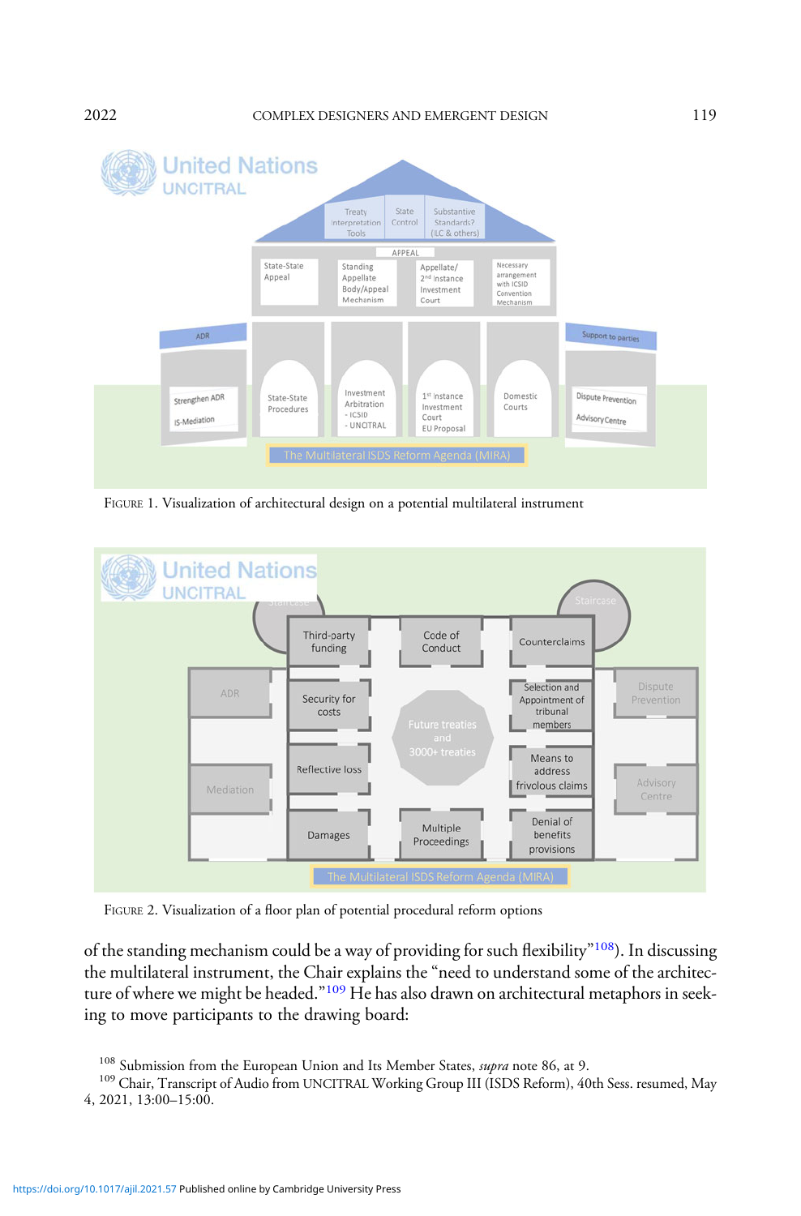FIGURE 1. Visualization of architectural design on a potential multilateral instrument

FIGURE 2. Visualization of a floor plan of potential procedural reform options

of the standing mechanism could be a way of providing for such flexibility"[108]). In discussing the multilateral instrument, the Chair explains the "need to understand some of the architecture of where we might be headed."[109] He has also drawn on architectural metaphors in seeking to move participants to the drawing board:

[108] Submission from the European Union and Its Member States, *supra* note 86, at 9.

[109] Chair, Transcript of Audio from UNCITRAL Working Group III (ISDS Reform), 40th Sess. resumed, May 4, 2021, 13:00–15:00.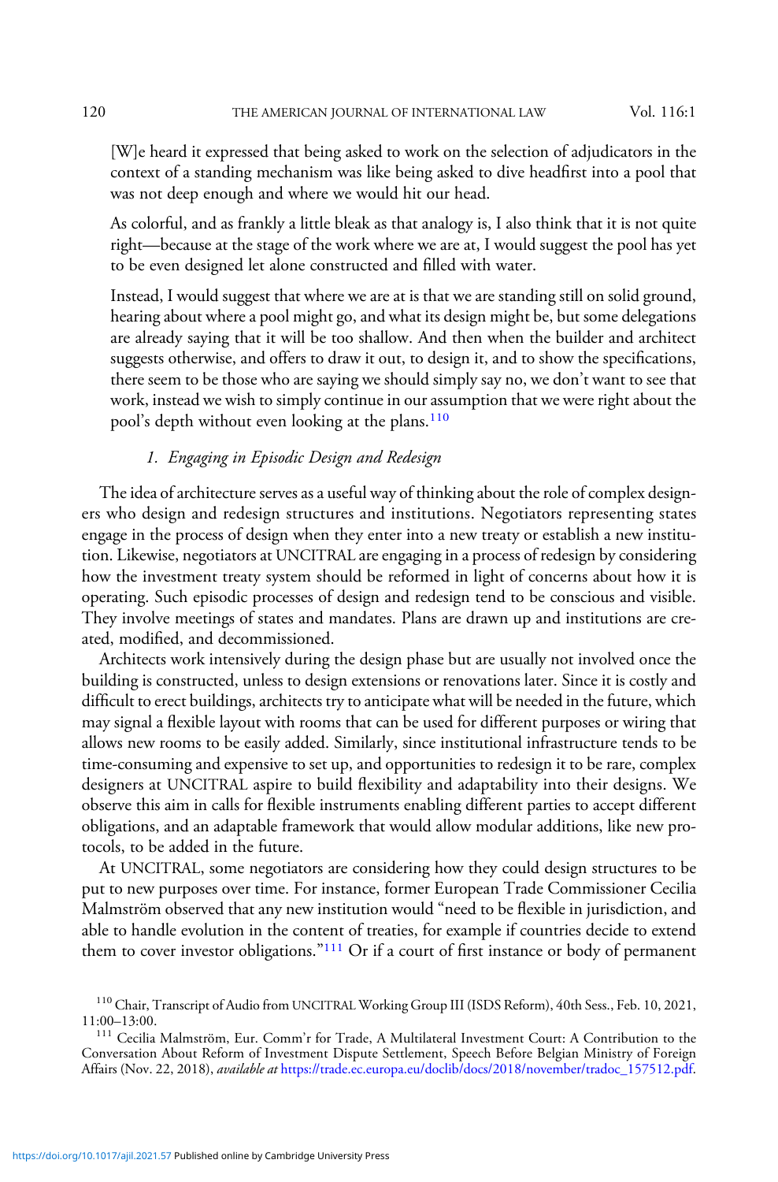> [W]e heard it expressed that being asked to work on the selection of adjudicators in the context of a standing mechanism was like being asked to dive headfirst into a pool that was not deep enough and where we would hit our head.
>
> As colorful, and as frankly a little bleak as that analogy is, I also think that it is not quite right—because at the stage of the work where we are at, I would suggest the pool has yet to be even designed let alone constructed and filled with water.
>
> Instead, I would suggest that where we are at is that we are standing still on solid ground, hearing about where a pool might go, and what its design might be, but some delegations are already saying that it will be too shallow. And then when the builder and architect suggests otherwise, and offers to draw it out, to design it, and to show the specifications, there seem to be those who are saying we should simply say no, we don't want to see that work, instead we wish to simply continue in our assumption that we were right about the pool's depth without even looking at the plans.[110]

#### 1. *Engaging in Episodic Design and Redesign*

The idea of architecture serves as a useful way of thinking about the role of complex designers who design and redesign structures and institutions. Negotiators representing states engage in the process of design when they enter into a new treaty or establish a new institution. Likewise, negotiators at UNCITRAL are engaging in a process of redesign by considering how the investment treaty system should be reformed in light of concerns about how it is operating. Such episodic processes of design and redesign tend to be conscious and visible. They involve meetings of states and mandates. Plans are drawn up and institutions are created, modified, and decommissioned.

Architects work intensively during the design phase but are usually not involved once the building is constructed, unless to design extensions or renovations later. Since it is costly and difficult to erect buildings, architects try to anticipate what will be needed in the future, which may signal a flexible layout with rooms that can be used for different purposes or wiring that allows new rooms to be easily added. Similarly, since institutional infrastructure tends to be time-consuming and expensive to set up, and opportunities to redesign it to be rare, complex designers at UNCITRAL aspire to build flexibility and adaptability into their designs. We observe this aim in calls for flexible instruments enabling different parties to accept different obligations, and an adaptable framework that would allow modular additions, like new protocols, to be added in the future.

At UNCITRAL, some negotiators are considering how they could design structures to be put to new purposes over time. For instance, former European Trade Commissioner Cecilia Malmström observed that any new institution would "need to be flexible in jurisdiction, and able to handle evolution in the content of treaties, for example if countries decide to extend them to cover investor obligations."[111] Or if a court of first instance or body of permanent

[110] Chair, Transcript of Audio from UNCITRAL Working Group III (ISDS Reform), 40th Sess., Feb. 10, 2021, 11:00–13:00.

[111] Cecilia Malmström, Eur. Comm'r for Trade, A Multilateral Investment Court: A Contribution to the Conversation About Reform of Investment Dispute Settlement, Speech Before Belgian Ministry of Foreign Affairs (Nov. 22, 2018), *available at* https://trade.ec.europa.eu/doclib/docs/2018/november/tradoc_157512.pdf.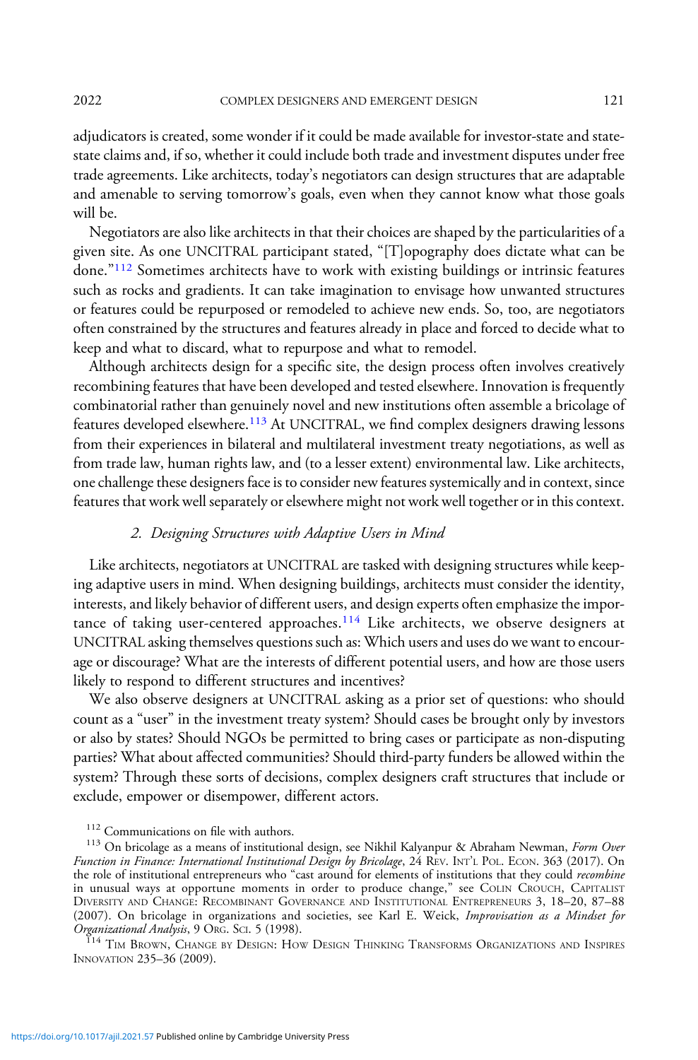adjudicators is created, some wonder if it could be made available for investor-state and state-state claims and, if so, whether it could include both trade and investment disputes under free trade agreements. Like architects, today's negotiators can design structures that are adaptable and amenable to serving tomorrow's goals, even when they cannot know what those goals will be.

Negotiators are also like architects in that their choices are shaped by the particularities of a given site. As one UNCITRAL participant stated, "[T]opography does dictate what can be done."[112] Sometimes architects have to work with existing buildings or intrinsic features such as rocks and gradients. It can take imagination to envisage how unwanted structures or features could be repurposed or remodeled to achieve new ends. So, too, are negotiators often constrained by the structures and features already in place and forced to decide what to keep and what to discard, what to repurpose and what to remodel.

Although architects design for a specific site, the design process often involves creatively recombining features that have been developed and tested elsewhere. Innovation is frequently combinatorial rather than genuinely novel and new institutions often assemble a bricolage of features developed elsewhere.[113] At UNCITRAL, we find complex designers drawing lessons from their experiences in bilateral and multilateral investment treaty negotiations, as well as from trade law, human rights law, and (to a lesser extent) environmental law. Like architects, one challenge these designers face is to consider new features systemically and in context, since features that work well separately or elsewhere might not work well together or in this context.

### 2. *Designing Structures with Adaptive Users in Mind*

Like architects, negotiators at UNCITRAL are tasked with designing structures while keeping adaptive users in mind. When designing buildings, architects must consider the identity, interests, and likely behavior of different users, and design experts often emphasize the importance of taking user-centered approaches.[114] Like architects, we observe designers at UNCITRAL asking themselves questions such as: Which users and uses do we want to encourage or discourage? What are the interests of different potential users, and how are those users likely to respond to different structures and incentives?

We also observe designers at UNCITRAL asking as a prior set of questions: who should count as a "user" in the investment treaty system? Should cases be brought only by investors or also by states? Should NGOs be permitted to bring cases or participate as non-disputing parties? What about affected communities? Should third-party funders be allowed within the system? Through these sorts of decisions, complex designers craft structures that include or exclude, empower or disempower, different actors.

[112] Communications on file with authors.

[113] On bricolage as a means of institutional design, see Nikhil Kalyanpur & Abraham Newman, *Form Over Function in Finance: International Institutional Design by Bricolage*, 24 REV. INT'L POL. ECON. 363 (2017). On the role of institutional entrepreneurs who "cast around for elements of institutions that they could *recombine* in unusual ways at opportune moments in order to produce change," see COLIN CROUCH, CAPITALIST DIVERSITY AND CHANGE: RECOMBINANT GOVERNANCE AND INSTITUTIONAL ENTREPRENEURS 3, 18–20, 87–88 (2007). On bricolage in organizations and societies, see Karl E. Weick, *Improvisation as a Mindset for Organizational Analysis*, 9 ORG. SCI. 5 (1998).

[114] TIM BROWN, CHANGE BY DESIGN: HOW DESIGN THINKING TRANSFORMS ORGANIZATIONS AND INSPIRES INNOVATION 235–36 (2009).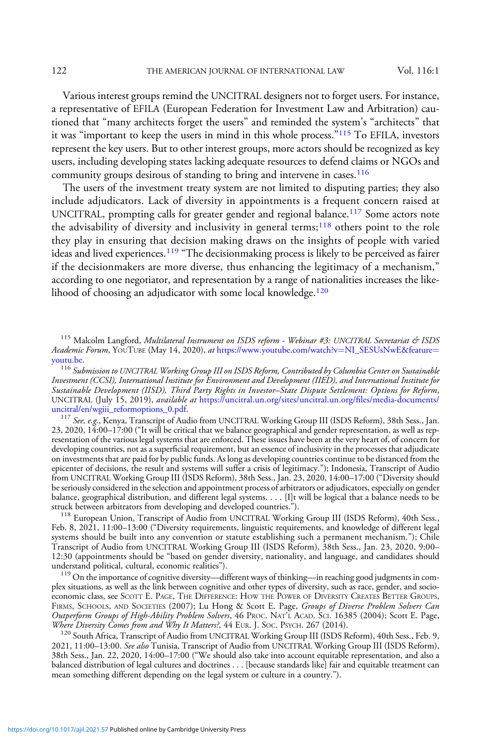Various interest groups remind the UNCITRAL designers not to forget users. For instance, a representative of EFILA (European Federation for Investment Law and Arbitration) cautioned that "many architects forget the users" and reminded the system's "architects" that it was "important to keep the users in mind in this whole process."[115] To EFILA, investors represent the key users. But to other interest groups, more actors should be recognized as key users, including developing states lacking adequate resources to defend claims or NGOs and community groups desirous of standing to bring and intervene in cases.[116]

The users of the investment treaty system are not limited to disputing parties; they also include adjudicators. Lack of diversity in appointments is a frequent concern raised at UNCITRAL, prompting calls for greater gender and regional balance.[117] Some actors note the advisability of diversity and inclusivity in general terms;[118] others point to the role they play in ensuring that decision making draws on the insights of people with varied ideas and lived experiences.[119] "The decisionmaking process is likely to be perceived as fairer if the decisionmakers are more diverse, thus enhancing the legitimacy of a mechanism," according to one negotiator, and representation by a range of nationalities increases the likelihood of choosing an adjudicator with some local knowledge.[120]

---

[115] Malcolm Langford, *Multilateral Instrument on ISDS reform - Webinar #3: UNCITRAL Secretariat & ISDS Academic Forum*, YouTube (May 14, 2020), *at* https://www.youtube.com/watch?v=NI_SESUsNwE&feature=youtu.be.

[116] *Submission to UNCITRAL Working Group III on ISDS Reform, Contributed by Columbia Center on Sustainable Investment (CCSI), International Institute for Environment and Development (IIED), and International Institute for Sustainable Development (IISD), Third Party Rights in Investor–State Dispute Settlement: Options for Reform*, UNCITRAL (July 15, 2019), *available at* https://uncitral.un.org/sites/uncitral.un.org/files/media-documents/uncitral/en/wgiii_reformoptions_0.pdf.

[117] *See, e.g.*, Kenya, Transcript of Audio from UNCITRAL Working Group III (ISDS Reform), 38th Sess., Jan. 23, 2020, 14:00–17:00 ("It will be critical that we balance geographical and gender representation, as well as representation of the various legal systems that are enforced. These issues have been at the very heart of, of concern for developing countries, not as a superficial requirement, but an essence of inclusivity in the processes that adjudicate on investments that are paid for by public funds. As long as developing countries continue to be distanced from the epicenter of decisions, the result and systems will suffer a crisis of legitimacy."); Indonesia, Transcript of Audio from UNCITRAL Working Group III (ISDS Reform), 38th Sess., Jan. 23, 2020, 14:00–17:00 ("Diversity should be seriously considered in the selection and appointment process of arbitrators or adjudicators, especially on gender balance, geographical distribution, and different legal systems. . . . [I]t will be logical that a balance needs to be struck between arbitrators from developing and developed countries.").

[118] European Union, Transcript of Audio from UNCITRAL Working Group III (ISDS Reform), 40th Sess., Feb. 8, 2021, 11:00–13:00 ("Diversity requirements, linguistic requirements, and knowledge of different legal systems should be built into any convention or statute establishing such a permanent mechanism."); Chile Transcript of Audio from UNCITRAL Working Group III (ISDS Reform), 38th Sess., Jan. 23, 2020, 9:00–12:30 (appointments should be "based on gender diversity, nationality, and language, and candidates should understand political, cultural, economic realities").

[119] On the importance of cognitive diversity—different ways of thinking—in reaching good judgments in complex situations, as well as the link between cognitive and other types of diversity, such as race, gender, and socioeconomic class, see Scott E. Page, The Difference: How the Power of Diversity Creates Better Groups, Firms, Schools, and Societies (2007); Lu Hong & Scott E. Page, *Groups of Diverse Problem Solvers Can Outperform Groups of High-Ability Problem Solvers*, 46 Proc. Nat'l Acad. Sci. 16385 (2004); Scott E. Page, *Where Diversity Comes from and Why It Matters?*, 44 Eur. J. Soc. Psych. 267 (2014).

[120] South Africa, Transcript of Audio from UNCITRAL Working Group III (ISDS Reform), 40th Sess., Feb. 9, 2021, 11:00–13:00. *See also* Tunisia, Transcript of Audio from UNCITRAL Working Group III (ISDS Reform), 38th Sess., Jan. 22, 2020, 14:00–17:00 ("We should also take into account equitable representation, and also a balanced distribution of legal cultures and doctrines . . . [because standards like] fair and equitable treatment can mean something different depending on the legal system or culture in a country.").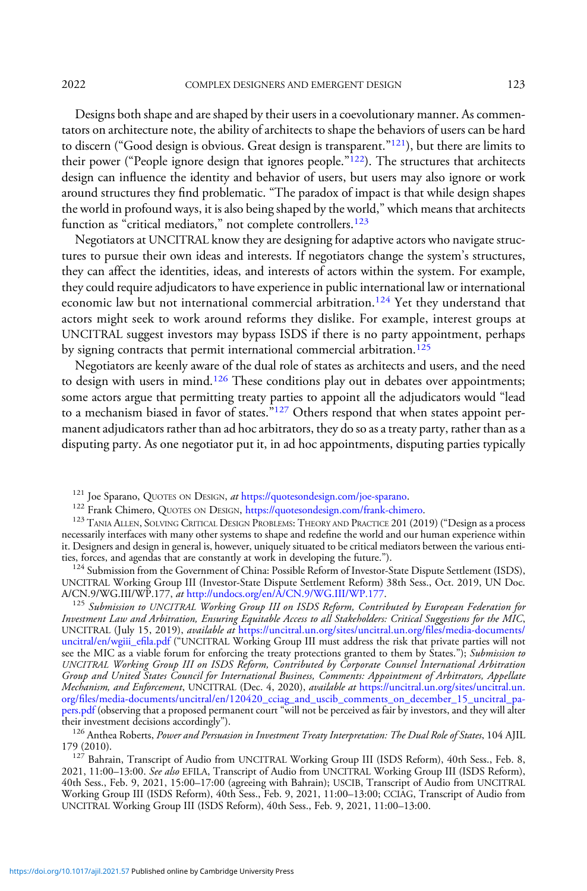Designs both shape and are shaped by their users in a coevolutionary manner. As commentators on architecture note, the ability of architects to shape the behaviors of users can be hard to discern ("Good design is obvious. Great design is transparent."[121]), but there are limits to their power ("People ignore design that ignores people."[122]). The structures that architects design can influence the identity and behavior of users, but users may also ignore or work around structures they find problematic. "The paradox of impact is that while design shapes the world in profound ways, it is also being shaped by the world," which means that architects function as "critical mediators," not complete controllers.[123]

Negotiators at UNCITRAL know they are designing for adaptive actors who navigate structures to pursue their own ideas and interests. If negotiators change the system's structures, they can affect the identities, ideas, and interests of actors within the system. For example, they could require adjudicators to have experience in public international law or international economic law but not international commercial arbitration.[124] Yet they understand that actors might seek to work around reforms they dislike. For example, interest groups at UNCITRAL suggest investors may bypass ISDS if there is no party appointment, perhaps by signing contracts that permit international commercial arbitration.[125]

Negotiators are keenly aware of the dual role of states as architects and users, and the need to design with users in mind.[126] These conditions play out in debates over appointments; some actors argue that permitting treaty parties to appoint all the adjudicators would "lead to a mechanism biased in favor of states."[127] Others respond that when states appoint permanent adjudicators rather than ad hoc arbitrators, they do so as a treaty party, rather than as a disputing party. As one negotiator put it, in ad hoc appointments, disputing parties typically

---

[121] Joe Sparano, Quotes on Design, *at* https://quotesondesign.com/joe-sparano.

[122] Frank Chimero, Quotes on Design, https://quotesondesign.com/frank-chimero.

[123] Tania Allen, Solving Critical Design Problems: Theory and Practice 201 (2019) ("Design as a process necessarily interfaces with many other systems to shape and redefine the world and our human experience within it. Designers and design in general is, however, uniquely situated to be critical mediators between the various entities, forces, and agendas that are constantly at work in developing the future.").

[124] Submission from the Government of China: Possible Reform of Investor-State Dispute Settlement (ISDS), UNCITRAL Working Group III (Investor-State Dispute Settlement Reform) 38th Sess., Oct. 2019, UN Doc. A/CN.9/WG.III/WP.177, *at* http://undocs.org/en/A/CN.9/WG.III/WP.177.

[125] *Submission to UNCITRAL Working Group III on ISDS Reform, Contributed by European Federation for Investment Law and Arbitration, Ensuring Equitable Access to all Stakeholders: Critical Suggestions for the MIC*, UNCITRAL (July 15, 2019), *available at* https://uncitral.un.org/sites/uncitral.un.org/files/media-documents/uncitral/en/wgiii_efila.pdf ("UNCITRAL Working Group III must address the risk that private parties will not see the MIC as a viable forum for enforcing the treaty protections granted to them by States."); *Submission to UNCITRAL Working Group III on ISDS Reform, Contributed by Corporate Counsel International Arbitration Group and United States Council for International Business, Comments: Appointment of Arbitrators, Appellate Mechanism, and Enforcement*, UNCITRAL (Dec. 4, 2020), *available at* https://uncitral.un.org/sites/uncitral.un.org/files/media-documents/uncitral/en/120420_cciag_and_uscib_comments_on_december_15_uncitral_papers.pdf (observing that a proposed permanent court "will not be perceived as fair by investors, and they will alter their investment decisions accordingly").

[126] Anthea Roberts, *Power and Persuasion in Investment Treaty Interpretation: The Dual Role of States*, 104 AJIL 179 (2010).

[127] Bahrain, Transcript of Audio from UNCITRAL Working Group III (ISDS Reform), 40th Sess., Feb. 8, 2021, 11:00–13:00. *See also* EFILA, Transcript of Audio from UNCITRAL Working Group III (ISDS Reform), 40th Sess., Feb. 9, 2021, 15:00–17:00 (agreeing with Bahrain); USCIB, Transcript of Audio from UNCITRAL Working Group III (ISDS Reform), 40th Sess., Feb. 9, 2021, 11:00–13:00; CCIAG, Transcript of Audio from UNCITRAL Working Group III (ISDS Reform), 40th Sess., Feb. 9, 2021, 11:00–13:00.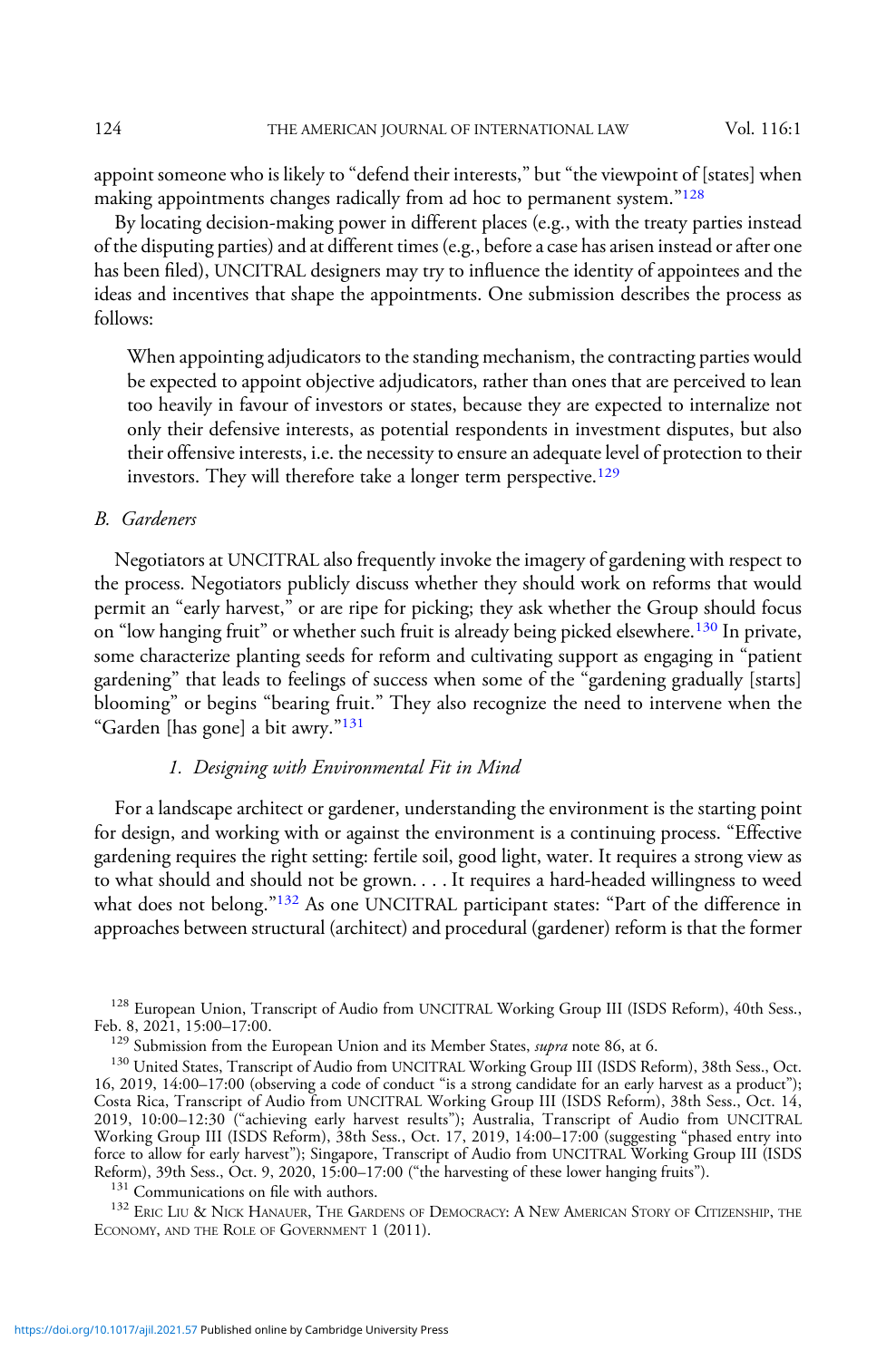appoint someone who is likely to "defend their interests," but "the viewpoint of [states] when making appointments changes radically from ad hoc to permanent system."[128]

By locating decision-making power in different places (e.g., with the treaty parties instead of the disputing parties) and at different times (e.g., before a case has arisen instead or after one has been filed), UNCITRAL designers may try to influence the identity of appointees and the ideas and incentives that shape the appointments. One submission describes the process as follows:

> When appointing adjudicators to the standing mechanism, the contracting parties would be expected to appoint objective adjudicators, rather than ones that are perceived to lean too heavily in favour of investors or states, because they are expected to internalize not only their defensive interests, as potential respondents in investment disputes, but also their offensive interests, i.e. the necessity to ensure an adequate level of protection to their investors. They will therefore take a longer term perspective.[129]

### B. Gardeners

Negotiators at UNCITRAL also frequently invoke the imagery of gardening with respect to the process. Negotiators publicly discuss whether they should work on reforms that would permit an "early harvest," or are ripe for picking; they ask whether the Group should focus on "low hanging fruit" or whether such fruit is already being picked elsewhere.[130] In private, some characterize planting seeds for reform and cultivating support as engaging in "patient gardening" that leads to feelings of success when some of the "gardening gradually [starts] blooming" or begins "bearing fruit." They also recognize the need to intervene when the "Garden [has gone] a bit awry."[131]

#### 1. Designing with Environmental Fit in Mind

For a landscape architect or gardener, understanding the environment is the starting point for design, and working with or against the environment is a continuing process. "Effective gardening requires the right setting: fertile soil, good light, water. It requires a strong view as to what should and should not be grown. . . . It requires a hard-headed willingness to weed what does not belong."[132] As one UNCITRAL participant states: "Part of the difference in approaches between structural (architect) and procedural (gardener) reform is that the former

---

[128] European Union, Transcript of Audio from UNCITRAL Working Group III (ISDS Reform), 40th Sess., Feb. 8, 2021, 15:00–17:00.

[129] Submission from the European Union and its Member States, *supra* note 86, at 6.

[130] United States, Transcript of Audio from UNCITRAL Working Group III (ISDS Reform), 38th Sess., Oct. 16, 2019, 14:00–17:00 (observing a code of conduct "is a strong candidate for an early harvest as a product"); Costa Rica, Transcript of Audio from UNCITRAL Working Group III (ISDS Reform), 38th Sess., Oct. 14, 2019, 10:00–12:30 ("achieving early harvest results"); Australia, Transcript of Audio from UNCITRAL Working Group III (ISDS Reform), 38th Sess., Oct. 17, 2019, 14:00–17:00 (suggesting "phased entry into force to allow for early harvest"); Singapore, Transcript of Audio from UNCITRAL Working Group III (ISDS Reform), 39th Sess., Oct. 9, 2020, 15:00–17:00 ("the harvesting of these lower hanging fruits").

[131] Communications on file with authors.

[132] Eric Liu & Nick Hanauer, The Gardens of Democracy: A New American Story of Citizenship, the Economy, and the Role of Government 1 (2011).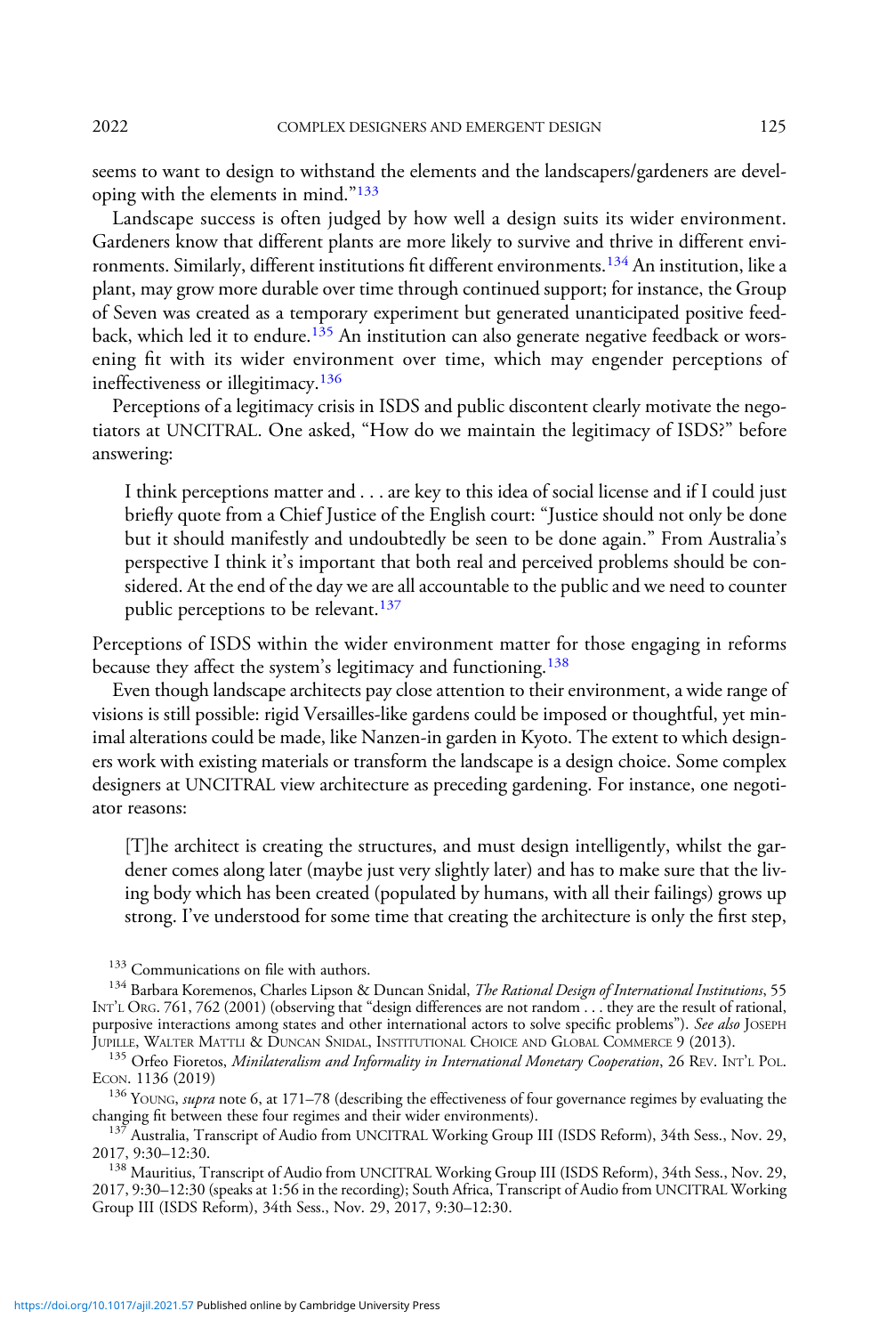seems to want to design to withstand the elements and the landscapers/gardeners are developing with the elements in mind."[133]

Landscape success is often judged by how well a design suits its wider environment. Gardeners know that different plants are more likely to survive and thrive in different environments. Similarly, different institutions fit different environments.[134] An institution, like a plant, may grow more durable over time through continued support; for instance, the Group of Seven was created as a temporary experiment but generated unanticipated positive feedback, which led it to endure.[135] An institution can also generate negative feedback or worsening fit with its wider environment over time, which may engender perceptions of ineffectiveness or illegitimacy.[136]

Perceptions of a legitimacy crisis in ISDS and public discontent clearly motivate the negotiators at UNCITRAL. One asked, "How do we maintain the legitimacy of ISDS?" before answering:

> I think perceptions matter and . . . are key to this idea of social license and if I could just briefly quote from a Chief Justice of the English court: "Justice should not only be done but it should manifestly and undoubtedly be seen to be done again." From Australia's perspective I think it's important that both real and perceived problems should be considered. At the end of the day we are all accountable to the public and we need to counter public perceptions to be relevant.[137]

Perceptions of ISDS within the wider environment matter for those engaging in reforms because they affect the system's legitimacy and functioning.[138]

Even though landscape architects pay close attention to their environment, a wide range of visions is still possible: rigid Versailles-like gardens could be imposed or thoughtful, yet minimal alterations could be made, like Nanzen-in garden in Kyoto. The extent to which designers work with existing materials or transform the landscape is a design choice. Some complex designers at UNCITRAL view architecture as preceding gardening. For instance, one negotiator reasons:

> [T]he architect is creating the structures, and must design intelligently, whilst the gardener comes along later (maybe just very slightly later) and has to make sure that the living body which has been created (populated by humans, with all their failings) grows up strong. I've understood for some time that creating the architecture is only the first step,

[133] Communications on file with authors.

[134] Barbara Koremenos, Charles Lipson & Duncan Snidal, *The Rational Design of International Institutions*, 55 INT'L ORG. 761, 762 (2001) (observing that "design differences are not random . . . they are the result of rational, purposive interactions among states and other international actors to solve specific problems"). *See also* JOSEPH JUPILLE, WALTER MATTLI & DUNCAN SNIDAL, INSTITUTIONAL CHOICE AND GLOBAL COMMERCE 9 (2013).

[135] Orfeo Fioretos, *Minilateralism and Informality in International Monetary Cooperation*, 26 REV. INT'L POL. ECON. 1136 (2019)

[136] YOUNG, *supra* note 6, at 171–78 (describing the effectiveness of four governance regimes by evaluating the changing fit between these four regimes and their wider environments).

[137] Australia, Transcript of Audio from UNCITRAL Working Group III (ISDS Reform), 34th Sess., Nov. 29, 2017, 9:30–12:30.

[138] Mauritius, Transcript of Audio from UNCITRAL Working Group III (ISDS Reform), 34th Sess., Nov. 29, 2017, 9:30–12:30 (speaks at 1:56 in the recording); South Africa, Transcript of Audio from UNCITRAL Working Group III (ISDS Reform), 34th Sess., Nov. 29, 2017, 9:30–12:30.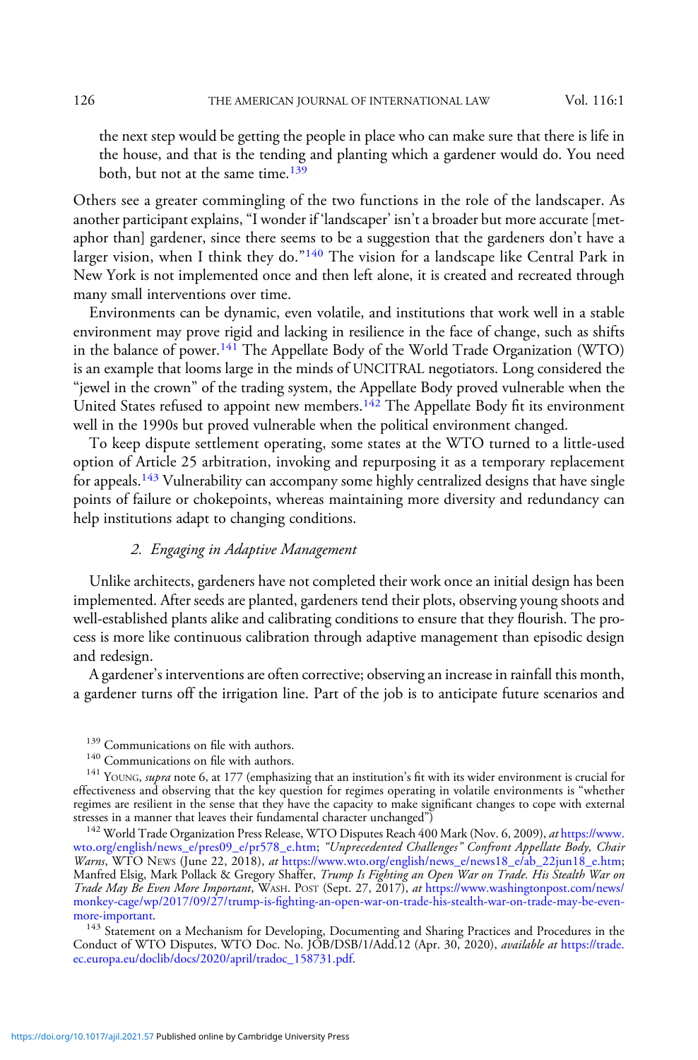the next step would be getting the people in place who can make sure that there is life in the house, and that is the tending and planting which a gardener would do. You need both, but not at the same time.[139]

Others see a greater commingling of the two functions in the role of the landscaper. As another participant explains, "I wonder if 'landscaper' isn't a broader but more accurate [metaphor than] gardener, since there seems to be a suggestion that the gardeners don't have a larger vision, when I think they do."[140] The vision for a landscape like Central Park in New York is not implemented once and then left alone, it is created and recreated through many small interventions over time.

Environments can be dynamic, even volatile, and institutions that work well in a stable environment may prove rigid and lacking in resilience in the face of change, such as shifts in the balance of power.[141] The Appellate Body of the World Trade Organization (WTO) is an example that looms large in the minds of UNCITRAL negotiators. Long considered the "jewel in the crown" of the trading system, the Appellate Body proved vulnerable when the United States refused to appoint new members.[142] The Appellate Body fit its environment well in the 1990s but proved vulnerable when the political environment changed.

To keep dispute settlement operating, some states at the WTO turned to a little-used option of Article 25 arbitration, invoking and repurposing it as a temporary replacement for appeals.[143] Vulnerability can accompany some highly centralized designs that have single points of failure or chokepoints, whereas maintaining more diversity and redundancy can help institutions adapt to changing conditions.

### 2. *Engaging in Adaptive Management*

Unlike architects, gardeners have not completed their work once an initial design has been implemented. After seeds are planted, gardeners tend their plots, observing young shoots and well-established plants alike and calibrating conditions to ensure that they flourish. The process is more like continuous calibration through adaptive management than episodic design and redesign.

A gardener's interventions are often corrective; observing an increase in rainfall this month, a gardener turns off the irrigation line. Part of the job is to anticipate future scenarios and

[139] Communications on file with authors.

[140] Communications on file with authors.

[141] Young, *supra* note 6, at 177 (emphasizing that an institution's fit with its wider environment is crucial for effectiveness and observing that the key question for regimes operating in volatile environments is "whether regimes are resilient in the sense that they have the capacity to make significant changes to cope with external stresses in a manner that leaves their fundamental character unchanged")

[142] World Trade Organization Press Release, WTO Disputes Reach 400 Mark (Nov. 6, 2009), *at* https://www.wto.org/english/news_e/pres09_e/pr578_e.htm; *"Unprecedented Challenges" Confront Appellate Body, Chair Warns*, WTO News (June 22, 2018), *at* https://www.wto.org/english/news_e/news18_e/ab_22jun18_e.htm; Manfred Elsig, Mark Pollack & Gregory Shaffer, *Trump Is Fighting an Open War on Trade. His Stealth War on Trade May Be Even More Important*, Wash. Post (Sept. 27, 2017), *at* https://www.washingtonpost.com/news/monkey-cage/wp/2017/09/27/trump-is-fighting-an-open-war-on-trade-his-stealth-war-on-trade-may-be-even-more-important.

[143] Statement on a Mechanism for Developing, Documenting and Sharing Practices and Procedures in the Conduct of WTO Disputes, WTO Doc. No. JOB/DSB/1/Add.12 (Apr. 30, 2020), *available at* https://trade.ec.europa.eu/doclib/docs/2020/april/tradoc_158731.pdf.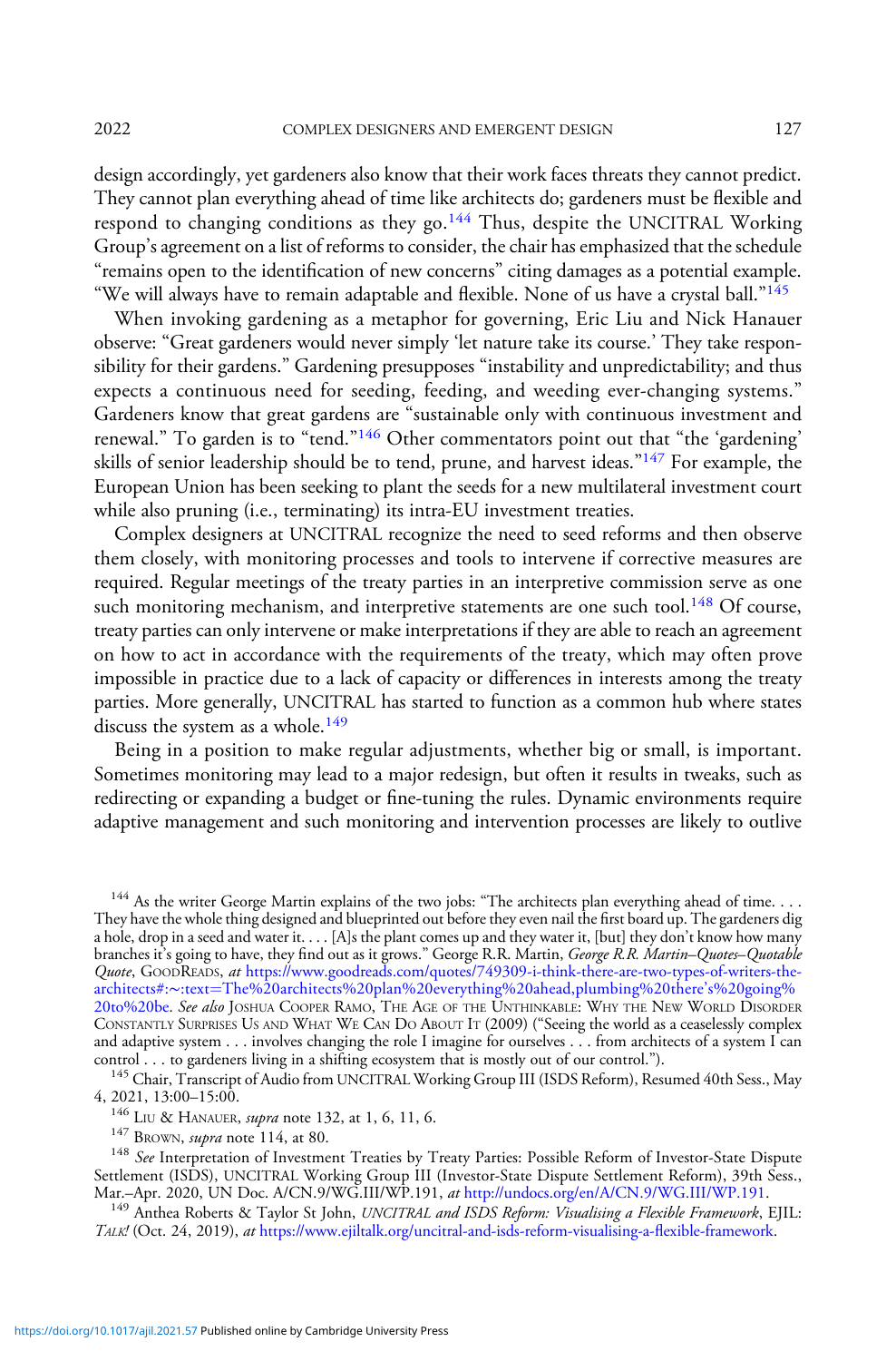design accordingly, yet gardeners also know that their work faces threats they cannot predict. They cannot plan everything ahead of time like architects do; gardeners must be flexible and respond to changing conditions as they go.[144] Thus, despite the UNCITRAL Working Group's agreement on a list of reforms to consider, the chair has emphasized that the schedule "remains open to the identification of new concerns" citing damages as a potential example. "We will always have to remain adaptable and flexible. None of us have a crystal ball."[145]

When invoking gardening as a metaphor for governing, Eric Liu and Nick Hanauer observe: "Great gardeners would never simply 'let nature take its course.' They take responsibility for their gardens." Gardening presupposes "instability and unpredictability; and thus expects a continuous need for seeding, feeding, and weeding ever-changing systems." Gardeners know that great gardens are "sustainable only with continuous investment and renewal." To garden is to "tend."[146] Other commentators point out that "the 'gardening' skills of senior leadership should be to tend, prune, and harvest ideas."[147] For example, the European Union has been seeking to plant the seeds for a new multilateral investment court while also pruning (i.e., terminating) its intra-EU investment treaties.

Complex designers at UNCITRAL recognize the need to seed reforms and then observe them closely, with monitoring processes and tools to intervene if corrective measures are required. Regular meetings of the treaty parties in an interpretive commission serve as one such monitoring mechanism, and interpretive statements are one such tool.[148] Of course, treaty parties can only intervene or make interpretations if they are able to reach an agreement on how to act in accordance with the requirements of the treaty, which may often prove impossible in practice due to a lack of capacity or differences in interests among the treaty parties. More generally, UNCITRAL has started to function as a common hub where states discuss the system as a whole.[149]

Being in a position to make regular adjustments, whether big or small, is important. Sometimes monitoring may lead to a major redesign, but often it results in tweaks, such as redirecting or expanding a budget or fine-tuning the rules. Dynamic environments require adaptive management and such monitoring and intervention processes are likely to outlive

---

[144] As the writer George Martin explains of the two jobs: "The architects plan everything ahead of time. . . . They have the whole thing designed and blueprinted out before they even nail the first board up. The gardeners dig a hole, drop in a seed and water it. . . . [A]s the plant comes up and they water it, [but] they don't know how many branches it's going to have, they find out as it grows." George R.R. Martin, *George R.R. Martin–Quotes–Quotable Quote*, GOODREADS, *at* https://www.goodreads.com/quotes/749309-i-think-there-are-two-types-of-writers-the-architects#:~:text=The%20architects%20plan%20everything%20ahead,plumbing%20there's%20going%20to%20be. *See also* JOSHUA COOPER RAMO, THE AGE OF THE UNTHINKABLE: WHY THE NEW WORLD DISORDER CONSTANTLY SURPRISES US AND WHAT WE CAN DO ABOUT IT (2009) ("Seeing the world as a ceaselessly complex and adaptive system . . . involves changing the role I imagine for ourselves . . . from architects of a system I can control . . . to gardeners living in a shifting ecosystem that is mostly out of our control.").

[145] Chair, Transcript of Audio from UNCITRAL Working Group III (ISDS Reform), Resumed 40th Sess., May 4, 2021, 13:00–15:00.

[146] LIU & HANAUER, *supra* note 132, at 1, 6, 11, 6.

[147] BROWN, *supra* note 114, at 80.

[148] *See* Interpretation of Investment Treaties by Treaty Parties: Possible Reform of Investor-State Dispute Settlement (ISDS), UNCITRAL Working Group III (Investor-State Dispute Settlement Reform), 39th Sess., Mar.–Apr. 2020, UN Doc. A/CN.9/WG.III/WP.191, *at* http://undocs.org/en/A/CN.9/WG.III/WP.191.

[149] Anthea Roberts & Taylor St John, *UNCITRAL and ISDS Reform: Visualising a Flexible Framework*, EJIL: TALK! (Oct. 24, 2019), *at* https://www.ejiltalk.org/uncitral-and-isds-reform-visualising-a-flexible-framework.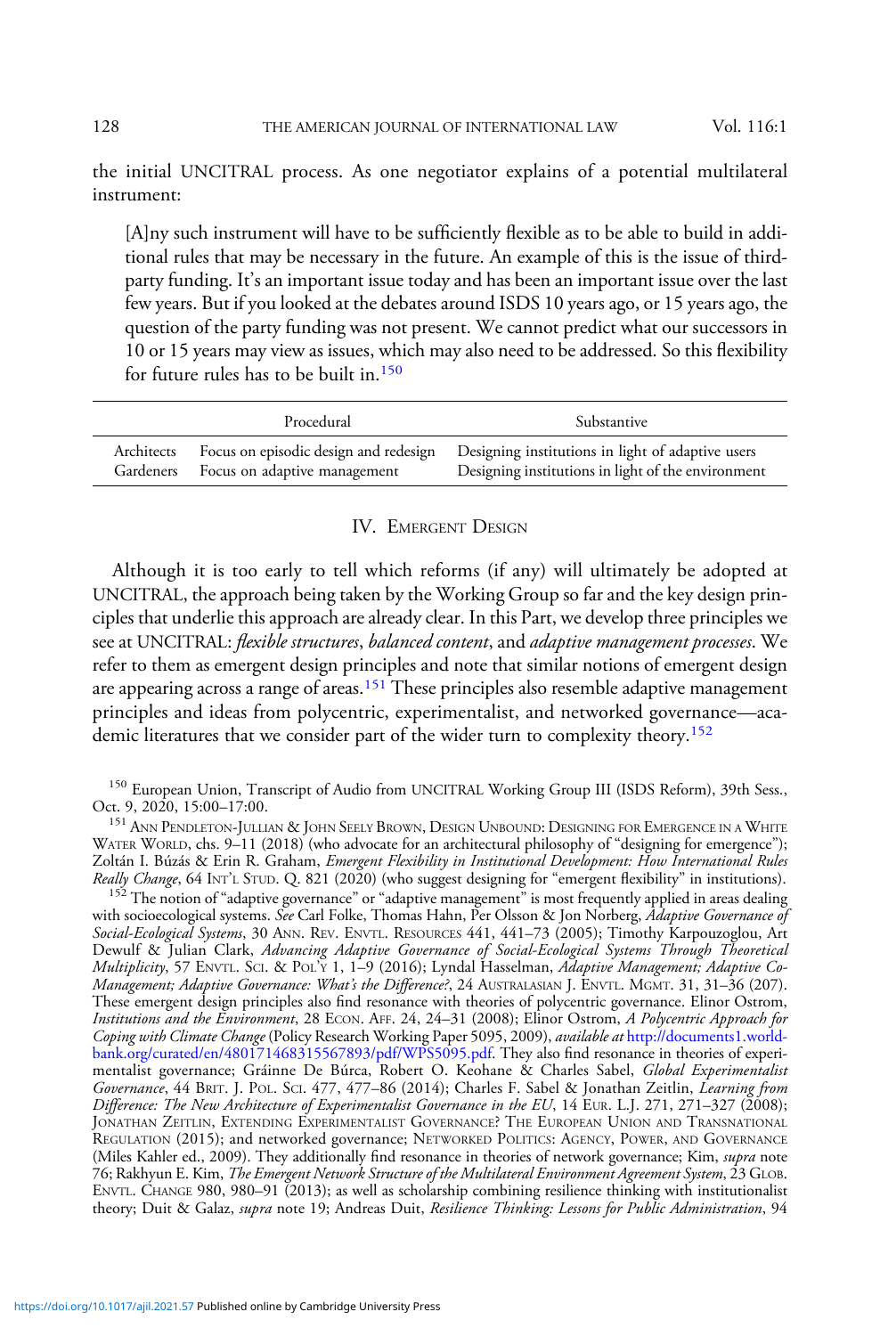the initial UNCITRAL process. As one negotiator explains of a potential multilateral instrument:

> [A]ny such instrument will have to be sufficiently flexible as to be able to build in additional rules that may be necessary in the future. An example of this is the issue of third-party funding. It's an important issue today and has been an important issue over the last few years. But if you looked at the debates around ISDS 10 years ago, or 15 years ago, the question of the party funding was not present. We cannot predict what our successors in 10 or 15 years may view as issues, which may also need to be addressed. So this flexibility for future rules has to be built in.[150]

| | Procedural | Substantive |
|---|---|---|
| Architects | Focus on episodic design and redesign | Designing institutions in light of adaptive users |
| Gardeners | Focus on adaptive management | Designing institutions in light of the environment |

## IV. Emergent Design

Although it is too early to tell which reforms (if any) will ultimately be adopted at UNCITRAL, the approach being taken by the Working Group so far and the key design principles that underlie this approach are already clear. In this Part, we develop three principles we see at UNCITRAL: *flexible structures*, *balanced content*, and *adaptive management processes*. We refer to them as emergent design principles and note that similar notions of emergent design are appearing across a range of areas.[151] These principles also resemble adaptive management principles and ideas from polycentric, experimentalist, and networked governance—academic literatures that we consider part of the wider turn to complexity theory.[152]

[150] European Union, Transcript of Audio from UNCITRAL Working Group III (ISDS Reform), 39th Sess., Oct. 9, 2020, 15:00–17:00.

[151] Ann Pendleton-Jullian & John Seely Brown, Design Unbound: Designing for Emergence in a White Water World, chs. 9–11 (2018) (who advocate for an architectural philosophy of "designing for emergence"); Zoltán I. Búzás & Erin R. Graham, *Emergent Flexibility in Institutional Development: How International Rules Really Change*, 64 Int'l Stud. Q. 821 (2020) (who suggest designing for "emergent flexibility" in institutions).

[152] The notion of "adaptive governance" or "adaptive management" is most frequently applied in areas dealing with socioecological systems. *See* Carl Folke, Thomas Hahn, Per Olsson & Jon Norberg, *Adaptive Governance of Social-Ecological Systems*, 30 Ann. Rev. Envtl. Resources 441, 441–73 (2005); Timothy Karpouzoglou, Art Dewulf & Julian Clark, *Advancing Adaptive Governance of Social-Ecological Systems Through Theoretical Multiplicity*, 57 Envtl. Sci. & Pol'y 1, 1–9 (2016); Lyndal Hasselman, *Adaptive Management; Adaptive Co-Management; Adaptive Governance: What's the Difference?*, 24 Australasian J. Envtl. Mgmt. 31, 31–36 (207). These emergent design principles also find resonance with theories of polycentric governance. Elinor Ostrom, *Institutions and the Environment*, 28 Econ. Aff. 24, 24–31 (2008); Elinor Ostrom, *A Polycentric Approach for Coping with Climate Change* (Policy Research Working Paper 5095, 2009), *available at* http://documents1.worldbank.org/curated/en/480171468315567893/pdf/WPS5095.pdf. They also find resonance in theories of experimentalist governance; Gráinne De Búrca, Robert O. Keohane & Charles Sabel, *Global Experimentalist Governance*, 44 Brit. J. Pol. Sci. 477, 477–86 (2014); Charles F. Sabel & Jonathan Zeitlin, *Learning from Difference: The New Architecture of Experimentalist Governance in the EU*, 14 Eur. L.J. 271, 271–327 (2008); Jonathan Zeitlin, Extending Experimentalist Governance? The European Union and Transnational Regulation (2015); and networked governance; Networked Politics: Agency, Power, and Governance (Miles Kahler ed., 2009). They additionally find resonance in theories of network governance; Kim, *supra* note 76; Rakhyun E. Kim, *The Emergent Network Structure of the Multilateral Environment Agreement System*, 23 Glob. Envtl. Change 980, 980–91 (2013); as well as scholarship combining resilience thinking with institutionalist theory; Duit & Galaz, *supra* note 19; Andreas Duit, *Resilience Thinking: Lessons for Public Administration*, 94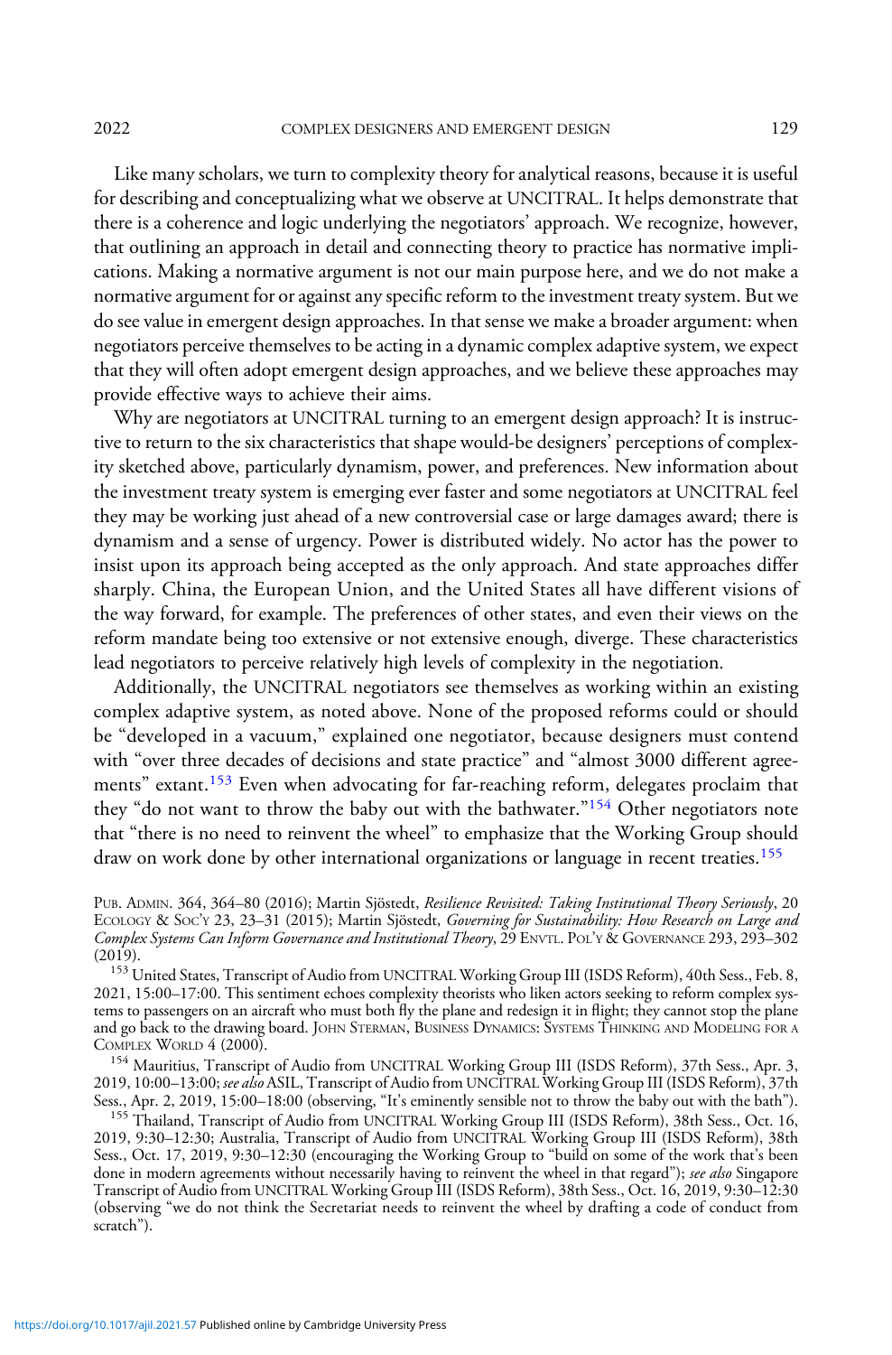Like many scholars, we turn to complexity theory for analytical reasons, because it is useful for describing and conceptualizing what we observe at UNCITRAL. It helps demonstrate that there is a coherence and logic underlying the negotiators' approach. We recognize, however, that outlining an approach in detail and connecting theory to practice has normative implications. Making a normative argument is not our main purpose here, and we do not make a normative argument for or against any specific reform to the investment treaty system. But we do see value in emergent design approaches. In that sense we make a broader argument: when negotiators perceive themselves to be acting in a dynamic complex adaptive system, we expect that they will often adopt emergent design approaches, and we believe these approaches may provide effective ways to achieve their aims.

Why are negotiators at UNCITRAL turning to an emergent design approach? It is instructive to return to the six characteristics that shape would-be designers' perceptions of complexity sketched above, particularly dynamism, power, and preferences. New information about the investment treaty system is emerging ever faster and some negotiators at UNCITRAL feel they may be working just ahead of a new controversial case or large damages award; there is dynamism and a sense of urgency. Power is distributed widely. No actor has the power to insist upon its approach being accepted as the only approach. And state approaches differ sharply. China, the European Union, and the United States all have different visions of the way forward, for example. The preferences of other states, and even their views on the reform mandate being too extensive or not extensive enough, diverge. These characteristics lead negotiators to perceive relatively high levels of complexity in the negotiation.

Additionally, the UNCITRAL negotiators see themselves as working within an existing complex adaptive system, as noted above. None of the proposed reforms could or should be "developed in a vacuum," explained one negotiator, because designers must contend with "over three decades of decisions and state practice" and "almost 3000 different agreements" extant.[153] Even when advocating for far-reaching reform, delegates proclaim that they "do not want to throw the baby out with the bathwater."[154] Other negotiators note that "there is no need to reinvent the wheel" to emphasize that the Working Group should draw on work done by other international organizations or language in recent treaties.[155]

---

PUB. ADMIN. 364, 364–80 (2016); Martin Sjöstedt, *Resilience Revisited: Taking Institutional Theory Seriously*, 20 ECOLOGY & SOC'Y 23, 23–31 (2015); Martin Sjöstedt, *Governing for Sustainability: How Research on Large and Complex Systems Can Inform Governance and Institutional Theory*, 29 ENVTL. POL'Y & GOVERNANCE 293, 293–302 (2019).

[153] United States, Transcript of Audio from UNCITRAL Working Group III (ISDS Reform), 40th Sess., Feb. 8, 2021, 15:00–17:00. This sentiment echoes complexity theorists who liken actors seeking to reform complex systems to passengers on an aircraft who must both fly the plane and redesign it in flight; they cannot stop the plane and go back to the drawing board. JOHN STERMAN, BUSINESS DYNAMICS: SYSTEMS THINKING AND MODELING FOR A COMPLEX WORLD 4 (2000).

[154] Mauritius, Transcript of Audio from UNCITRAL Working Group III (ISDS Reform), 37th Sess., Apr. 3, 2019, 10:00–13:00; *see also* ASIL, Transcript of Audio from UNCITRAL Working Group III (ISDS Reform), 37th Sess., Apr. 2, 2019, 15:00–18:00 (observing, "It's eminently sensible not to throw the baby out with the bath").

[155] Thailand, Transcript of Audio from UNCITRAL Working Group III (ISDS Reform), 38th Sess., Oct. 16, 2019, 9:30–12:30; Australia, Transcript of Audio from UNCITRAL Working Group III (ISDS Reform), 38th Sess., Oct. 17, 2019, 9:30–12:30 (encouraging the Working Group to "build on some of the work that's been done in modern agreements without necessarily having to reinvent the wheel in that regard"); *see also* Singapore Transcript of Audio from UNCITRAL Working Group III (ISDS Reform), 38th Sess., Oct. 16, 2019, 9:30–12:30 (observing "we do not think the Secretariat needs to reinvent the wheel by drafting a code of conduct from scratch").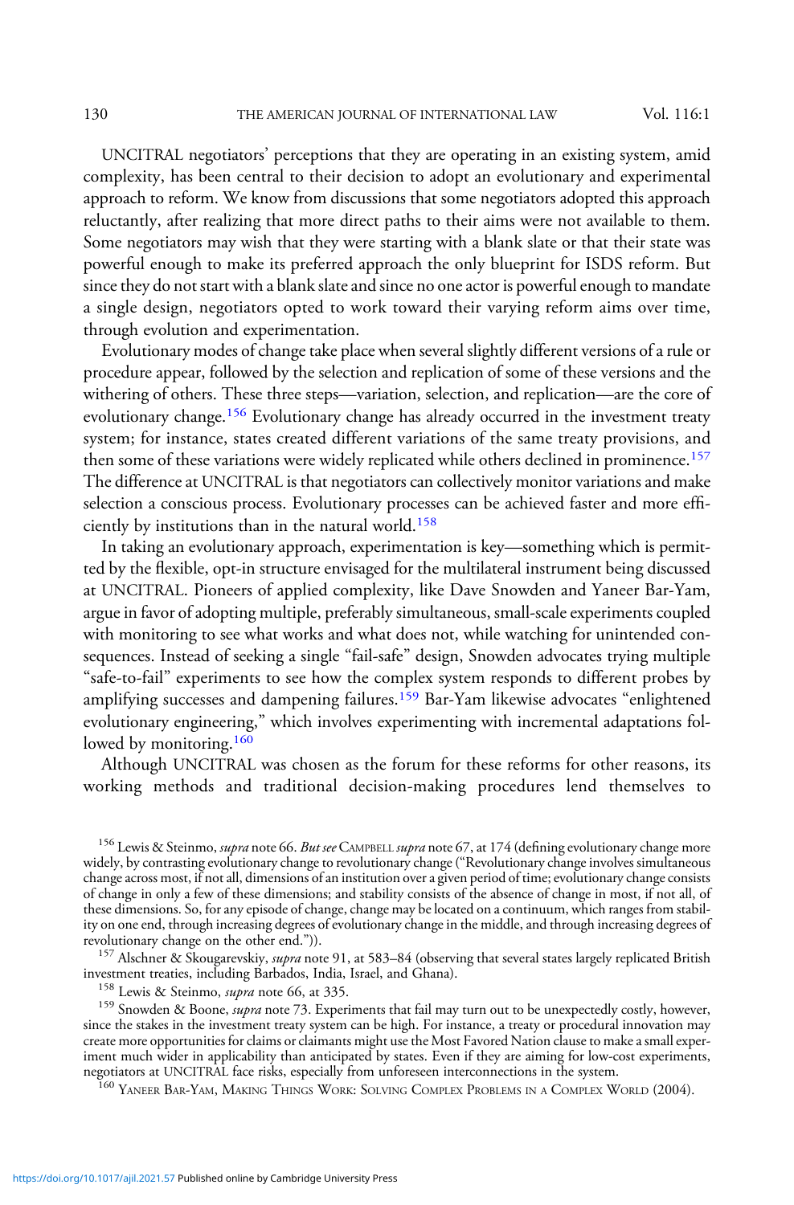UNCITRAL negotiators' perceptions that they are operating in an existing system, amid complexity, has been central to their decision to adopt an evolutionary and experimental approach to reform. We know from discussions that some negotiators adopted this approach reluctantly, after realizing that more direct paths to their aims were not available to them. Some negotiators may wish that they were starting with a blank slate or that their state was powerful enough to make its preferred approach the only blueprint for ISDS reform. But since they do not start with a blank slate and since no one actor is powerful enough to mandate a single design, negotiators opted to work toward their varying reform aims over time, through evolution and experimentation.

Evolutionary modes of change take place when several slightly different versions of a rule or procedure appear, followed by the selection and replication of some of these versions and the withering of others. These three steps—variation, selection, and replication—are the core of evolutionary change.[156] Evolutionary change has already occurred in the investment treaty system; for instance, states created different variations of the same treaty provisions, and then some of these variations were widely replicated while others declined in prominence.[157] The difference at UNCITRAL is that negotiators can collectively monitor variations and make selection a conscious process. Evolutionary processes can be achieved faster and more efficiently by institutions than in the natural world.[158]

In taking an evolutionary approach, experimentation is key—something which is permitted by the flexible, opt-in structure envisaged for the multilateral instrument being discussed at UNCITRAL. Pioneers of applied complexity, like Dave Snowden and Yaneer Bar-Yam, argue in favor of adopting multiple, preferably simultaneous, small-scale experiments coupled with monitoring to see what works and what does not, while watching for unintended consequences. Instead of seeking a single "fail-safe" design, Snowden advocates trying multiple "safe-to-fail" experiments to see how the complex system responds to different probes by amplifying successes and dampening failures.[159] Bar-Yam likewise advocates "enlightened evolutionary engineering," which involves experimenting with incremental adaptations followed by monitoring.[160]

Although UNCITRAL was chosen as the forum for these reforms for other reasons, its working methods and traditional decision-making procedures lend themselves to

---

[156] Lewis & Steinmo, *supra* note 66. *But see* Campbell *supra* note 67, at 174 (defining evolutionary change more widely, by contrasting evolutionary change to revolutionary change ("Revolutionary change involves simultaneous change across most, if not all, dimensions of an institution over a given period of time; evolutionary change consists of change in only a few of these dimensions; and stability consists of the absence of change in most, if not all, of these dimensions. So, for any episode of change, change may be located on a continuum, which ranges from stability on one end, through increasing degrees of evolutionary change in the middle, and through increasing degrees of revolutionary change on the other end.")).

[157] Alschner & Skougarevskiy, *supra* note 91, at 583–84 (observing that several states largely replicated British investment treaties, including Barbados, India, Israel, and Ghana).

[158] Lewis & Steinmo, *supra* note 66, at 335.

[159] Snowden & Boone, *supra* note 73. Experiments that fail may turn out to be unexpectedly costly, however, since the stakes in the investment treaty system can be high. For instance, a treaty or procedural innovation may create more opportunities for claims or claimants might use the Most Favored Nation clause to make a small experiment much wider in applicability than anticipated by states. Even if they are aiming for low-cost experiments, negotiators at UNCITRAL face risks, especially from unforeseen interconnections in the system.

[160] Yaneer Bar-Yam, Making Things Work: Solving Complex Problems in a Complex World (2004).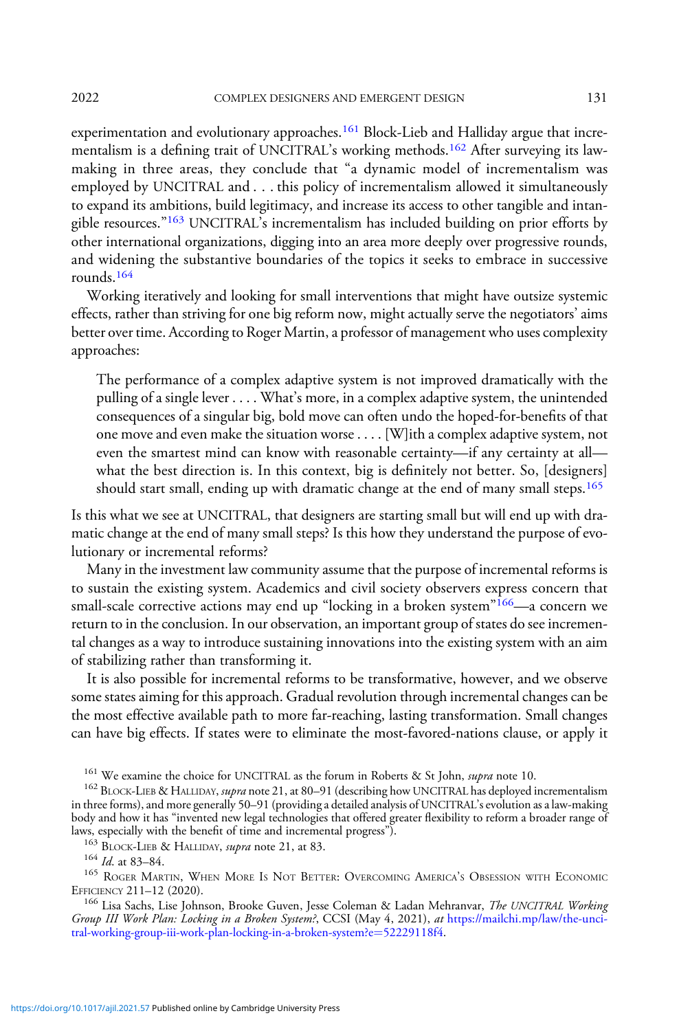experimentation and evolutionary approaches.[161] Block-Lieb and Halliday argue that incrementalism is a defining trait of UNCITRAL's working methods.[162] After surveying its lawmaking in three areas, they conclude that "a dynamic model of incrementalism was employed by UNCITRAL and . . . this policy of incrementalism allowed it simultaneously to expand its ambitions, build legitimacy, and increase its access to other tangible and intangible resources."[163] UNCITRAL's incrementalism has included building on prior efforts by other international organizations, digging into an area more deeply over progressive rounds, and widening the substantive boundaries of the topics it seeks to embrace in successive rounds.[164]

Working iteratively and looking for small interventions that might have outsize systemic effects, rather than striving for one big reform now, might actually serve the negotiators' aims better over time. According to Roger Martin, a professor of management who uses complexity approaches:

> The performance of a complex adaptive system is not improved dramatically with the pulling of a single lever . . . . What's more, in a complex adaptive system, the unintended consequences of a singular big, bold move can often undo the hoped-for-benefits of that one move and even make the situation worse . . . . [W]ith a complex adaptive system, not even the smartest mind can know with reasonable certainty—if any certainty at all—what the best direction is. In this context, big is definitely not better. So, [designers] should start small, ending up with dramatic change at the end of many small steps.[165]

Is this what we see at UNCITRAL, that designers are starting small but will end up with dramatic change at the end of many small steps? Is this how they understand the purpose of evolutionary or incremental reforms?

Many in the investment law community assume that the purpose of incremental reforms is to sustain the existing system. Academics and civil society observers express concern that small-scale corrective actions may end up "locking in a broken system"[166]—a concern we return to in the conclusion. In our observation, an important group of states do see incremental changes as a way to introduce sustaining innovations into the existing system with an aim of stabilizing rather than transforming it.

It is also possible for incremental reforms to be transformative, however, and we observe some states aiming for this approach. Gradual revolution through incremental changes can be the most effective available path to more far-reaching, lasting transformation. Small changes can have big effects. If states were to eliminate the most-favored-nations clause, or apply it

---

[161] We examine the choice for UNCITRAL as the forum in Roberts & St John, *supra* note 10.

[162] Block-Lieb & Halliday, *supra* note 21, at 80–91 (describing how UNCITRAL has deployed incrementalism in three forms), and more generally 50–91 (providing a detailed analysis of UNCITRAL's evolution as a law-making body and how it has "invented new legal technologies that offered greater flexibility to reform a broader range of laws, especially with the benefit of time and incremental progress").

[163] Block-Lieb & Halliday, *supra* note 21, at 83.

[164] *Id.* at 83–84.

[165] Roger Martin, When More Is Not Better: Overcoming America's Obsession with Economic Efficiency 211–12 (2020).

[166] Lisa Sachs, Lise Johnson, Brooke Guven, Jesse Coleman & Ladan Mehranvar, *The UNCITRAL Working Group III Work Plan: Locking in a Broken System?*, CCSI (May 4, 2021), *at* https://mailchi.mp/law/the-uncitral-working-group-iii-work-plan-locking-in-a-broken-system?e=52229118f4.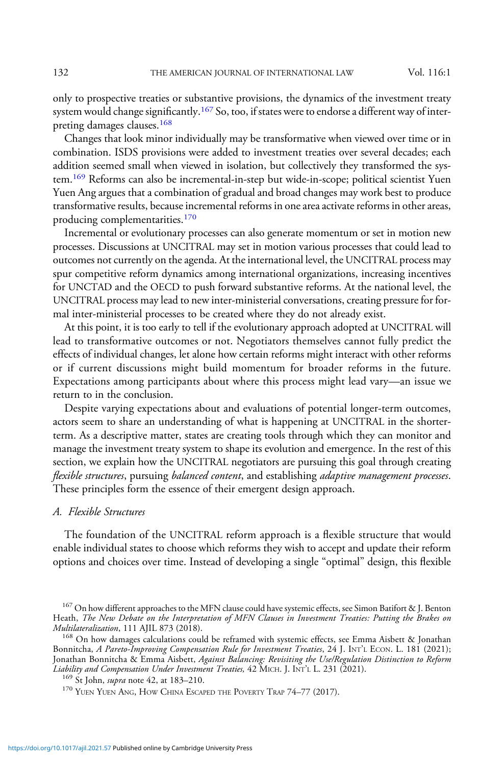only to prospective treaties or substantive provisions, the dynamics of the investment treaty system would change significantly.[167] So, too, if states were to endorse a different way of interpreting damages clauses.[168]

Changes that look minor individually may be transformative when viewed over time or in combination. ISDS provisions were added to investment treaties over several decades; each addition seemed small when viewed in isolation, but collectively they transformed the system.[169] Reforms can also be incremental-in-step but wide-in-scope; political scientist Yuen Yuen Ang argues that a combination of gradual and broad changes may work best to produce transformative results, because incremental reforms in one area activate reforms in other areas, producing complementarities.[170]

Incremental or evolutionary processes can also generate momentum or set in motion new processes. Discussions at UNCITRAL may set in motion various processes that could lead to outcomes not currently on the agenda. At the international level, the UNCITRAL process may spur competitive reform dynamics among international organizations, increasing incentives for UNCTAD and the OECD to push forward substantive reforms. At the national level, the UNCITRAL process may lead to new inter-ministerial conversations, creating pressure for formal inter-ministerial processes to be created where they do not already exist.

At this point, it is too early to tell if the evolutionary approach adopted at UNCITRAL will lead to transformative outcomes or not. Negotiators themselves cannot fully predict the effects of individual changes, let alone how certain reforms might interact with other reforms or if current discussions might build momentum for broader reforms in the future. Expectations among participants about where this process might lead vary—an issue we return to in the conclusion.

Despite varying expectations about and evaluations of potential longer-term outcomes, actors seem to share an understanding of what is happening at UNCITRAL in the shorter-term. As a descriptive matter, states are creating tools through which they can monitor and manage the investment treaty system to shape its evolution and emergence. In the rest of this section, we explain how the UNCITRAL negotiators are pursuing this goal through creating *flexible structures*, pursuing *balanced content*, and establishing *adaptive management processes*. These principles form the essence of their emergent design approach.

### *A. Flexible Structures*

The foundation of the UNCITRAL reform approach is a flexible structure that would enable individual states to choose which reforms they wish to accept and update their reform options and choices over time. Instead of developing a single "optimal" design, this flexible

---

[167] On how different approaches to the MFN clause could have systemic effects, see Simon Batifort & J. Benton Heath, *The New Debate on the Interpretation of MFN Clauses in Investment Treaties: Putting the Brakes on Multilateralization*, 111 AJIL 873 (2018).

[168] On how damages calculations could be reframed with systemic effects, see Emma Aisbett & Jonathan Bonnitcha, *A Pareto-Improving Compensation Rule for Investment Treaties*, 24 J. INT'L ECON. L. 181 (2021); Jonathan Bonnitcha & Emma Aisbett, *Against Balancing: Revisiting the Use/Regulation Distinction to Reform Liability and Compensation Under Investment Treaties,* 42 MICH. J. INT'L L. 231 (2021).

[169] St John, *supra* note 42, at 183–210.

[170] YUEN YUEN ANG, HOW CHINA ESCAPED THE POVERTY TRAP 74–77 (2017).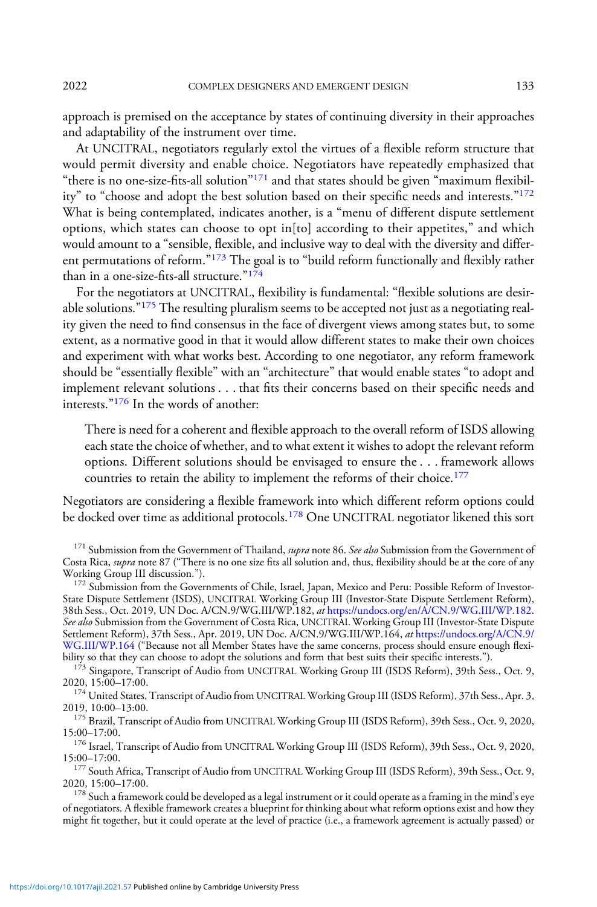approach is premised on the acceptance by states of continuing diversity in their approaches and adaptability of the instrument over time.

At UNCITRAL, negotiators regularly extol the virtues of a flexible reform structure that would permit diversity and enable choice. Negotiators have repeatedly emphasized that "there is no one-size-fits-all solution"[171] and that states should be given "maximum flexibility" to "choose and adopt the best solution based on their specific needs and interests."[172] What is being contemplated, indicates another, is a "menu of different dispute settlement options, which states can choose to opt in[to] according to their appetites," and which would amount to a "sensible, flexible, and inclusive way to deal with the diversity and different permutations of reform."[173] The goal is to "build reform functionally and flexibly rather than in a one-size-fits-all structure."[174]

For the negotiators at UNCITRAL, flexibility is fundamental: "flexible solutions are desirable solutions."[175] The resulting pluralism seems to be accepted not just as a negotiating reality given the need to find consensus in the face of divergent views among states but, to some extent, as a normative good in that it would allow different states to make their own choices and experiment with what works best. According to one negotiator, any reform framework should be "essentially flexible" with an "architecture" that would enable states "to adopt and implement relevant solutions . . . that fits their concerns based on their specific needs and interests."[176] In the words of another:

> There is need for a coherent and flexible approach to the overall reform of ISDS allowing each state the choice of whether, and to what extent it wishes to adopt the relevant reform options. Different solutions should be envisaged to ensure the . . . framework allows countries to retain the ability to implement the reforms of their choice.[177]

Negotiators are considering a flexible framework into which different reform options could be docked over time as additional protocols.[178] One UNCITRAL negotiator likened this sort

---

[171] Submission from the Government of Thailand, *supra* note 86. *See also* Submission from the Government of Costa Rica, *supra* note 87 ("There is no one size fits all solution and, thus, flexibility should be at the core of any Working Group III discussion.").

[172] Submission from the Governments of Chile, Israel, Japan, Mexico and Peru: Possible Reform of Investor-State Dispute Settlement (ISDS), UNCITRAL Working Group III (Investor-State Dispute Settlement Reform), 38th Sess., Oct. 2019, UN Doc. A/CN.9/WG.III/WP.182, *at* https://undocs.org/en/A/CN.9/WG.III/WP.182. *See also* Submission from the Government of Costa Rica, UNCITRAL Working Group III (Investor-State Dispute Settlement Reform), 37th Sess., Apr. 2019, UN Doc. A/CN.9/WG.III/WP.164, *at* https://undocs.org/A/CN.9/WG.III/WP.164 ("Because not all Member States have the same concerns, process should ensure enough flexibility so that they can choose to adopt the solutions and form that best suits their specific interests.").

[173] Singapore, Transcript of Audio from UNCITRAL Working Group III (ISDS Reform), 39th Sess., Oct. 9, 2020, 15:00–17:00.

[174] United States, Transcript of Audio from UNCITRAL Working Group III (ISDS Reform), 37th Sess., Apr. 3, 2019, 10:00–13:00.

[175] Brazil, Transcript of Audio from UNCITRAL Working Group III (ISDS Reform), 39th Sess., Oct. 9, 2020, 15:00–17:00.

[176] Israel, Transcript of Audio from UNCITRAL Working Group III (ISDS Reform), 39th Sess., Oct. 9, 2020, 15:00–17:00.

[177] South Africa, Transcript of Audio from UNCITRAL Working Group III (ISDS Reform), 39th Sess., Oct. 9, 2020, 15:00–17:00.

[178] Such a framework could be developed as a legal instrument or it could operate as a framing in the mind's eye of negotiators. A flexible framework creates a blueprint for thinking about what reform options exist and how they might fit together, but it could operate at the level of practice (i.e., a framework agreement is actually passed) or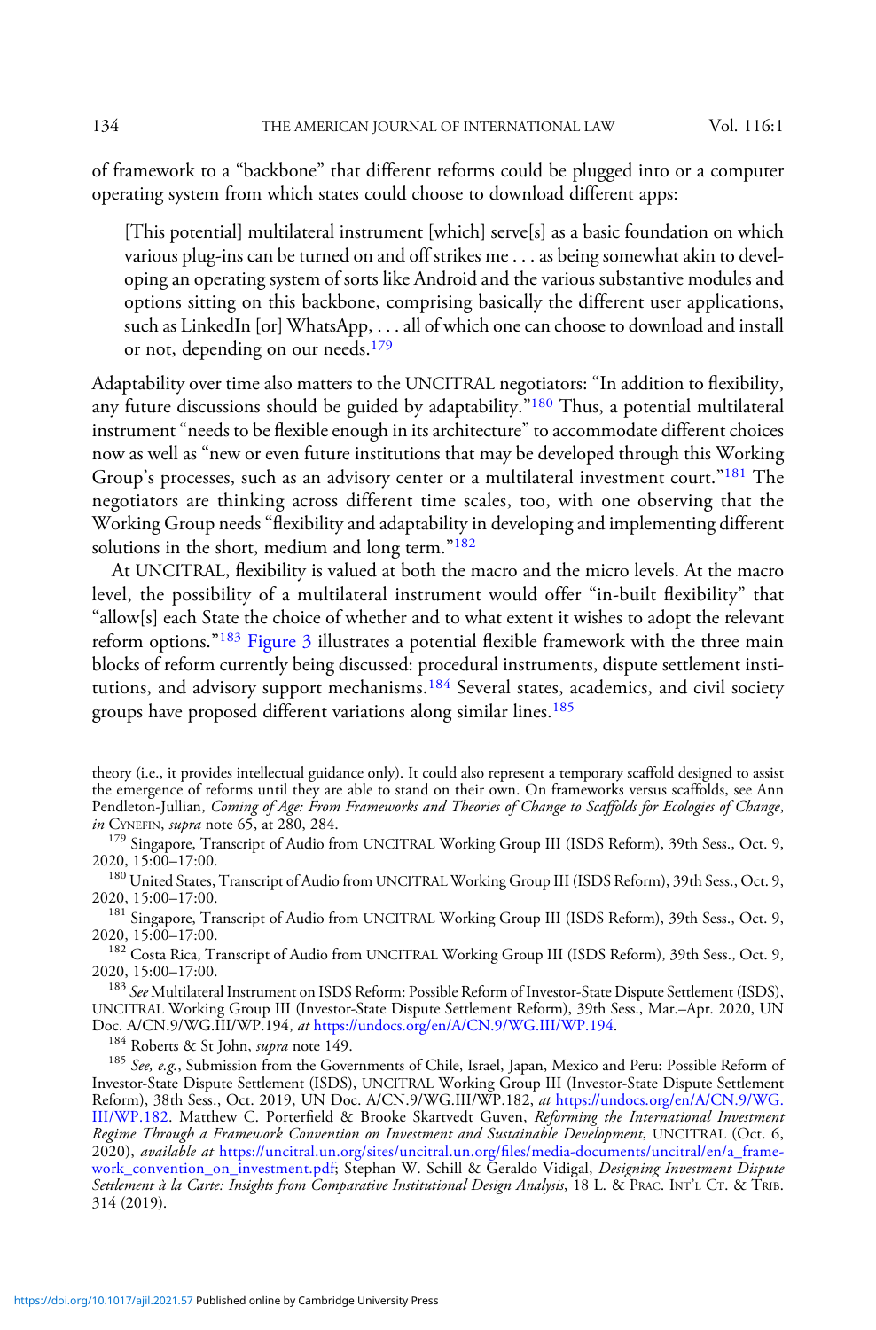of framework to a "backbone" that different reforms could be plugged into or a computer operating system from which states could choose to download different apps:

> [This potential] multilateral instrument [which] serve[s] as a basic foundation on which various plug-ins can be turned on and off strikes me . . . as being somewhat akin to developing an operating system of sorts like Android and the various substantive modules and options sitting on this backbone, comprising basically the different user applications, such as LinkedIn [or] WhatsApp, . . . all of which one can choose to download and install or not, depending on our needs.[179]

Adaptability over time also matters to the UNCITRAL negotiators: "In addition to flexibility, any future discussions should be guided by adaptability."[180] Thus, a potential multilateral instrument "needs to be flexible enough in its architecture" to accommodate different choices now as well as "new or even future institutions that may be developed through this Working Group's processes, such as an advisory center or a multilateral investment court."[181] The negotiators are thinking across different time scales, too, with one observing that the Working Group needs "flexibility and adaptability in developing and implementing different solutions in the short, medium and long term."[182]

At UNCITRAL, flexibility is valued at both the macro and the micro levels. At the macro level, the possibility of a multilateral instrument would offer "in-built flexibility" that "allow[s] each State the choice of whether and to what extent it wishes to adopt the relevant reform options."[183] Figure 3 illustrates a potential flexible framework with the three main blocks of reform currently being discussed: procedural instruments, dispute settlement institutions, and advisory support mechanisms.[184] Several states, academics, and civil society groups have proposed different variations along similar lines.[185]

---

theory (i.e., it provides intellectual guidance only). It could also represent a temporary scaffold designed to assist the emergence of reforms until they are able to stand on their own. On frameworks versus scaffolds, see Ann Pendleton-Jullian, *Coming of Age: From Frameworks and Theories of Change to Scaffolds for Ecologies of Change*, *in* CYNEFIN, *supra* note 65, at 280, 284.

[179] Singapore, Transcript of Audio from UNCITRAL Working Group III (ISDS Reform), 39th Sess., Oct. 9, 2020, 15:00–17:00.

[180] United States, Transcript of Audio from UNCITRAL Working Group III (ISDS Reform), 39th Sess., Oct. 9, 2020, 15:00–17:00.

[181] Singapore, Transcript of Audio from UNCITRAL Working Group III (ISDS Reform), 39th Sess., Oct. 9, 2020, 15:00–17:00.

[182] Costa Rica, Transcript of Audio from UNCITRAL Working Group III (ISDS Reform), 39th Sess., Oct. 9, 2020, 15:00–17:00.

[183] *See* Multilateral Instrument on ISDS Reform: Possible Reform of Investor-State Dispute Settlement (ISDS), UNCITRAL Working Group III (Investor-State Dispute Settlement Reform), 39th Sess., Mar.–Apr. 2020, UN Doc. A/CN.9/WG.III/WP.194, *at* https://undocs.org/en/A/CN.9/WG.III/WP.194.

[184] Roberts & St John, *supra* note 149.

[185] *See, e.g.*, Submission from the Governments of Chile, Israel, Japan, Mexico and Peru: Possible Reform of Investor-State Dispute Settlement (ISDS), UNCITRAL Working Group III (Investor-State Dispute Settlement Reform), 38th Sess., Oct. 2019, UN Doc. A/CN.9/WG.III/WP.182, *at* https://undocs.org/en/A/CN.9/WG.III/WP.182. Matthew C. Porterfield & Brooke Skartvedt Guven, *Reforming the International Investment Regime Through a Framework Convention on Investment and Sustainable Development*, UNCITRAL (Oct. 6, 2020), *available at* https://uncitral.un.org/sites/uncitral.un.org/files/media-documents/uncitral/en/a_framework_convention_on_investment.pdf; Stephan W. Schill & Geraldo Vidigal, *Designing Investment Dispute Settlement à la Carte: Insights from Comparative Institutional Design Analysis*, 18 L. & PRAC. INT'L CT. & TRIB. 314 (2019).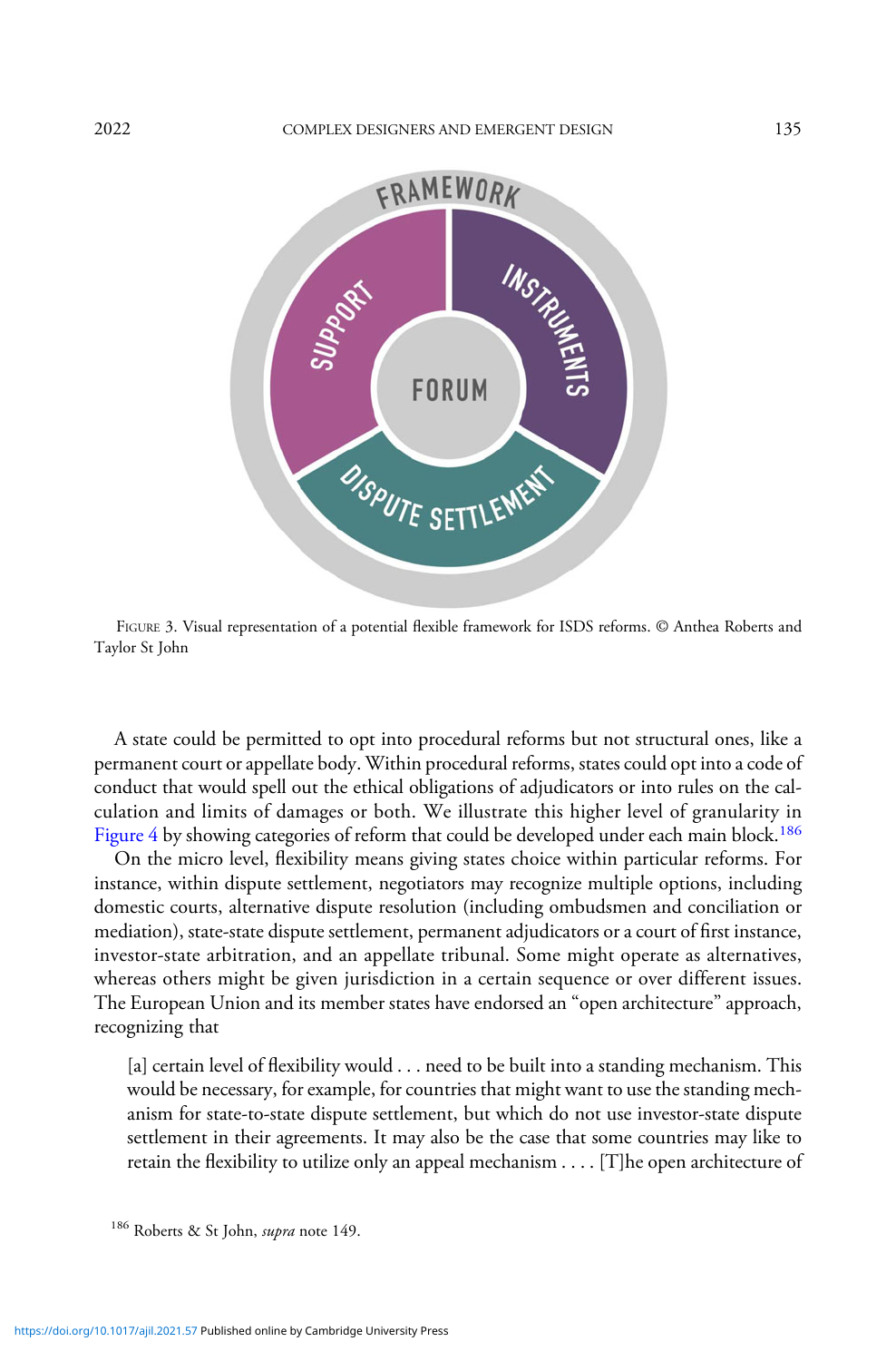FIGURE 3. Visual representation of a potential flexible framework for ISDS reforms. © Anthea Roberts and Taylor St John

A state could be permitted to opt into procedural reforms but not structural ones, like a permanent court or appellate body. Within procedural reforms, states could opt into a code of conduct that would spell out the ethical obligations of adjudicators or into rules on the calculation and limits of damages or both. We illustrate this higher level of granularity in Figure 4 by showing categories of reform that could be developed under each main block.[186]

On the micro level, flexibility means giving states choice within particular reforms. For instance, within dispute settlement, negotiators may recognize multiple options, including domestic courts, alternative dispute resolution (including ombudsmen and conciliation or mediation), state-state dispute settlement, permanent adjudicators or a court of first instance, investor-state arbitration, and an appellate tribunal. Some might operate as alternatives, whereas others might be given jurisdiction in a certain sequence or over different issues. The European Union and its member states have endorsed an "open architecture" approach, recognizing that

> [a] certain level of flexibility would . . . need to be built into a standing mechanism. This would be necessary, for example, for countries that might want to use the standing mechanism for state-to-state dispute settlement, but which do not use investor-state dispute settlement in their agreements. It may also be the case that some countries may like to retain the flexibility to utilize only an appeal mechanism . . . . [T]he open architecture of

[186] Roberts & St John, *supra* note 149.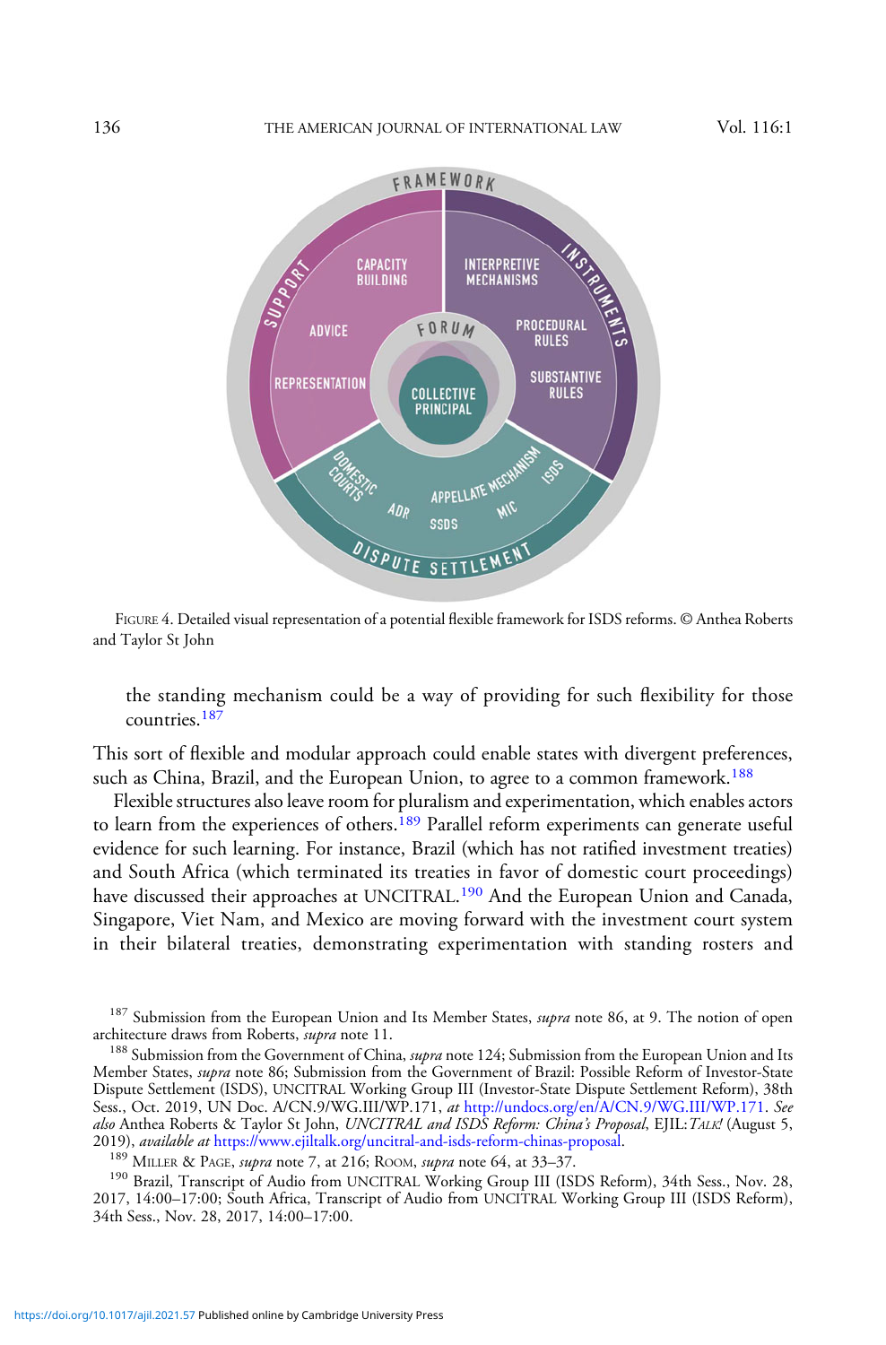FIGURE 4. Detailed visual representation of a potential flexible framework for ISDS reforms. © Anthea Roberts and Taylor St John

> the standing mechanism could be a way of providing for such flexibility for those countries.[187]

This sort of flexible and modular approach could enable states with divergent preferences, such as China, Brazil, and the European Union, to agree to a common framework.[188]

Flexible structures also leave room for pluralism and experimentation, which enables actors to learn from the experiences of others.[189] Parallel reform experiments can generate useful evidence for such learning. For instance, Brazil (which has not ratified investment treaties) and South Africa (which terminated its treaties in favor of domestic court proceedings) have discussed their approaches at UNCITRAL.[190] And the European Union and Canada, Singapore, Viet Nam, and Mexico are moving forward with the investment court system in their bilateral treaties, demonstrating experimentation with standing rosters and

---

[187] Submission from the European Union and Its Member States, *supra* note 86, at 9. The notion of open architecture draws from Roberts, *supra* note 11.

[188] Submission from the Government of China, *supra* note 124; Submission from the European Union and Its Member States, *supra* note 86; Submission from the Government of Brazil: Possible Reform of Investor-State Dispute Settlement (ISDS), UNCITRAL Working Group III (Investor-State Dispute Settlement Reform), 38th Sess., Oct. 2019, UN Doc. A/CN.9/WG.III/WP.171, *at* http://undocs.org/en/A/CN.9/WG.III/WP.171. *See also* Anthea Roberts & Taylor St John, *UNCITRAL and ISDS Reform: China's Proposal*, EJIL:*TALK!* (August 5, 2019), *available at* https://www.ejiltalk.org/uncitral-and-isds-reform-chinas-proposal.

[189] MILLER & PAGE, *supra* note 7, at 216; ROOM, *supra* note 64, at 33–37.

[190] Brazil, Transcript of Audio from UNCITRAL Working Group III (ISDS Reform), 34th Sess., Nov. 28, 2017, 14:00–17:00; South Africa, Transcript of Audio from UNCITRAL Working Group III (ISDS Reform), 34th Sess., Nov. 28, 2017, 14:00–17:00.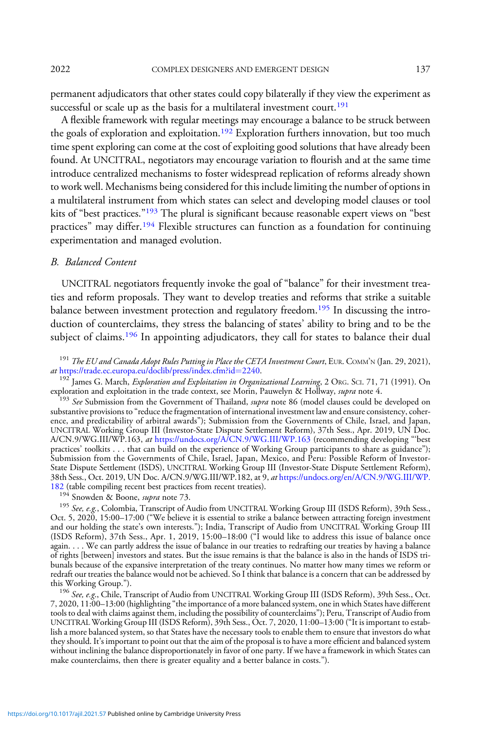permanent adjudicators that other states could copy bilaterally if they view the experiment as successful or scale up as the basis for a multilateral investment court.[191]

A flexible framework with regular meetings may encourage a balance to be struck between the goals of exploration and exploitation.[192] Exploration furthers innovation, but too much time spent exploring can come at the cost of exploiting good solutions that have already been found. At UNCITRAL, negotiators may encourage variation to flourish and at the same time introduce centralized mechanisms to foster widespread replication of reforms already shown to work well. Mechanisms being considered for this include limiting the number of options in a multilateral instrument from which states can select and developing model clauses or tool kits of "best practices."[193] The plural is significant because reasonable expert views on "best practices" may differ.[194] Flexible structures can function as a foundation for continuing experimentation and managed evolution.

### B. Balanced Content

UNCITRAL negotiators frequently invoke the goal of "balance" for their investment treaties and reform proposals. They want to develop treaties and reforms that strike a suitable balance between investment protection and regulatory freedom.[195] In discussing the introduction of counterclaims, they stress the balancing of states' ability to bring and to be the subject of claims.[196] In appointing adjudicators, they call for states to balance their dual

---

[191] *The EU and Canada Adopt Rules Putting in Place the CETA Investment Court*, EUR. COMM'N (Jan. 29, 2021), *at* https://trade.ec.europa.eu/doclib/press/index.cfm?id=2240.

[192] James G. March, *Exploration and Exploitation in Organizational Learning*, 2 ORG. SCI. 71, 71 (1991). On exploration and exploitation in the trade context, see Morin, Pauwelyn & Hollway, *supra* note 4.

[193] *See* Submission from the Government of Thailand, *supra* note 86 (model clauses could be developed on substantive provisions to "reduce the fragmentation of international investment law and ensure consistency, coherence, and predictability of arbitral awards"); Submission from the Governments of Chile, Israel, and Japan, UNCITRAL Working Group III (Investor-State Dispute Settlement Reform), 37th Sess., Apr. 2019, UN Doc. A/CN.9/WG.III/WP.163, *at* https://undocs.org/A/CN.9/WG.III/WP.163 (recommending developing "'best practices' toolkits . . . that can build on the experience of Working Group participants to share as guidance"); Submission from the Governments of Chile, Israel, Japan, Mexico, and Peru: Possible Reform of Investor-State Dispute Settlement (ISDS), UNCITRAL Working Group III (Investor-State Dispute Settlement Reform), 38th Sess., Oct. 2019, UN Doc. A/CN.9/WG.III/WP.182, at 9, *at* https://undocs.org/en/A/CN.9/WG.III/WP.182 (table compiling recent best practices from recent treaties).

[194] Snowden & Boone, *supra* note 73.

[195] *See, e.g.*, Colombia, Transcript of Audio from UNCITRAL Working Group III (ISDS Reform), 39th Sess., Oct. 5, 2020, 15:00–17:00 ("We believe it is essential to strike a balance between attracting foreign investment and our holding the state's own interests."); India, Transcript of Audio from UNCITRAL Working Group III (ISDS Reform), 37th Sess., Apr. 1, 2019, 15:00–18:00 ("I would like to address this issue of balance once again. . . . We can partly address the issue of balance in our treaties to redrafting our treaties by having a balance of rights [between] investors and states. But the issue remains is that the balance is also in the hands of ISDS tribunals because of the expansive interpretation of the treaty continues. No matter how many times we reform or redraft our treaties the balance would not be achieved. So I think that balance is a concern that can be addressed by this Working Group.").

[196] *See, e.g.*, Chile, Transcript of Audio from UNCITRAL Working Group III (ISDS Reform), 39th Sess., Oct. 7, 2020, 11:00–13:00 (highlighting "the importance of a more balanced system, one in which States have different tools to deal with claims against them, including the possibility of counterclaims"); Peru, Transcript of Audio from UNCITRAL Working Group III (ISDS Reform), 39th Sess., Oct. 7, 2020, 11:00–13:00 ("It is important to establish a more balanced system, so that States have the necessary tools to enable them to ensure that investors do what they should. It's important to point out that the aim of the proposal is to have a more efficient and balanced system without inclining the balance disproportionately in favor of one party. If we have a framework in which States can make counterclaims, then there is greater equality and a better balance in costs.").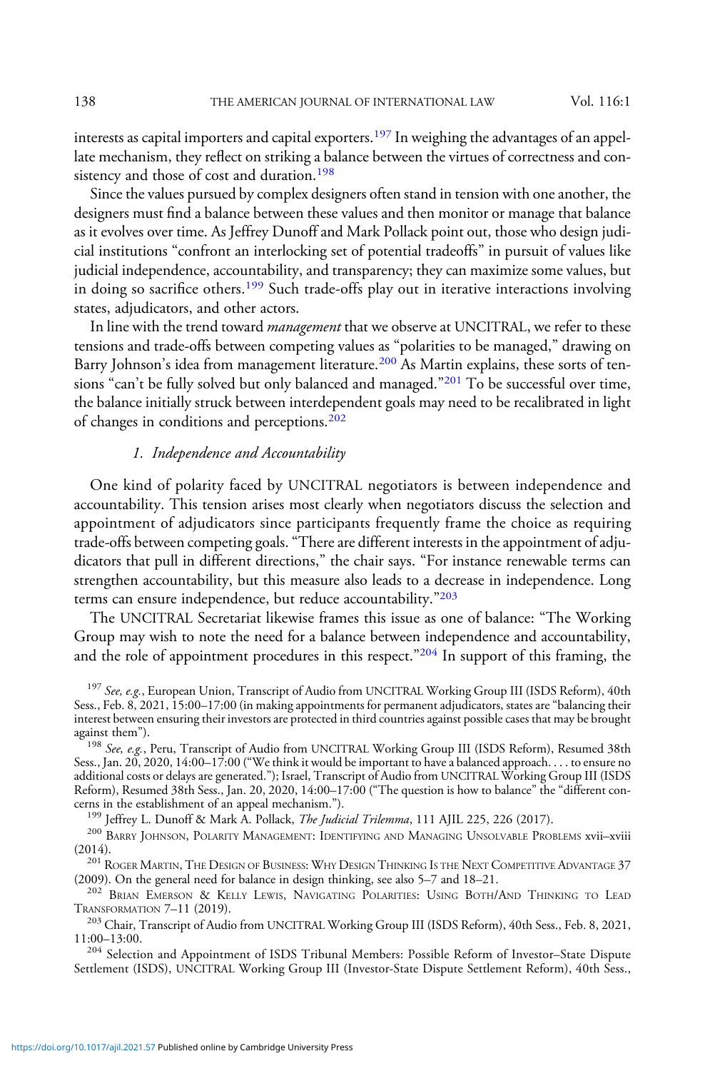interests as capital importers and capital exporters.[197] In weighing the advantages of an appellate mechanism, they reflect on striking a balance between the virtues of correctness and consistency and those of cost and duration.[198]

Since the values pursued by complex designers often stand in tension with one another, the designers must find a balance between these values and then monitor or manage that balance as it evolves over time. As Jeffrey Dunoff and Mark Pollack point out, those who design judicial institutions "confront an interlocking set of potential tradeoffs" in pursuit of values like judicial independence, accountability, and transparency; they can maximize some values, but in doing so sacrifice others.[199] Such trade-offs play out in iterative interactions involving states, adjudicators, and other actors.

In line with the trend toward *management* that we observe at UNCITRAL, we refer to these tensions and trade-offs between competing values as "polarities to be managed," drawing on Barry Johnson's idea from management literature.[200] As Martin explains, these sorts of tensions "can't be fully solved but only balanced and managed."[201] To be successful over time, the balance initially struck between interdependent goals may need to be recalibrated in light of changes in conditions and perceptions.[202]

### *1. Independence and Accountability*

One kind of polarity faced by UNCITRAL negotiators is between independence and accountability. This tension arises most clearly when negotiators discuss the selection and appointment of adjudicators since participants frequently frame the choice as requiring trade-offs between competing goals. "There are different interests in the appointment of adjudicators that pull in different directions," the chair says. "For instance renewable terms can strengthen accountability, but this measure also leads to a decrease in independence. Long terms can ensure independence, but reduce accountability."[203]

The UNCITRAL Secretariat likewise frames this issue as one of balance: "The Working Group may wish to note the need for a balance between independence and accountability, and the role of appointment procedures in this respect."[204] In support of this framing, the

[197] *See, e.g.*, European Union, Transcript of Audio from UNCITRAL Working Group III (ISDS Reform), 40th Sess., Feb. 8, 2021, 15:00–17:00 (in making appointments for permanent adjudicators, states are "balancing their interest between ensuring their investors are protected in third countries against possible cases that may be brought against them").

[198] *See, e.g.*, Peru, Transcript of Audio from UNCITRAL Working Group III (ISDS Reform), Resumed 38th Sess., Jan. 20, 2020, 14:00–17:00 ("We think it would be important to have a balanced approach. . . . to ensure no additional costs or delays are generated."); Israel, Transcript of Audio from UNCITRAL Working Group III (ISDS Reform), Resumed 38th Sess., Jan. 20, 2020, 14:00–17:00 ("The question is how to balance" the "different concerns in the establishment of an appeal mechanism.").

[199] Jeffrey L. Dunoff & Mark A. Pollack, *The Judicial Trilemma*, 111 AJIL 225, 226 (2017).

[200] Barry Johnson, Polarity Management: Identifying and Managing Unsolvable Problems xvii–xviii (2014).

[201] Roger Martin, The Design of Business: Why Design Thinking Is the Next Competitive Advantage 37 (2009). On the general need for balance in design thinking, see also 5–7 and 18–21.

[202] Brian Emerson & Kelly Lewis, Navigating Polarities: Using Both/And Thinking to Lead Transformation 7–11 (2019).

[203] Chair, Transcript of Audio from UNCITRAL Working Group III (ISDS Reform), 40th Sess., Feb. 8, 2021, 11:00–13:00.

[204] Selection and Appointment of ISDS Tribunal Members: Possible Reform of Investor–State Dispute Settlement (ISDS), UNCITRAL Working Group III (Investor-State Dispute Settlement Reform), 40th Sess.,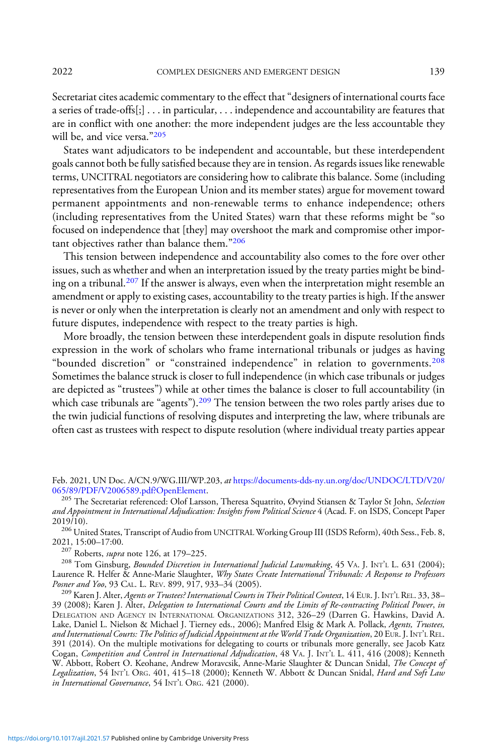Secretariat cites academic commentary to the effect that "designers of international courts face a series of trade-offs[;] . . . in particular, . . . independence and accountability are features that are in conflict with one another: the more independent judges are the less accountable they will be, and vice versa."[205]

States want adjudicators to be independent and accountable, but these interdependent goals cannot both be fully satisfied because they are in tension. As regards issues like renewable terms, UNCITRAL negotiators are considering how to calibrate this balance. Some (including representatives from the European Union and its member states) argue for movement toward permanent appointments and non-renewable terms to enhance independence; others (including representatives from the United States) warn that these reforms might be "so focused on independence that [they] may overshoot the mark and compromise other important objectives rather than balance them."[206]

This tension between independence and accountability also comes to the fore over other issues, such as whether and when an interpretation issued by the treaty parties might be binding on a tribunal.[207] If the answer is always, even when the interpretation might resemble an amendment or apply to existing cases, accountability to the treaty parties is high. If the answer is never or only when the interpretation is clearly not an amendment and only with respect to future disputes, independence with respect to the treaty parties is high.

More broadly, the tension between these interdependent goals in dispute resolution finds expression in the work of scholars who frame international tribunals or judges as having "bounded discretion" or "constrained independence" in relation to governments.[208] Sometimes the balance struck is closer to full independence (in which case tribunals or judges are depicted as "trustees") while at other times the balance is closer to full accountability (in which case tribunals are "agents").[209] The tension between the two roles partly arises due to the twin judicial functions of resolving disputes and interpreting the law, where tribunals are often cast as trustees with respect to dispute resolution (where individual treaty parties appear

---

Feb. 2021, UN Doc. A/CN.9/WG.III/WP.203, *at* https://documents-dds-ny.un.org/doc/UNDOC/LTD/V20/065/89/PDF/V2006589.pdf?OpenElement.

[205] The Secretariat referenced: Olof Larsson, Theresa Squatrito, Øyvind Stiansen & Taylor St John, *Selection and Appointment in International Adjudication: Insights from Political Science* 4 (Acad. F. on ISDS, Concept Paper 2019/10).

[206] United States, Transcript of Audio from UNCITRAL Working Group III (ISDS Reform), 40th Sess., Feb. 8, 2021, 15:00–17:00.

[207] Roberts, *supra* note 126, at 179–225.

[208] Tom Ginsburg, *Bounded Discretion in International Judicial Lawmaking*, 45 VA. J. INT'L L. 631 (2004); Laurence R. Helfer & Anne-Marie Slaughter, *Why States Create International Tribunals: A Response to Professors Posner and Yoo*, 93 CAL. L. REV. 899, 917, 933–34 (2005).

[209] Karen J. Alter, *Agents or Trustees? International Courts in Their Political Context*, 14 EUR. J. INT'L REL. 33, 38–39 (2008); Karen J. Alter, *Delegation to International Courts and the Limits of Re-contracting Political Power*, *in* DELEGATION AND AGENCY IN INTERNATIONAL ORGANIZATIONS 312, 326–29 (Darren G. Hawkins, David A. Lake, Daniel L. Nielson & Michael J. Tierney eds., 2006); Manfred Elsig & Mark A. Pollack, *Agents, Trustees, and International Courts: The Politics of Judicial Appointment at the World Trade Organization*, 20 EUR. J. INT'L REL. 391 (2014). On the multiple motivations for delegating to courts or tribunals more generally, see Jacob Katz Cogan, *Competition and Control in International Adjudication*, 48 VA. J. INT'L L. 411, 416 (2008); Kenneth W. Abbott, Robert O. Keohane, Andrew Moravcsik, Anne-Marie Slaughter & Duncan Snidal, *The Concept of Legalization*, 54 INT'L ORG. 401, 415–18 (2000); Kenneth W. Abbott & Duncan Snidal, *Hard and Soft Law in International Governance*, 54 INT'L ORG. 421 (2000).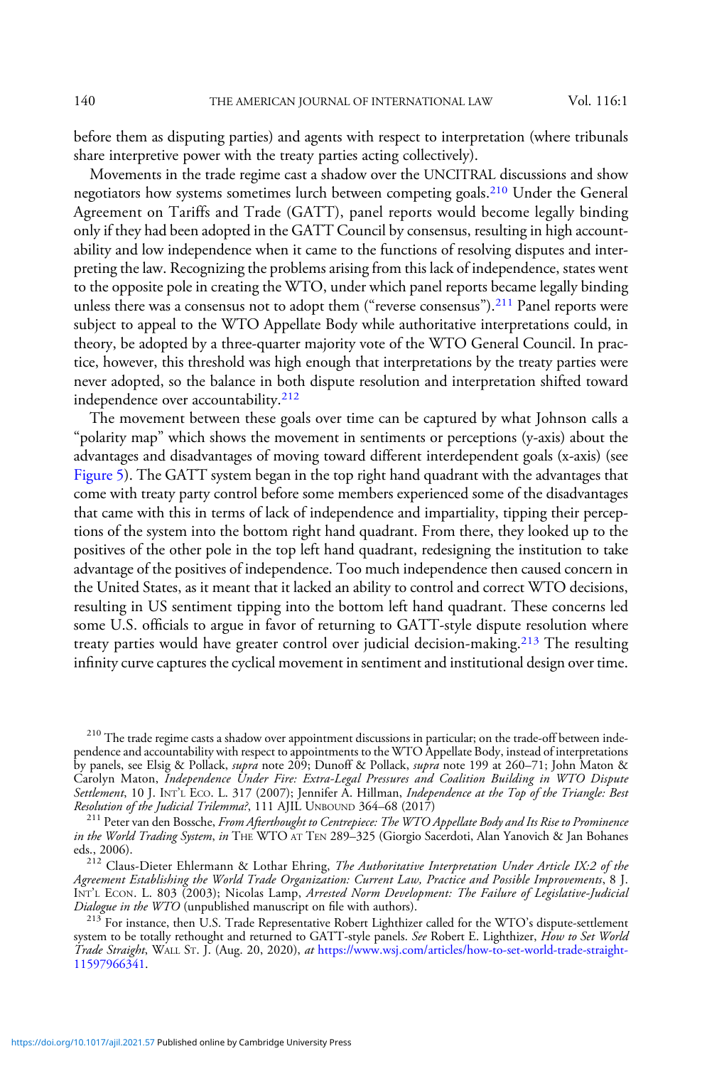before them as disputing parties) and agents with respect to interpretation (where tribunals share interpretive power with the treaty parties acting collectively).

Movements in the trade regime cast a shadow over the UNCITRAL discussions and show negotiators how systems sometimes lurch between competing goals.[210] Under the General Agreement on Tariffs and Trade (GATT), panel reports would become legally binding only if they had been adopted in the GATT Council by consensus, resulting in high accountability and low independence when it came to the functions of resolving disputes and interpreting the law. Recognizing the problems arising from this lack of independence, states went to the opposite pole in creating the WTO, under which panel reports became legally binding unless there was a consensus not to adopt them ("reverse consensus").[211] Panel reports were subject to appeal to the WTO Appellate Body while authoritative interpretations could, in theory, be adopted by a three-quarter majority vote of the WTO General Council. In practice, however, this threshold was high enough that interpretations by the treaty parties were never adopted, so the balance in both dispute resolution and interpretation shifted toward independence over accountability.[212]

The movement between these goals over time can be captured by what Johnson calls a "polarity map" which shows the movement in sentiments or perceptions (y-axis) about the advantages and disadvantages of moving toward different interdependent goals (x-axis) (see Figure 5). The GATT system began in the top right hand quadrant with the advantages that come with treaty party control before some members experienced some of the disadvantages that came with this in terms of lack of independence and impartiality, tipping their perceptions of the system into the bottom right hand quadrant. From there, they looked up to the positives of the other pole in the top left hand quadrant, redesigning the institution to take advantage of the positives of independence. Too much independence then caused concern in the United States, as it meant that it lacked an ability to control and correct WTO decisions, resulting in US sentiment tipping into the bottom left hand quadrant. These concerns led some U.S. officials to argue in favor of returning to GATT-style dispute resolution where treaty parties would have greater control over judicial decision-making.[213] The resulting infinity curve captures the cyclical movement in sentiment and institutional design over time.

---

[210] The trade regime casts a shadow over appointment discussions in particular; on the trade-off between independence and accountability with respect to appointments to the WTO Appellate Body, instead of interpretations by panels, see Elsig & Pollack, *supra* note 209; Dunoff & Pollack, *supra* note 199 at 260–71; John Maton & Carolyn Maton, *Independence Under Fire: Extra-Legal Pressures and Coalition Building in WTO Dispute Settlement*, 10 J. INT'L ECO. L. 317 (2007); Jennifer A. Hillman, *Independence at the Top of the Triangle: Best Resolution of the Judicial Trilemma?*, 111 AJIL UNBOUND 364–68 (2017)

[211] Peter van den Bossche, *From Afterthought to Centrepiece: The WTO Appellate Body and Its Rise to Prominence in the World Trading System*, *in* THE WTO AT TEN 289–325 (Giorgio Sacerdoti, Alan Yanovich & Jan Bohanes eds., 2006).

[212] Claus-Dieter Ehlermann & Lothar Ehring, *The Authoritative Interpretation Under Article IX:2 of the Agreement Establishing the World Trade Organization: Current Law, Practice and Possible Improvements*, 8 J. INT'L ECON. L. 803 (2003); Nicolas Lamp, *Arrested Norm Development: The Failure of Legislative-Judicial Dialogue in the WTO* (unpublished manuscript on file with authors).

[213] For instance, then U.S. Trade Representative Robert Lighthizer called for the WTO's dispute-settlement system to be totally rethought and returned to GATT-style panels. *See* Robert E. Lighthizer, *How to Set World Trade Straight*, WALL ST. J. (Aug. 20, 2020), *at* https://www.wsj.com/articles/how-to-set-world-trade-straight-11597966341.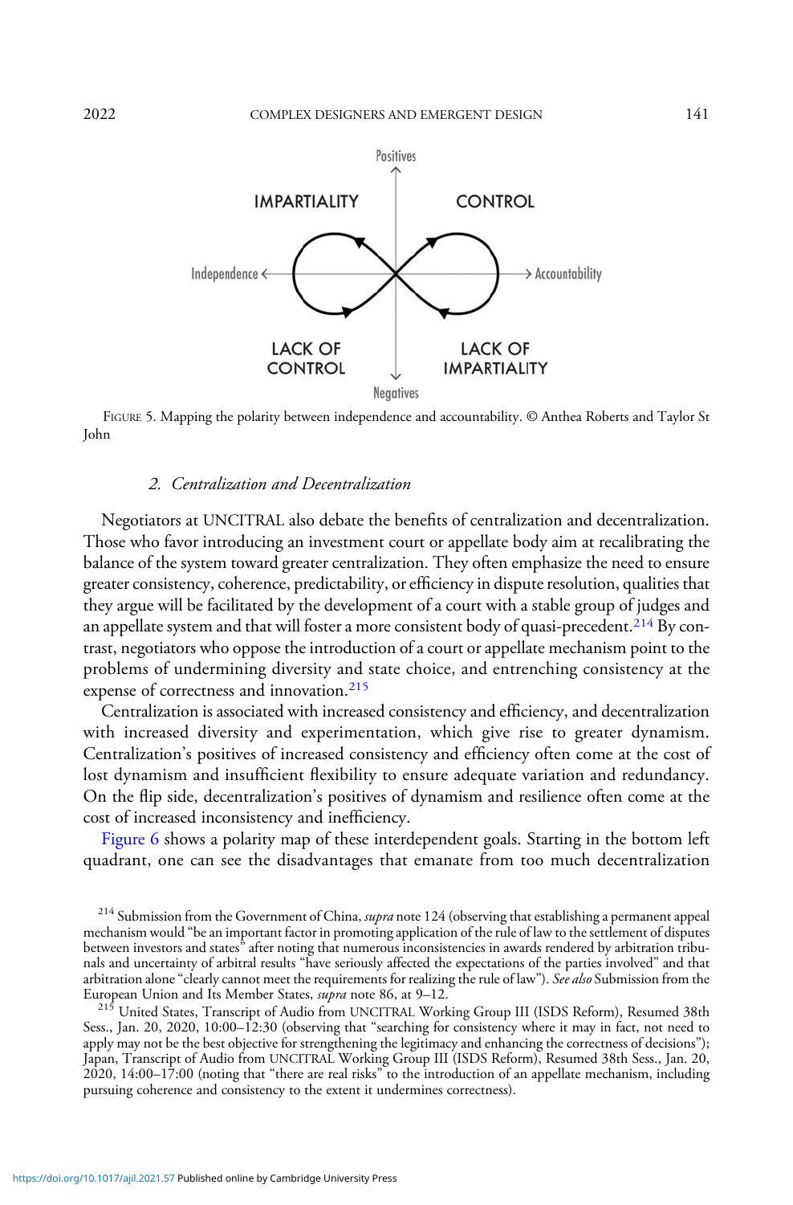Positives

IMPARTIALITY

CONTROL

Independence

Accountability

LACK OF CONTROL

LACK OF IMPARTIALITY

Negatives

FIGURE 5. Mapping the polarity between independence and accountability. © Anthea Roberts and Taylor St John

### 2. *Centralization and Decentralization*

Negotiators at UNCITRAL also debate the benefits of centralization and decentralization. Those who favor introducing an investment court or appellate body aim at recalibrating the balance of the system toward greater centralization. They often emphasize the need to ensure greater consistency, coherence, predictability, or efficiency in dispute resolution, qualities that they argue will be facilitated by the development of a court with a stable group of judges and an appellate system and that will foster a more consistent body of quasi-precedent.[214] By contrast, negotiators who oppose the introduction of a court or appellate mechanism point to the problems of undermining diversity and state choice, and entrenching consistency at the expense of correctness and innovation.[215]

Centralization is associated with increased consistency and efficiency, and decentralization with increased diversity and experimentation, which give rise to greater dynamism. Centralization's positives of increased consistency and efficiency often come at the cost of lost dynamism and insufficient flexibility to ensure adequate variation and redundancy. On the flip side, decentralization's positives of dynamism and resilience often come at the cost of increased inconsistency and inefficiency.

Figure 6 shows a polarity map of these interdependent goals. Starting in the bottom left quadrant, one can see the disadvantages that emanate from too much decentralization

[214] Submission from the Government of China, *supra* note 124 (observing that establishing a permanent appeal mechanism would "be an important factor in promoting application of the rule of law to the settlement of disputes between investors and states" after noting that numerous inconsistencies in awards rendered by arbitration tribunals and uncertainty of arbitral results "have seriously affected the expectations of the parties involved" and that arbitration alone "clearly cannot meet the requirements for realizing the rule of law"). *See also* Submission from the European Union and Its Member States, *supra* note 86, at 9–12.

[215] United States, Transcript of Audio from UNCITRAL Working Group III (ISDS Reform), Resumed 38th Sess., Jan. 20, 2020, 10:00–12:30 (observing that "searching for consistency where it may in fact, not need to apply may not be the best objective for strengthening the legitimacy and enhancing the correctness of decisions"); Japan, Transcript of Audio from UNCITRAL Working Group III (ISDS Reform), Resumed 38th Sess., Jan. 20, 2020, 14:00–17:00 (noting that "there are real risks" to the introduction of an appellate mechanism, including pursuing coherence and consistency to the extent it undermines correctness).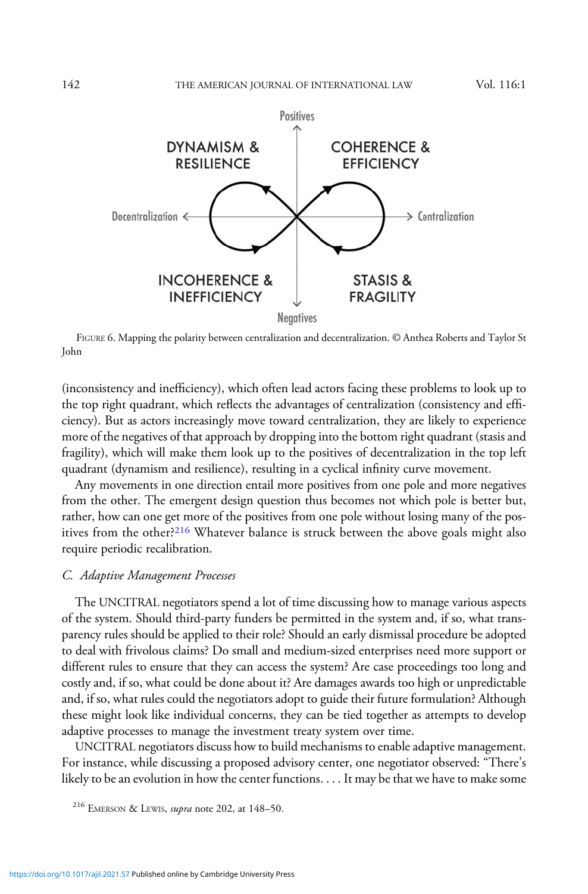FIGURE 6. Mapping the polarity between centralization and decentralization. © Anthea Roberts and Taylor St John

(inconsistency and inefficiency), which often lead actors facing these problems to look up to the top right quadrant, which reflects the advantages of centralization (consistency and efficiency). But as actors increasingly move toward centralization, they are likely to experience more of the negatives of that approach by dropping into the bottom right quadrant (stasis and fragility), which will make them look up to the positives of decentralization in the top left quadrant (dynamism and resilience), resulting in a cyclical infinity curve movement.

Any movements in one direction entail more positives from one pole and more negatives from the other. The emergent design question thus becomes not which pole is better but, rather, how can one get more of the positives from one pole without losing many of the positives from the other?[216] Whatever balance is struck between the above goals might also require periodic recalibration.

### C. *Adaptive Management Processes*

The UNCITRAL negotiators spend a lot of time discussing how to manage various aspects of the system. Should third-party funders be permitted in the system and, if so, what transparency rules should be applied to their role? Should an early dismissal procedure be adopted to deal with frivolous claims? Do small and medium-sized enterprises need more support or different rules to ensure that they can access the system? Are case proceedings too long and costly and, if so, what could be done about it? Are damages awards too high or unpredictable and, if so, what rules could the negotiators adopt to guide their future formulation? Although these might look like individual concerns, they can be tied together as attempts to develop adaptive processes to manage the investment treaty system over time.

UNCITRAL negotiators discuss how to build mechanisms to enable adaptive management. For instance, while discussing a proposed advisory center, one negotiator observed: "There's likely to be an evolution in how the center functions. . . . It may be that we have to make some

[216] EMERSON & LEWIS, *supra* note 202, at 148–50.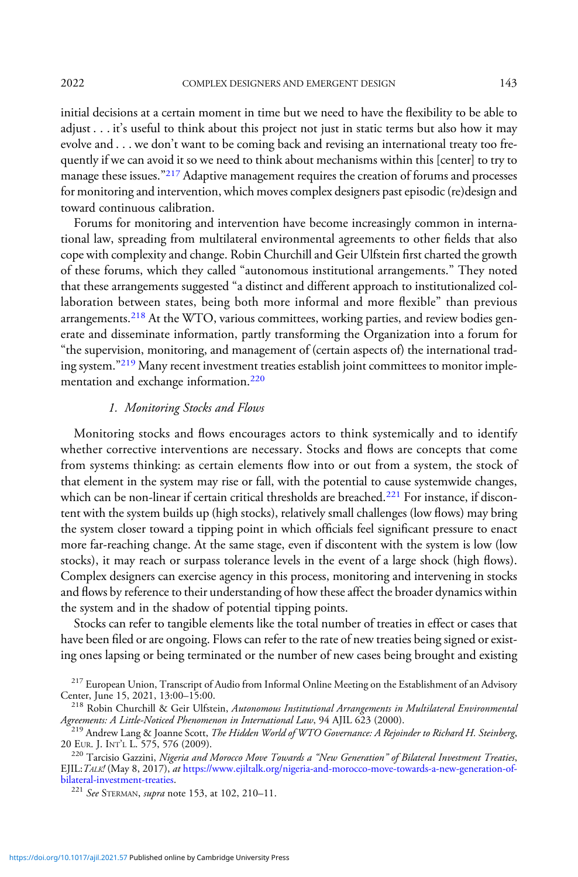initial decisions at a certain moment in time but we need to have the flexibility to be able to adjust . . . it's useful to think about this project not just in static terms but also how it may evolve and . . . we don't want to be coming back and revising an international treaty too frequently if we can avoid it so we need to think about mechanisms within this [center] to try to manage these issues."[217] Adaptive management requires the creation of forums and processes for monitoring and intervention, which moves complex designers past episodic (re)design and toward continuous calibration.

Forums for monitoring and intervention have become increasingly common in international law, spreading from multilateral environmental agreements to other fields that also cope with complexity and change. Robin Churchill and Geir Ulfstein first charted the growth of these forums, which they called "autonomous institutional arrangements." They noted that these arrangements suggested "a distinct and different approach to institutionalized collaboration between states, being both more informal and more flexible" than previous arrangements.[218] At the WTO, various committees, working parties, and review bodies generate and disseminate information, partly transforming the Organization into a forum for "the supervision, monitoring, and management of (certain aspects of) the international trading system."[219] Many recent investment treaties establish joint committees to monitor implementation and exchange information.[220]

### *1. Monitoring Stocks and Flows*

Monitoring stocks and flows encourages actors to think systemically and to identify whether corrective interventions are necessary. Stocks and flows are concepts that come from systems thinking: as certain elements flow into or out from a system, the stock of that element in the system may rise or fall, with the potential to cause systemwide changes, which can be non-linear if certain critical thresholds are breached.[221] For instance, if discontent with the system builds up (high stocks), relatively small challenges (low flows) may bring the system closer toward a tipping point in which officials feel significant pressure to enact more far-reaching change. At the same stage, even if discontent with the system is low (low stocks), it may reach or surpass tolerance levels in the event of a large shock (high flows). Complex designers can exercise agency in this process, monitoring and intervening in stocks and flows by reference to their understanding of how these affect the broader dynamics within the system and in the shadow of potential tipping points.

Stocks can refer to tangible elements like the total number of treaties in effect or cases that have been filed or are ongoing. Flows can refer to the rate of new treaties being signed or existing ones lapsing or being terminated or the number of new cases being brought and existing

---

[217] European Union, Transcript of Audio from Informal Online Meeting on the Establishment of an Advisory Center, June 15, 2021, 13:00–15:00.

[218] Robin Churchill & Geir Ulfstein, *Autonomous Institutional Arrangements in Multilateral Environmental Agreements: A Little-Noticed Phenomenon in International Law*, 94 AJIL 623 (2000).

[219] Andrew Lang & Joanne Scott, *The Hidden World of WTO Governance: A Rejoinder to Richard H. Steinberg*, 20 EUR. J. INT'L L. 575, 576 (2009).

[220] Tarcisio Gazzini, *Nigeria and Morocco Move Towards a "New Generation" of Bilateral Investment Treaties*, EJIL:*TALK!* (May 8, 2017), *at* https://www.ejiltalk.org/nigeria-and-morocco-move-towards-a-new-generation-of-bilateral-investment-treaties.

[221] *See* STERMAN, *supra* note 153, at 102, 210–11.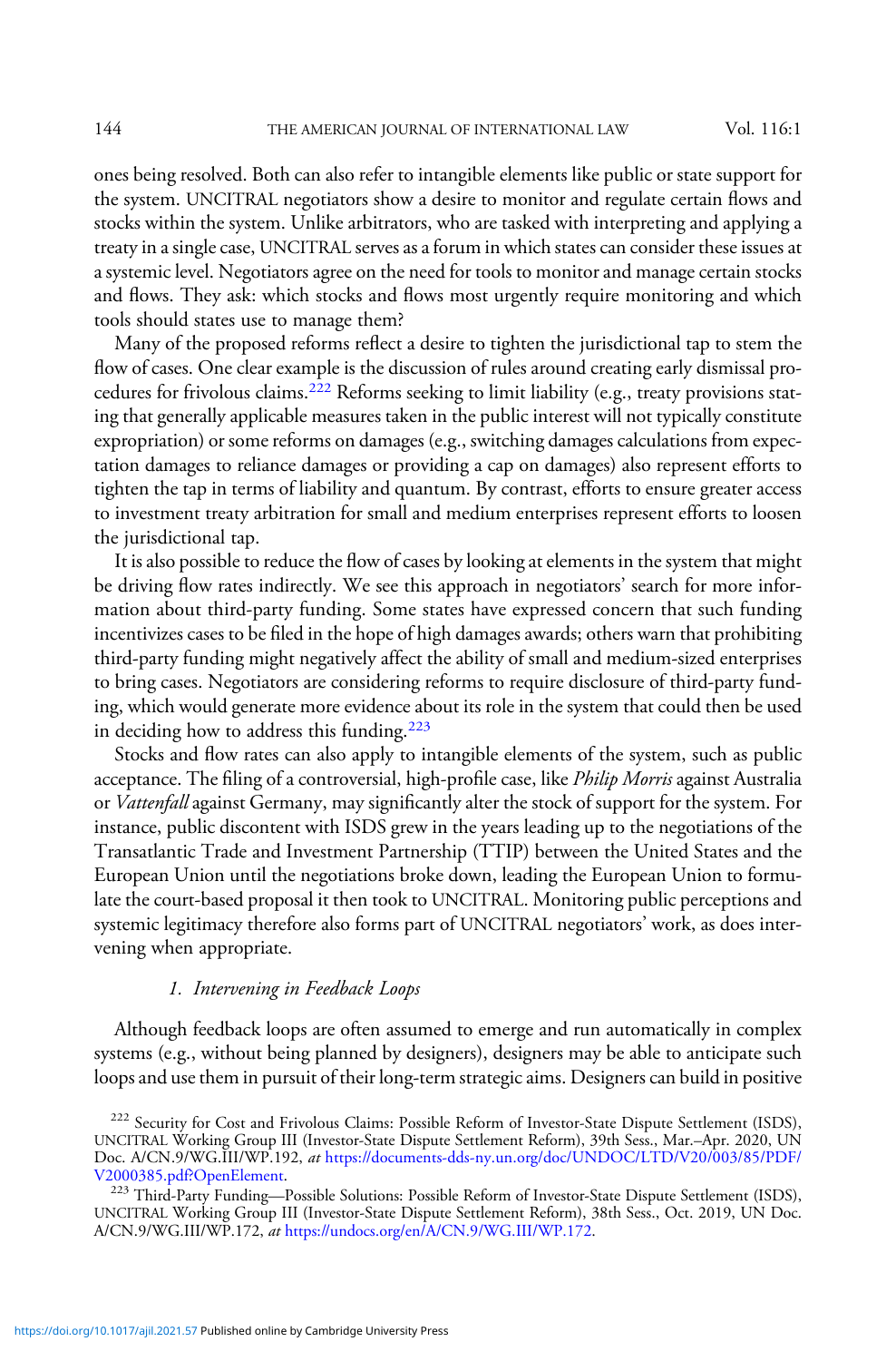ones being resolved. Both can also refer to intangible elements like public or state support for the system. UNCITRAL negotiators show a desire to monitor and regulate certain flows and stocks within the system. Unlike arbitrators, who are tasked with interpreting and applying a treaty in a single case, UNCITRAL serves as a forum in which states can consider these issues at a systemic level. Negotiators agree on the need for tools to monitor and manage certain stocks and flows. They ask: which stocks and flows most urgently require monitoring and which tools should states use to manage them?

Many of the proposed reforms reflect a desire to tighten the jurisdictional tap to stem the flow of cases. One clear example is the discussion of rules around creating early dismissal procedures for frivolous claims.[222] Reforms seeking to limit liability (e.g., treaty provisions stating that generally applicable measures taken in the public interest will not typically constitute expropriation) or some reforms on damages (e.g., switching damages calculations from expectation damages to reliance damages or providing a cap on damages) also represent efforts to tighten the tap in terms of liability and quantum. By contrast, efforts to ensure greater access to investment treaty arbitration for small and medium enterprises represent efforts to loosen the jurisdictional tap.

It is also possible to reduce the flow of cases by looking at elements in the system that might be driving flow rates indirectly. We see this approach in negotiators' search for more information about third-party funding. Some states have expressed concern that such funding incentivizes cases to be filed in the hope of high damages awards; others warn that prohibiting third-party funding might negatively affect the ability of small and medium-sized enterprises to bring cases. Negotiators are considering reforms to require disclosure of third-party funding, which would generate more evidence about its role in the system that could then be used in deciding how to address this funding.[223]

Stocks and flow rates can also apply to intangible elements of the system, such as public acceptance. The filing of a controversial, high-profile case, like *Philip Morris* against Australia or *Vattenfall* against Germany, may significantly alter the stock of support for the system. For instance, public discontent with ISDS grew in the years leading up to the negotiations of the Transatlantic Trade and Investment Partnership (TTIP) between the United States and the European Union until the negotiations broke down, leading the European Union to formulate the court-based proposal it then took to UNCITRAL. Monitoring public perceptions and systemic legitimacy therefore also forms part of UNCITRAL negotiators' work, as does intervening when appropriate.

### *1. Intervening in Feedback Loops*

Although feedback loops are often assumed to emerge and run automatically in complex systems (e.g., without being planned by designers), designers may be able to anticipate such loops and use them in pursuit of their long-term strategic aims. Designers can build in positive

---

[222] Security for Cost and Frivolous Claims: Possible Reform of Investor-State Dispute Settlement (ISDS), UNCITRAL Working Group III (Investor-State Dispute Settlement Reform), 39th Sess., Mar.–Apr. 2020, UN Doc. A/CN.9/WG.III/WP.192, *at* https://documents-dds-ny.un.org/doc/UNDOC/LTD/V20/003/85/PDF/V2000385.pdf?OpenElement.

[223] Third-Party Funding—Possible Solutions: Possible Reform of Investor-State Dispute Settlement (ISDS), UNCITRAL Working Group III (Investor-State Dispute Settlement Reform), 38th Sess., Oct. 2019, UN Doc. A/CN.9/WG.III/WP.172, *at* https://undocs.org/en/A/CN.9/WG.III/WP.172.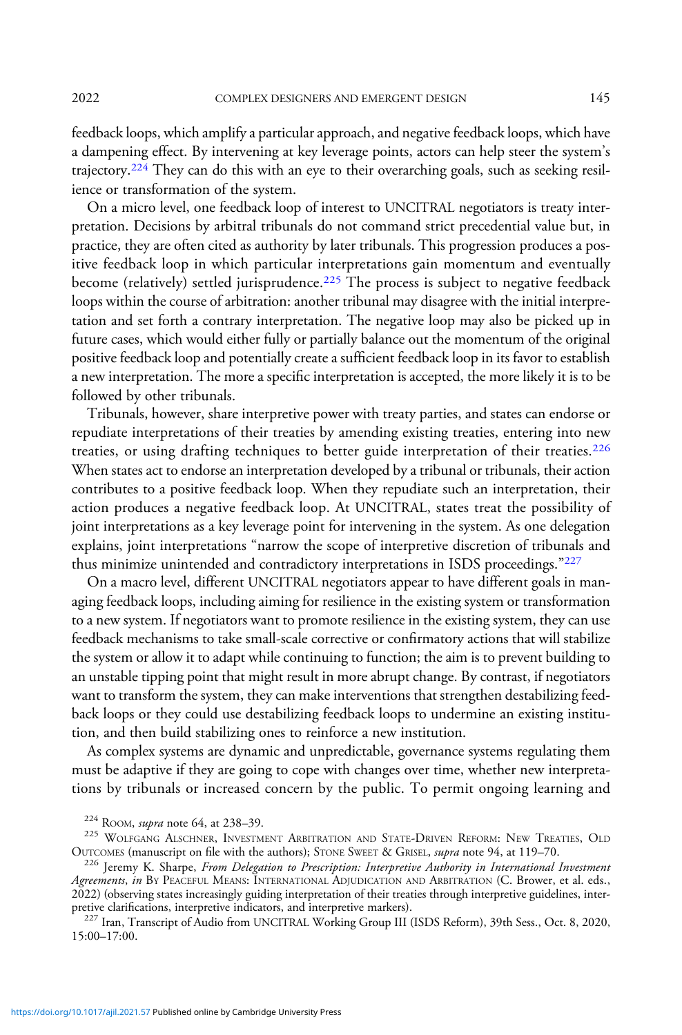feedback loops, which amplify a particular approach, and negative feedback loops, which have a dampening effect. By intervening at key leverage points, actors can help steer the system's trajectory.[224] They can do this with an eye to their overarching goals, such as seeking resilience or transformation of the system.

On a micro level, one feedback loop of interest to UNCITRAL negotiators is treaty interpretation. Decisions by arbitral tribunals do not command strict precedential value but, in practice, they are often cited as authority by later tribunals. This progression produces a positive feedback loop in which particular interpretations gain momentum and eventually become (relatively) settled jurisprudence.[225] The process is subject to negative feedback loops within the course of arbitration: another tribunal may disagree with the initial interpretation and set forth a contrary interpretation. The negative loop may also be picked up in future cases, which would either fully or partially balance out the momentum of the original positive feedback loop and potentially create a sufficient feedback loop in its favor to establish a new interpretation. The more a specific interpretation is accepted, the more likely it is to be followed by other tribunals.

Tribunals, however, share interpretive power with treaty parties, and states can endorse or repudiate interpretations of their treaties by amending existing treaties, entering into new treaties, or using drafting techniques to better guide interpretation of their treaties.[226] When states act to endorse an interpretation developed by a tribunal or tribunals, their action contributes to a positive feedback loop. When they repudiate such an interpretation, their action produces a negative feedback loop. At UNCITRAL, states treat the possibility of joint interpretations as a key leverage point for intervening in the system. As one delegation explains, joint interpretations "narrow the scope of interpretive discretion of tribunals and thus minimize unintended and contradictory interpretations in ISDS proceedings."[227]

On a macro level, different UNCITRAL negotiators appear to have different goals in managing feedback loops, including aiming for resilience in the existing system or transformation to a new system. If negotiators want to promote resilience in the existing system, they can use feedback mechanisms to take small-scale corrective or confirmatory actions that will stabilize the system or allow it to adapt while continuing to function; the aim is to prevent building to an unstable tipping point that might result in more abrupt change. By contrast, if negotiators want to transform the system, they can make interventions that strengthen destabilizing feedback loops or they could use destabilizing feedback loops to undermine an existing institution, and then build stabilizing ones to reinforce a new institution.

As complex systems are dynamic and unpredictable, governance systems regulating them must be adaptive if they are going to cope with changes over time, whether new interpretations by tribunals or increased concern by the public. To permit ongoing learning and

---

[224] Room, *supra* note 64, at 238–39.

[225] Wolfgang Alschner, Investment Arbitration and State-Driven Reform: New Treaties, Old Outcomes (manuscript on file with the authors); Stone Sweet & Grisel, *supra* note 94, at 119–70.

[226] Jeremy K. Sharpe, *From Delegation to Prescription: Interpretive Authority in International Investment Agreements*, *in* By Peaceful Means: International Adjudication and Arbitration (C. Brower, et al. eds., 2022) (observing states increasingly guiding interpretation of their treaties through interpretive guidelines, interpretive clarifications, interpretive indicators, and interpretive markers).

[227] Iran, Transcript of Audio from UNCITRAL Working Group III (ISDS Reform), 39th Sess., Oct. 8, 2020, 15:00–17:00.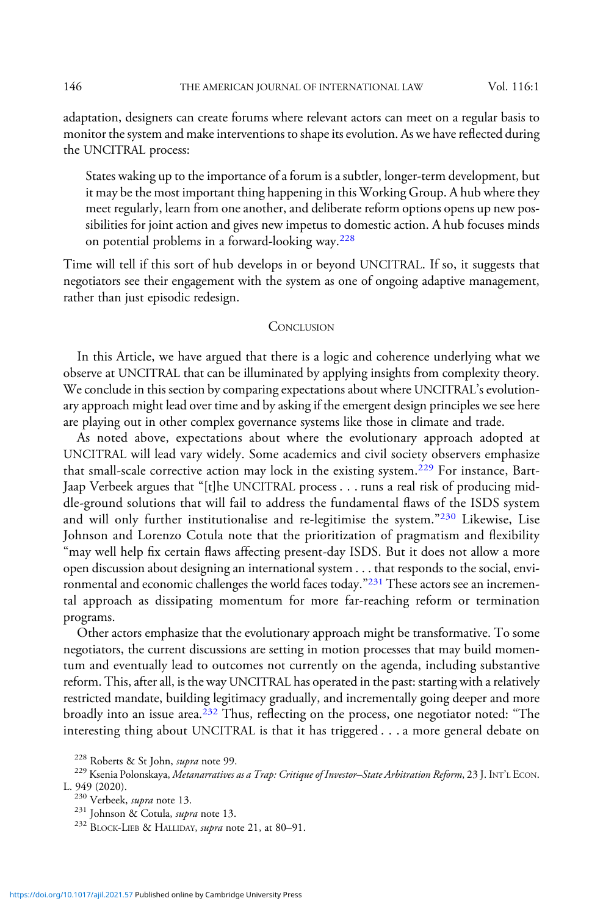adaptation, designers can create forums where relevant actors can meet on a regular basis to monitor the system and make interventions to shape its evolution. As we have reflected during the UNCITRAL process:

> States waking up to the importance of a forum is a subtler, longer-term development, but it may be the most important thing happening in this Working Group. A hub where they meet regularly, learn from one another, and deliberate reform options opens up new possibilities for joint action and gives new impetus to domestic action. A hub focuses minds on potential problems in a forward-looking way.[228]

Time will tell if this sort of hub develops in or beyond UNCITRAL. If so, it suggests that negotiators see their engagement with the system as one of ongoing adaptive management, rather than just episodic redesign.

## Conclusion

In this Article, we have argued that there is a logic and coherence underlying what we observe at UNCITRAL that can be illuminated by applying insights from complexity theory. We conclude in this section by comparing expectations about where UNCITRAL's evolutionary approach might lead over time and by asking if the emergent design principles we see here are playing out in other complex governance systems like those in climate and trade.

As noted above, expectations about where the evolutionary approach adopted at UNCITRAL will lead vary widely. Some academics and civil society observers emphasize that small-scale corrective action may lock in the existing system.[229] For instance, Bart-Jaap Verbeek argues that "[t]he UNCITRAL process . . . runs a real risk of producing middle-ground solutions that will fail to address the fundamental flaws of the ISDS system and will only further institutionalise and re-legitimise the system."[230] Likewise, Lise Johnson and Lorenzo Cotula note that the prioritization of pragmatism and flexibility "may well help fix certain flaws affecting present-day ISDS. But it does not allow a more open discussion about designing an international system . . . that responds to the social, environmental and economic challenges the world faces today."[231] These actors see an incremental approach as dissipating momentum for more far-reaching reform or termination programs.

Other actors emphasize that the evolutionary approach might be transformative. To some negotiators, the current discussions are setting in motion processes that may build momentum and eventually lead to outcomes not currently on the agenda, including substantive reform. This, after all, is the way UNCITRAL has operated in the past: starting with a relatively restricted mandate, building legitimacy gradually, and incrementally going deeper and more broadly into an issue area.[232] Thus, reflecting on the process, one negotiator noted: "The interesting thing about UNCITRAL is that it has triggered . . . a more general debate on

[228] Roberts & St John, *supra* note 99.

[229] Ksenia Polonskaya, *Metanarratives as a Trap: Critique of Investor–State Arbitration Reform*, 23 J. Int'l Econ. L. 949 (2020).

[230] Verbeek, *supra* note 13.

[231] Johnson & Cotula, *supra* note 13.

[232] Block-Lieb & Halliday, *supra* note 21, at 80–91.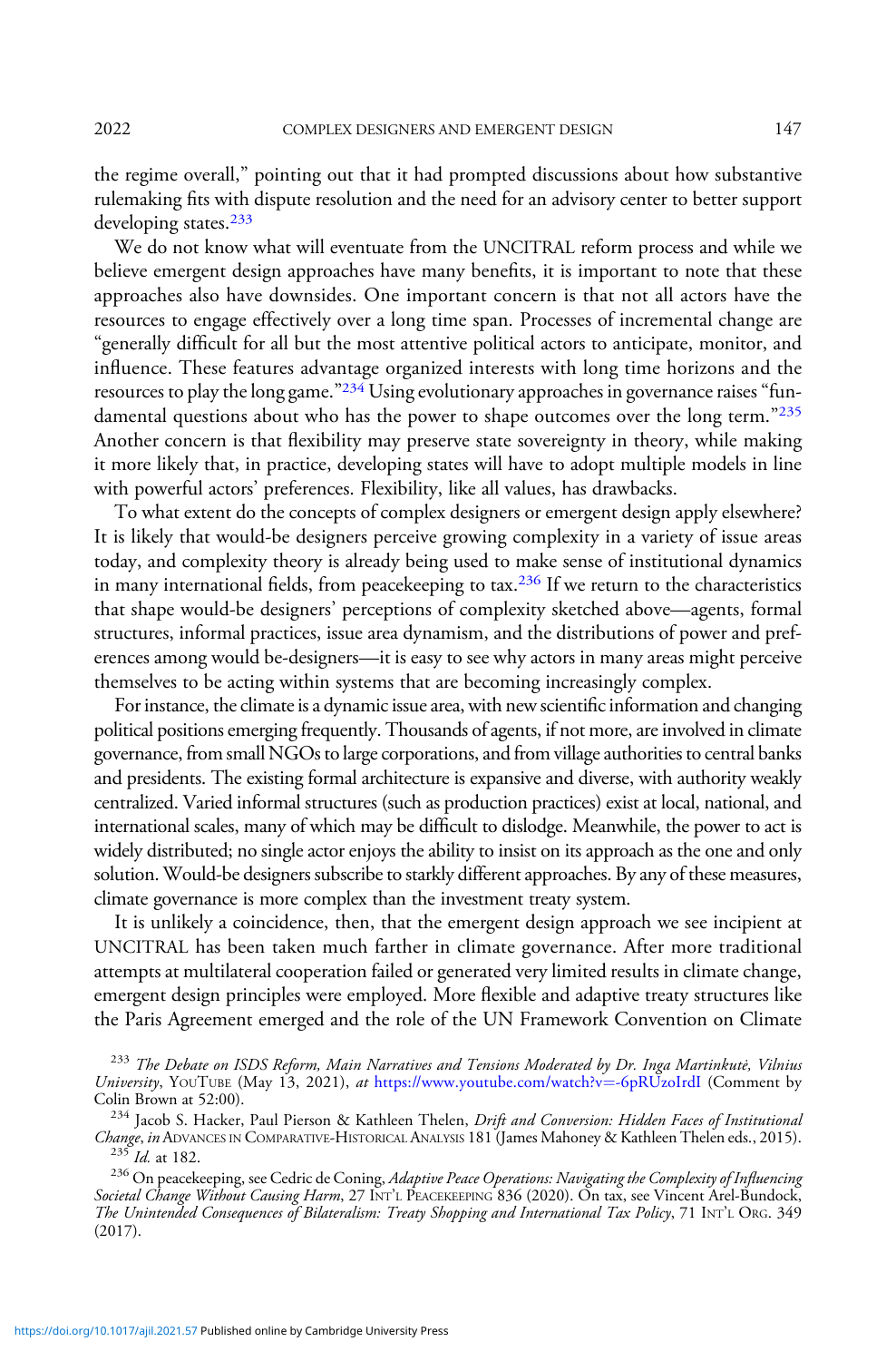the regime overall," pointing out that it had prompted discussions about how substantive rulemaking fits with dispute resolution and the need for an advisory center to better support developing states.[233]

We do not know what will eventuate from the UNCITRAL reform process and while we believe emergent design approaches have many benefits, it is important to note that these approaches also have downsides. One important concern is that not all actors have the resources to engage effectively over a long time span. Processes of incremental change are "generally difficult for all but the most attentive political actors to anticipate, monitor, and influence. These features advantage organized interests with long time horizons and the resources to play the long game."[234] Using evolutionary approaches in governance raises "fundamental questions about who has the power to shape outcomes over the long term."[235] Another concern is that flexibility may preserve state sovereignty in theory, while making it more likely that, in practice, developing states will have to adopt multiple models in line with powerful actors' preferences. Flexibility, like all values, has drawbacks.

To what extent do the concepts of complex designers or emergent design apply elsewhere? It is likely that would-be designers perceive growing complexity in a variety of issue areas today, and complexity theory is already being used to make sense of institutional dynamics in many international fields, from peacekeeping to tax.[236] If we return to the characteristics that shape would-be designers' perceptions of complexity sketched above—agents, formal structures, informal practices, issue area dynamism, and the distributions of power and preferences among would be-designers—it is easy to see why actors in many areas might perceive themselves to be acting within systems that are becoming increasingly complex.

For instance, the climate is a dynamic issue area, with new scientific information and changing political positions emerging frequently. Thousands of agents, if not more, are involved in climate governance, from small NGOs to large corporations, and from village authorities to central banks and presidents. The existing formal architecture is expansive and diverse, with authority weakly centralized. Varied informal structures (such as production practices) exist at local, national, and international scales, many of which may be difficult to dislodge. Meanwhile, the power to act is widely distributed; no single actor enjoys the ability to insist on its approach as the one and only solution. Would-be designers subscribe to starkly different approaches. By any of these measures, climate governance is more complex than the investment treaty system.

It is unlikely a coincidence, then, that the emergent design approach we see incipient at UNCITRAL has been taken much farther in climate governance. After more traditional attempts at multilateral cooperation failed or generated very limited results in climate change, emergent design principles were employed. More flexible and adaptive treaty structures like the Paris Agreement emerged and the role of the UN Framework Convention on Climate

[233] *The Debate on ISDS Reform, Main Narratives and Tensions Moderated by Dr. Inga Martinkutė, Vilnius University*, YouTube (May 13, 2021), *at* https://www.youtube.com/watch?v=-6pRUzoIrdI (Comment by Colin Brown at 52:00).

[234] Jacob S. Hacker, Paul Pierson & Kathleen Thelen, *Drift and Conversion: Hidden Faces of Institutional Change*, *in* Advances in Comparative-Historical Analysis 181 (James Mahoney & Kathleen Thelen eds., 2015).

[235] *Id.* at 182.

[236] On peacekeeping, see Cedric de Coning, *Adaptive Peace Operations: Navigating the Complexity of Influencing Societal Change Without Causing Harm*, 27 Int'l Peacekeeping 836 (2020). On tax, see Vincent Arel-Bundock, *The Unintended Consequences of Bilateralism: Treaty Shopping and International Tax Policy*, 71 Int'l Org. 349 (2017).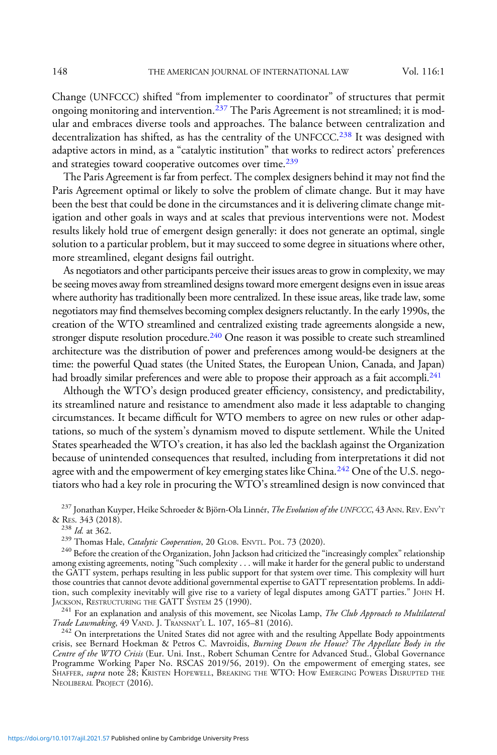Change (UNFCCC) shifted "from implementer to coordinator" of structures that permit ongoing monitoring and intervention.[237] The Paris Agreement is not streamlined; it is modular and embraces diverse tools and approaches. The balance between centralization and decentralization has shifted, as has the centrality of the UNFCCC.[238] It was designed with adaptive actors in mind, as a "catalytic institution" that works to redirect actors' preferences and strategies toward cooperative outcomes over time.[239]

The Paris Agreement is far from perfect. The complex designers behind it may not find the Paris Agreement optimal or likely to solve the problem of climate change. But it may have been the best that could be done in the circumstances and it is delivering climate change mitigation and other goals in ways and at scales that previous interventions were not. Modest results likely hold true of emergent design generally: it does not generate an optimal, single solution to a particular problem, but it may succeed to some degree in situations where other, more streamlined, elegant designs fail outright.

As negotiators and other participants perceive their issues areas to grow in complexity, we may be seeing moves away from streamlined designs toward more emergent designs even in issue areas where authority has traditionally been more centralized. In these issue areas, like trade law, some negotiators may find themselves becoming complex designers reluctantly. In the early 1990s, the creation of the WTO streamlined and centralized existing trade agreements alongside a new, stronger dispute resolution procedure.[240] One reason it was possible to create such streamlined architecture was the distribution of power and preferences among would-be designers at the time: the powerful Quad states (the United States, the European Union, Canada, and Japan) had broadly similar preferences and were able to propose their approach as a fait accompli.[241]

Although the WTO's design produced greater efficiency, consistency, and predictability, its streamlined nature and resistance to amendment also made it less adaptable to changing circumstances. It became difficult for WTO members to agree on new rules or other adaptations, so much of the system's dynamism moved to dispute settlement. While the United States spearheaded the WTO's creation, it has also led the backlash against the Organization because of unintended consequences that resulted, including from interpretations it did not agree with and the empowerment of key emerging states like China.[242] One of the U.S. negotiators who had a key role in procuring the WTO's streamlined design is now convinced that

[237] Jonathan Kuyper, Heike Schroeder & Björn-Ola Linnér, *The Evolution of the UNFCCC*, 43 ANN. REV. ENV'T & RES. 343 (2018).

[238] *Id.* at 362.

[239] Thomas Hale, *Catalytic Cooperation*, 20 GLOB. ENVTL. POL. 73 (2020).

[240] Before the creation of the Organization, John Jackson had criticized the "increasingly complex" relationship among existing agreements, noting "Such complexity . . . will make it harder for the general public to understand the GATT system, perhaps resulting in less public support for that system over time. This complexity will hurt those countries that cannot devote additional governmental expertise to GATT representation problems. In addition, such complexity inevitably will give rise to a variety of legal disputes among GATT parties." JOHN H. JACKSON, RESTRUCTURING THE GATT SYSTEM 25 (1990).

[241] For an explanation and analysis of this movement, see Nicolas Lamp, *The Club Approach to Multilateral Trade Lawmaking*, 49 VAND. J. TRANSNAT'L L. 107, 165–81 (2016).

[242] On interpretations the United States did not agree with and the resulting Appellate Body appointments crisis, see Bernard Hoekman & Petros C. Mavroidis, *Burning Down the House? The Appellate Body in the Centre of the WTO Crisis* (Eur. Uni. Inst., Robert Schuman Centre for Advanced Stud., Global Governance Programme Working Paper No. RSCAS 2019/56, 2019). On the empowerment of emerging states, see SHAFFER, *supra* note 28; KRISTEN HOPEWELL, BREAKING THE WTO: HOW EMERGING POWERS DISRUPTED THE NEOLIBERAL PROJECT (2016).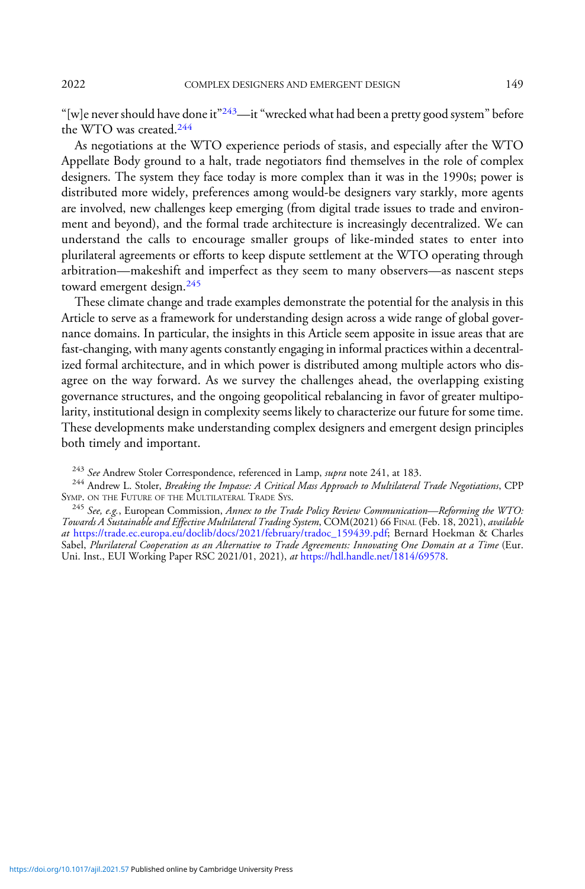"[w]e never should have done it"[243]—it "wrecked what had been a pretty good system" before the WTO was created.[244]

As negotiations at the WTO experience periods of stasis, and especially after the WTO Appellate Body ground to a halt, trade negotiators find themselves in the role of complex designers. The system they face today is more complex than it was in the 1990s; power is distributed more widely, preferences among would-be designers vary starkly, more agents are involved, new challenges keep emerging (from digital trade issues to trade and environment and beyond), and the formal trade architecture is increasingly decentralized. We can understand the calls to encourage smaller groups of like-minded states to enter into plurilateral agreements or efforts to keep dispute settlement at the WTO operating through arbitration—makeshift and imperfect as they seem to many observers—as nascent steps toward emergent design.[245]

These climate change and trade examples demonstrate the potential for the analysis in this Article to serve as a framework for understanding design across a wide range of global governance domains. In particular, the insights in this Article seem apposite in issue areas that are fast-changing, with many agents constantly engaging in informal practices within a decentralized formal architecture, and in which power is distributed among multiple actors who disagree on the way forward. As we survey the challenges ahead, the overlapping existing governance structures, and the ongoing geopolitical rebalancing in favor of greater multipolarity, institutional design in complexity seems likely to characterize our future for some time. These developments make understanding complex designers and emergent design principles both timely and important.

[243] *See* Andrew Stoler Correspondence, referenced in Lamp, *supra* note 241, at 183.

[244] Andrew L. Stoler, *Breaking the Impasse: A Critical Mass Approach to Multilateral Trade Negotiations*, CPP Symp. on the Future of the Multilateral Trade Sys.

[245] *See, e.g.*, European Commission, *Annex to the Trade Policy Review Communication—Reforming the WTO: Towards A Sustainable and Effective Multilateral Trading System*, COM(2021) 66 Final (Feb. 18, 2021), *available at* https://trade.ec.europa.eu/doclib/docs/2021/february/tradoc_159439.pdf; Bernard Hoekman & Charles Sabel, *Plurilateral Cooperation as an Alternative to Trade Agreements: Innovating One Domain at a Time* (Eur. Uni. Inst., EUI Working Paper RSC 2021/01, 2021), *at* https://hdl.handle.net/1814/69578.